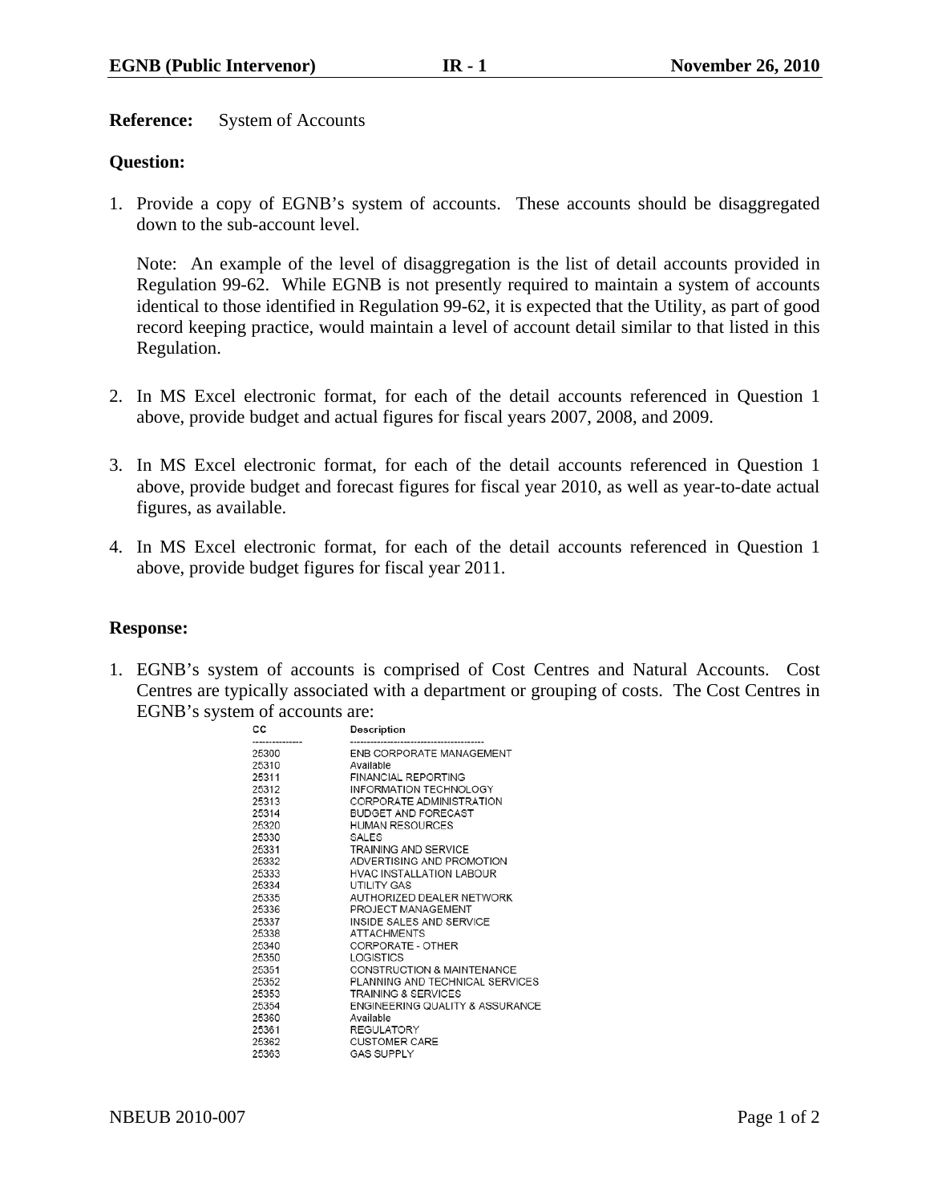**Reference:** System of Accounts

**Question:**

1. Provide a copy of EGNB's system of accounts. These accounts should be disaggregated down to the sub-account level.

   Note: An example of the level of disaggregation is the list of detail accounts provided in Regulation 99-62. While EGNB is not presently required to maintain a system of accounts identical to those identified in Regulation 99-62, it is expected that the Utility, as part of good record keeping practice, would maintain a level of account detail similar to that listed in this Regulation.

2. In MS Excel electronic format, for each of the detail accounts referenced in Question 1 above, provide budget and actual figures for fiscal years 2007, 2008, and 2009.

3. In MS Excel electronic format, for each of the detail accounts referenced in Question 1 above, provide budget and forecast figures for fiscal year 2010, as well as year-to-date actual figures, as available.

4. In MS Excel electronic format, for each of the detail accounts referenced in Question 1 above, provide budget figures for fiscal year 2011.

**Response:**

1. EGNB's system of accounts is comprised of Cost Centres and Natural Accounts. Cost Centres are typically associated with a department or grouping of costs. The Cost Centres in EGNB's system of accounts are:

| CC | Description |
|---|---|
| 25300 | ENB CORPORATE MANAGEMENT |
| 25310 | Available |
| 25311 | FINANCIAL REPORTING |
| 25312 | INFORMATION TECHNOLOGY |
| 25313 | CORPORATE ADMINISTRATION |
| 25314 | BUDGET AND FORECAST |
| 25320 | HUMAN RESOURCES |
| 25330 | SALES |
| 25331 | TRAINING AND SERVICE |
| 25332 | ADVERTISING AND PROMOTION |
| 25333 | HVAC INSTALLATION LABOUR |
| 25334 | UTILITY GAS |
| 25335 | AUTHORIZED DEALER NETWORK |
| 25336 | PROJECT MANAGEMENT |
| 25337 | INSIDE SALES AND SERVICE |
| 25338 | ATTACHMENTS |
| 25340 | CORPORATE - OTHER |
| 25350 | LOGISTICS |
| 25351 | CONSTRUCTION & MAINTENANCE |
| 25352 | PLANNING AND TECHNICAL SERVICES |
| 25353 | TRAINING & SERVICES |
| 25354 | ENGINEERING QUALITY & ASSURANCE |
| 25360 | Available |
| 25361 | REGULATORY |
| 25362 | CUSTOMER CARE |
| 25363 | GAS SUPPLY |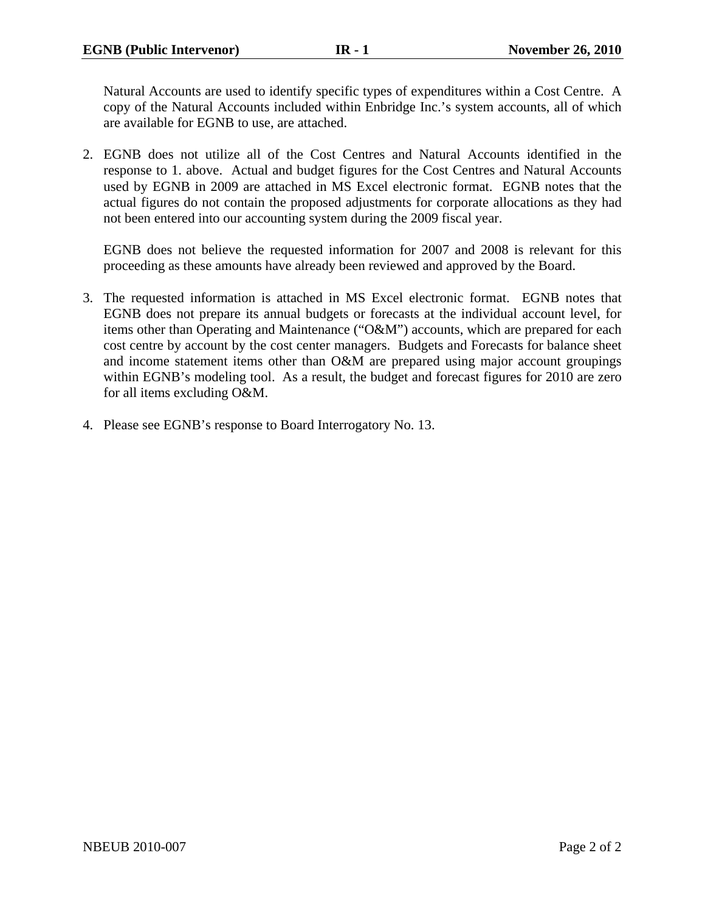Natural Accounts are used to identify specific types of expenditures within a Cost Centre. A copy of the Natural Accounts included within Enbridge Inc.'s system accounts, all of which are available for EGNB to use, are attached.

2. EGNB does not utilize all of the Cost Centres and Natural Accounts identified in the response to 1. above. Actual and budget figures for the Cost Centres and Natural Accounts used by EGNB in 2009 are attached in MS Excel electronic format. EGNB notes that the actual figures do not contain the proposed adjustments for corporate allocations as they had not been entered into our accounting system during the 2009 fiscal year.

   EGNB does not believe the requested information for 2007 and 2008 is relevant for this proceeding as these amounts have already been reviewed and approved by the Board.

3. The requested information is attached in MS Excel electronic format. EGNB notes that EGNB does not prepare its annual budgets or forecasts at the individual account level, for items other than Operating and Maintenance ("O&M") accounts, which are prepared for each cost centre by account by the cost center managers. Budgets and Forecasts for balance sheet and income statement items other than O&M are prepared using major account groupings within EGNB's modeling tool. As a result, the budget and forecast figures for 2010 are zero for all items excluding O&M.

4. Please see EGNB's response to Board Interrogatory No. 13.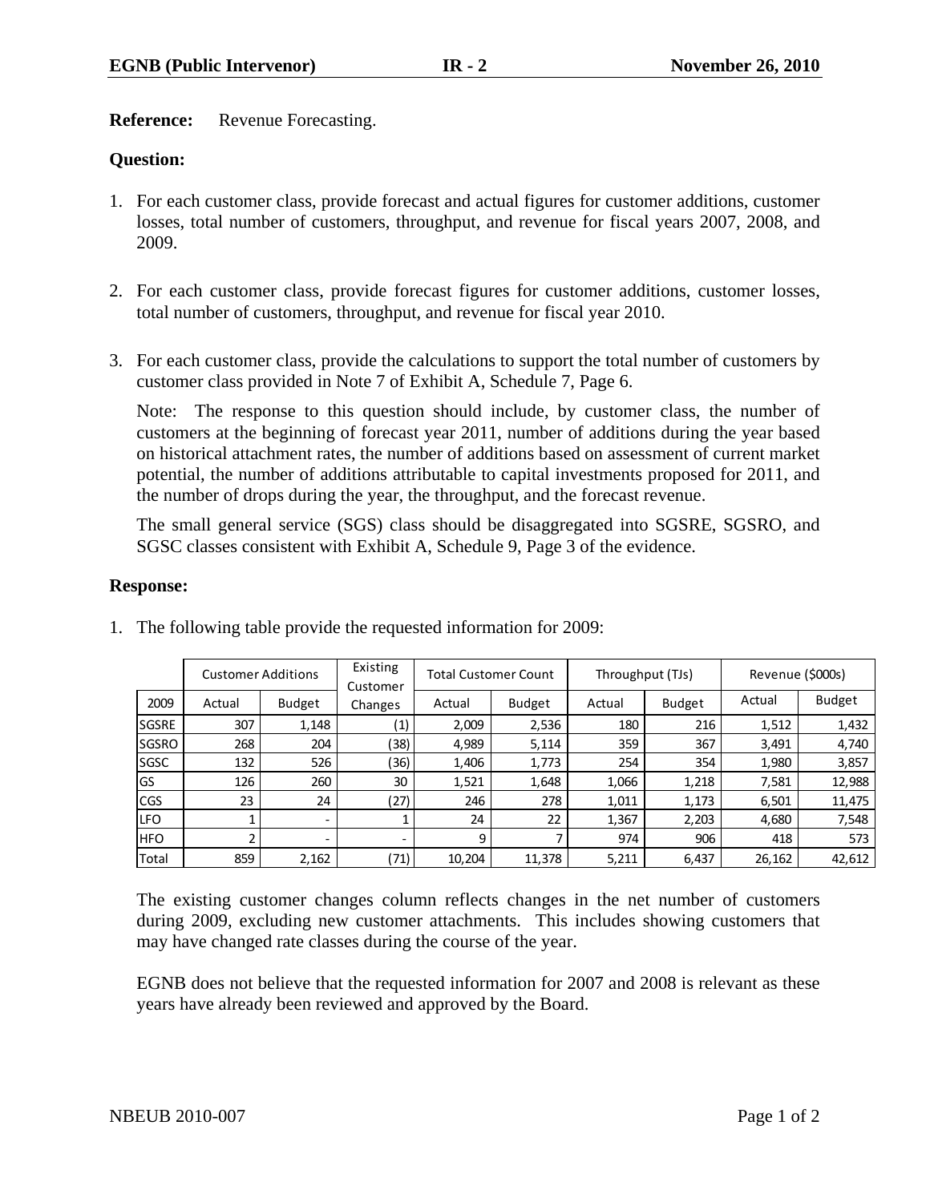**Reference:** Revenue Forecasting.

**Question:**

1. For each customer class, provide forecast and actual figures for customer additions, customer losses, total number of customers, throughput, and revenue for fiscal years 2007, 2008, and 2009.

2. For each customer class, provide forecast figures for customer additions, customer losses, total number of customers, throughput, and revenue for fiscal year 2010.

3. For each customer class, provide the calculations to support the total number of customers by customer class provided in Note 7 of Exhibit A, Schedule 7, Page 6.

   Note: The response to this question should include, by customer class, the number of customers at the beginning of forecast year 2011, number of additions during the year based on historical attachment rates, the number of additions based on assessment of current market potential, the number of additions attributable to capital investments proposed for 2011, and the number of drops during the year, the throughput, and the forecast revenue.

   The small general service (SGS) class should be disaggregated into SGSRE, SGSRO, and SGSC classes consistent with Exhibit A, Schedule 9, Page 3 of the evidence.

**Response:**

1. The following table provide the requested information for 2009:

| | Customer Additions | | Existing Customer | Total Customer Count | | Throughput (TJs) | | Revenue ($000s) | |
|---|---|---|---|---|---|---|---|---|---|
| 2009 | Actual | Budget | Changes | Actual | Budget | Actual | Budget | Actual | Budget |
| SGSRE | 307 | 1,148 | (1) | 2,009 | 2,536 | 180 | 216 | 1,512 | 1,432 |
| SGSRO | 268 | 204 | (38) | 4,989 | 5,114 | 359 | 367 | 3,491 | 4,740 |
| SGSC | 132 | 526 | (36) | 1,406 | 1,773 | 254 | 354 | 1,980 | 3,857 |
| GS | 126 | 260 | 30 | 1,521 | 1,648 | 1,066 | 1,218 | 7,581 | 12,988 |
| CGS | 23 | 24 | (27) | 246 | 278 | 1,011 | 1,173 | 6,501 | 11,475 |
| LFO | 1 | - | 1 | 24 | 22 | 1,367 | 2,203 | 4,680 | 7,548 |
| HFO | 2 | - | - | 9 | 7 | 974 | 906 | 418 | 573 |
| Total | 859 | 2,162 | (71) | 10,204 | 11,378 | 5,211 | 6,437 | 26,162 | 42,612 |

   The existing customer changes column reflects changes in the net number of customers during 2009, excluding new customer attachments. This includes showing customers that may have changed rate classes during the course of the year.

   EGNB does not believe that the requested information for 2007 and 2008 is relevant as these years have already been reviewed and approved by the Board.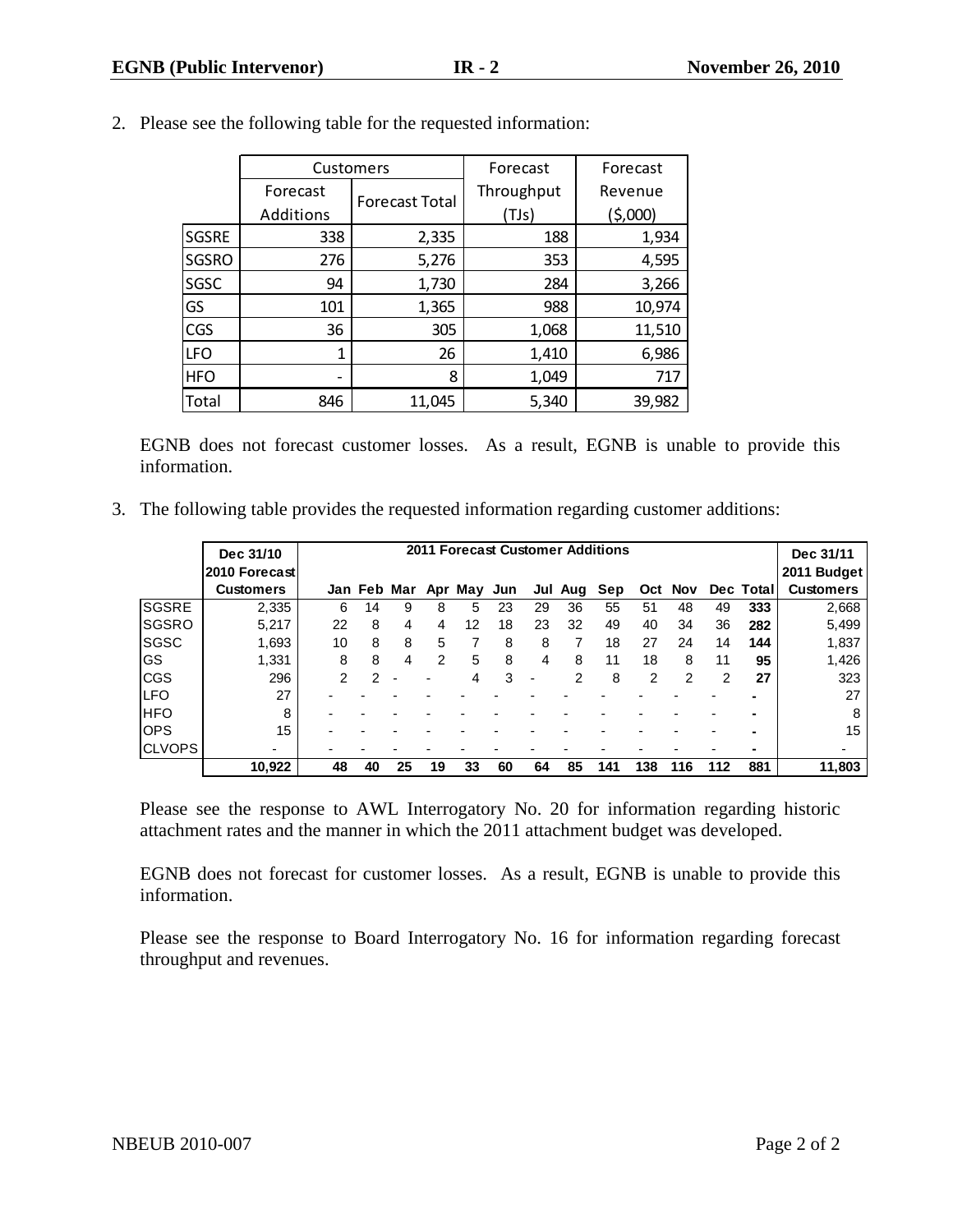2. Please see the following table for the requested information:

| | Customers | | Forecast | Forecast |
|---|---|---|---|---|
| | Forecast Additions | Forecast Total | Throughput (TJs) | Revenue ($,000) |
| SGSRE | 338 | 2,335 | 188 | 1,934 |
| SGSRO | 276 | 5,276 | 353 | 4,595 |
| SGSC | 94 | 1,730 | 284 | 3,266 |
| GS | 101 | 1,365 | 988 | 10,974 |
| CGS | 36 | 305 | 1,068 | 11,510 |
| LFO | 1 | 26 | 1,410 | 6,986 |
| HFO | - | 8 | 1,049 | 717 |
| Total | 846 | 11,045 | 5,340 | 39,982 |

EGNB does not forecast customer losses. As a result, EGNB is unable to provide this information.

3. The following table provides the requested information regarding customer additions:

| | Dec 31/10 2010 Forecast Customers | 2011 Forecast Customer Additions | | | | | | | | | | | | | Dec 31/11 2011 Budget Customers |
|---|---|---|---|---|---|---|---|---|---|---|---|---|---|---|---|
| | | Jan | Feb | Mar | Apr | May | Jun | Jul | Aug | Sep | Oct | Nov | Dec | Total | |
| SGSRE | 2,335 | 6 | 14 | 9 | 8 | 5 | 23 | 29 | 36 | 55 | 51 | 48 | 49 | **333** | 2,668 |
| SGSRO | 5,217 | 22 | 8 | 4 | 4 | 12 | 18 | 23 | 32 | 49 | 40 | 34 | 36 | **282** | 5,499 |
| SGSC | 1,693 | 10 | 8 | 8 | 5 | 7 | 8 | 8 | 7 | 18 | 27 | 24 | 14 | **144** | 1,837 |
| GS | 1,331 | 8 | 8 | 4 | 2 | 5 | 8 | 4 | 8 | 11 | 18 | 8 | 11 | **95** | 1,426 |
| CGS | 296 | 2 | 2 | - | - | 4 | 3 | - | 2 | 8 | 2 | 2 | 2 | **27** | 323 |
| LFO | 27 | - | - | - | - | - | - | - | - | - | - | - | - | **-** | 27 |
| HFO | 8 | - | - | - | - | - | - | - | - | - | - | - | - | **-** | 8 |
| OPS | 15 | - | - | - | - | - | - | - | - | - | - | - | - | **-** | 15 |
| CLVOPS | - | - | - | - | - | - | - | - | - | - | - | - | - | **-** | - |
| | **10,922** | **48** | **40** | **25** | **19** | **33** | **60** | **64** | **85** | **141** | **138** | **116** | **112** | **881** | **11,803** |

Please see the response to AWL Interrogatory No. 20 for information regarding historic attachment rates and the manner in which the 2011 attachment budget was developed.

EGNB does not forecast for customer losses. As a result, EGNB is unable to provide this information.

Please see the response to Board Interrogatory No. 16 for information regarding forecast throughput and revenues.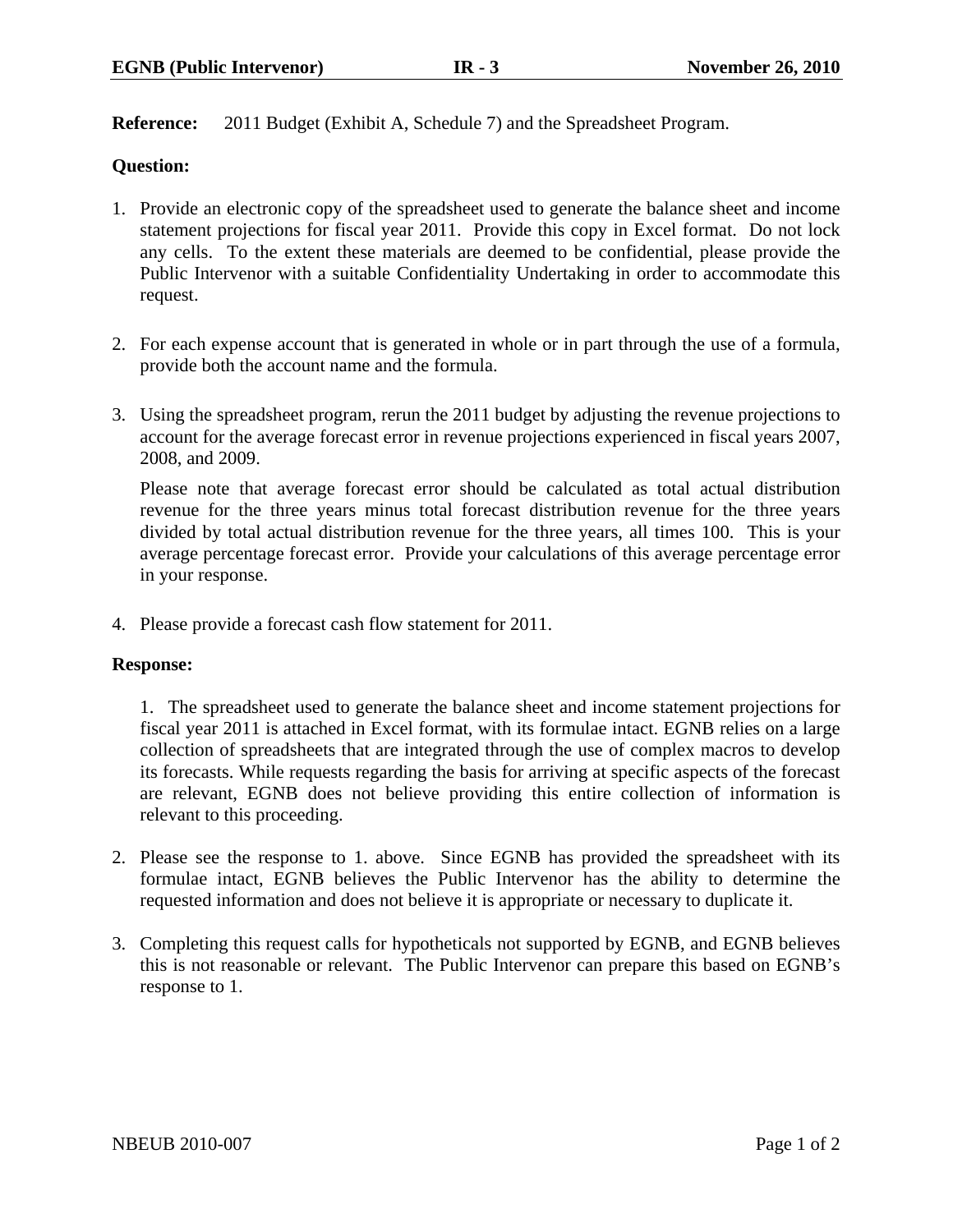**Reference:** 2011 Budget (Exhibit A, Schedule 7) and the Spreadsheet Program.

**Question:**

1. Provide an electronic copy of the spreadsheet used to generate the balance sheet and income statement projections for fiscal year 2011. Provide this copy in Excel format. Do not lock any cells. To the extent these materials are deemed to be confidential, please provide the Public Intervenor with a suitable Confidentiality Undertaking in order to accommodate this request.

2. For each expense account that is generated in whole or in part through the use of a formula, provide both the account name and the formula.

3. Using the spreadsheet program, rerun the 2011 budget by adjusting the revenue projections to account for the average forecast error in revenue projections experienced in fiscal years 2007, 2008, and 2009.

   Please note that average forecast error should be calculated as total actual distribution revenue for the three years minus total forecast distribution revenue for the three years divided by total actual distribution revenue for the three years, all times 100. This is your average percentage forecast error. Provide your calculations of this average percentage error in your response.

4. Please provide a forecast cash flow statement for 2011.

**Response:**

1. The spreadsheet used to generate the balance sheet and income statement projections for fiscal year 2011 is attached in Excel format, with its formulae intact. EGNB relies on a large collection of spreadsheets that are integrated through the use of complex macros to develop its forecasts. While requests regarding the basis for arriving at specific aspects of the forecast are relevant, EGNB does not believe providing this entire collection of information is relevant to this proceeding.

2. Please see the response to 1. above. Since EGNB has provided the spreadsheet with its formulae intact, EGNB believes the Public Intervenor has the ability to determine the requested information and does not believe it is appropriate or necessary to duplicate it.

3. Completing this request calls for hypotheticals not supported by EGNB, and EGNB believes this is not reasonable or relevant. The Public Intervenor can prepare this based on EGNB's response to 1.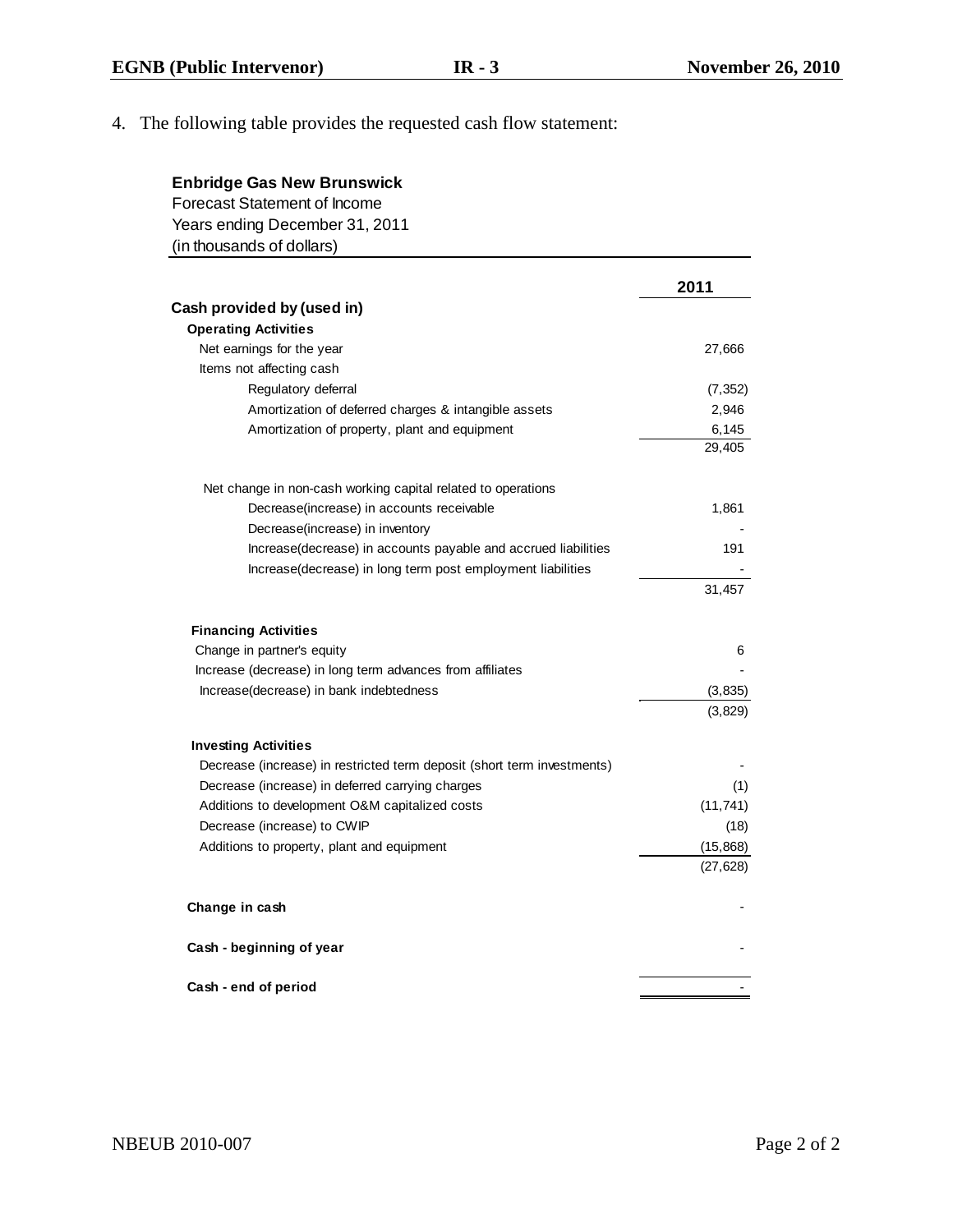4. The following table provides the requested cash flow statement:

**Enbridge Gas New Brunswick**
Forecast Statement of Income
Years ending December 31, 2011
(in thousands of dollars)

| | **2011** |
|---|---|
| **Cash provided by (used in)** | |
| **Operating Activities** | |
| Net earnings for the year | 27,666 |
| Items not affecting cash | |
| Regulatory deferral | (7,352) |
| Amortization of deferred charges & intangible assets | 2,946 |
| Amortization of property, plant and equipment | 6,145 |
| | 29,405 |
| Net change in non-cash working capital related to operations | |
| Decrease(increase) in accounts receivable | 1,861 |
| Decrease(increase) in inventory | - |
| Increase(decrease) in accounts payable and accrued liabilities | 191 |
| Increase(decrease) in long term post employment liabilities | - |
| | 31,457 |
| **Financing Activities** | |
| Change in partner's equity | 6 |
| Increase (decrease) in long term advances from affiliates | - |
| Increase(decrease) in bank indebtedness | (3,835) |
| | (3,829) |
| **Investing Activities** | |
| Decrease (increase) in restricted term deposit (short term investments) | - |
| Decrease (increase) in deferred carrying charges | (1) |
| Additions to development O&M capitalized costs | (11,741) |
| Decrease (increase) to CWIP | (18) |
| Additions to property, plant and equipment | (15,868) |
| | (27,628) |
| **Change in cash** | - |
| **Cash - beginning of year** | - |
| **Cash - end of period** | - |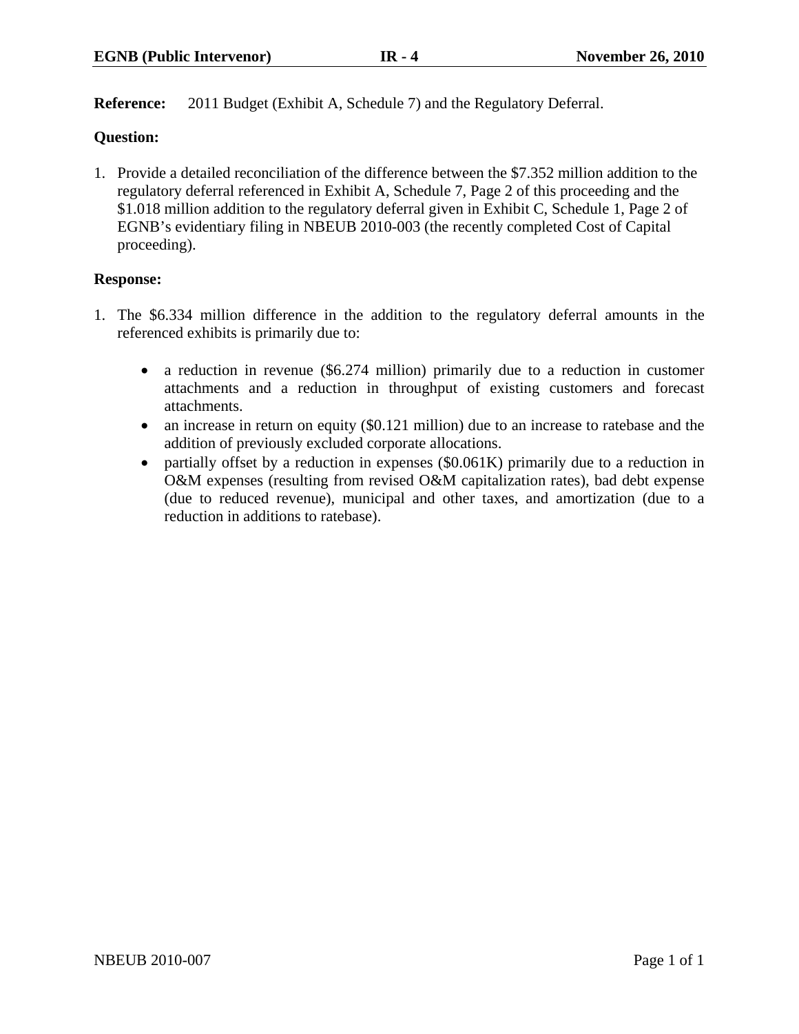**Reference:** 2011 Budget (Exhibit A, Schedule 7) and the Regulatory Deferral.

**Question:**

1. Provide a detailed reconciliation of the difference between the $7.352 million addition to the regulatory deferral referenced in Exhibit A, Schedule 7, Page 2 of this proceeding and the $1.018 million addition to the regulatory deferral given in Exhibit C, Schedule 1, Page 2 of EGNB's evidentiary filing in NBEUB 2010-003 (the recently completed Cost of Capital proceeding).

**Response:**

1. The $6.334 million difference in the addition to the regulatory deferral amounts in the referenced exhibits is primarily due to:

   - a reduction in revenue ($6.274 million) primarily due to a reduction in customer attachments and a reduction in throughput of existing customers and forecast attachments.
   - an increase in return on equity ($0.121 million) due to an increase to ratebase and the addition of previously excluded corporate allocations.
   - partially offset by a reduction in expenses ($0.061K) primarily due to a reduction in O&M expenses (resulting from revised O&M capitalization rates), bad debt expense (due to reduced revenue), municipal and other taxes, and amortization (due to a reduction in additions to ratebase).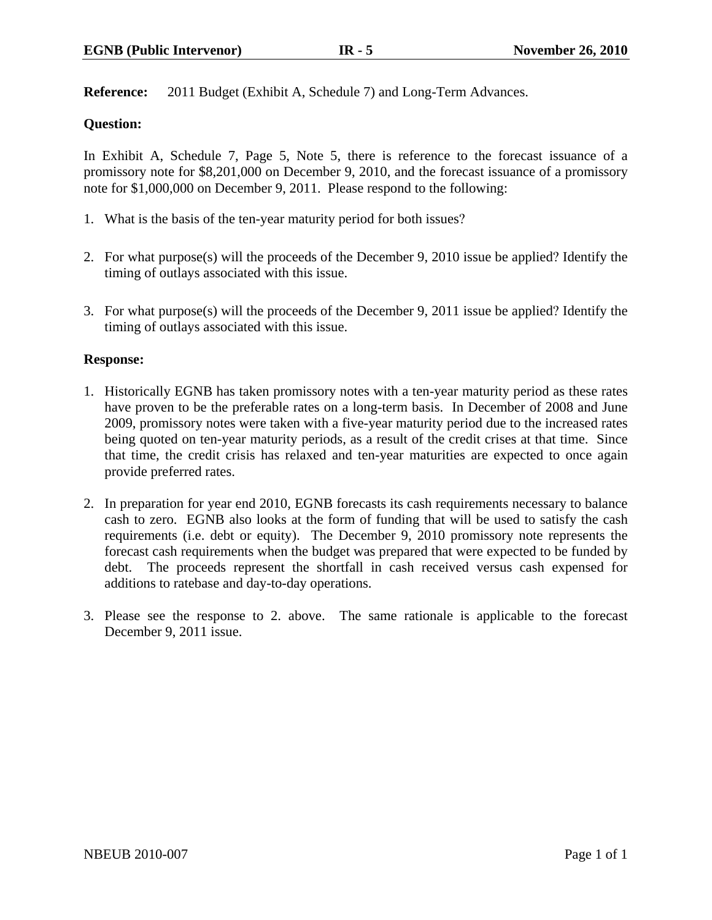**Reference:** 2011 Budget (Exhibit A, Schedule 7) and Long-Term Advances.

**Question:**

In Exhibit A, Schedule 7, Page 5, Note 5, there is reference to the forecast issuance of a promissory note for $8,201,000 on December 9, 2010, and the forecast issuance of a promissory note for $1,000,000 on December 9, 2011. Please respond to the following:

1. What is the basis of the ten-year maturity period for both issues?

2. For what purpose(s) will the proceeds of the December 9, 2010 issue be applied? Identify the timing of outlays associated with this issue.

3. For what purpose(s) will the proceeds of the December 9, 2011 issue be applied? Identify the timing of outlays associated with this issue.

**Response:**

1. Historically EGNB has taken promissory notes with a ten-year maturity period as these rates have proven to be the preferable rates on a long-term basis. In December of 2008 and June 2009, promissory notes were taken with a five-year maturity period due to the increased rates being quoted on ten-year maturity periods, as a result of the credit crises at that time. Since that time, the credit crisis has relaxed and ten-year maturities are expected to once again provide preferred rates.

2. In preparation for year end 2010, EGNB forecasts its cash requirements necessary to balance cash to zero. EGNB also looks at the form of funding that will be used to satisfy the cash requirements (i.e. debt or equity). The December 9, 2010 promissory note represents the forecast cash requirements when the budget was prepared that were expected to be funded by debt. The proceeds represent the shortfall in cash received versus cash expensed for additions to ratebase and day-to-day operations.

3. Please see the response to 2. above. The same rationale is applicable to the forecast December 9, 2011 issue.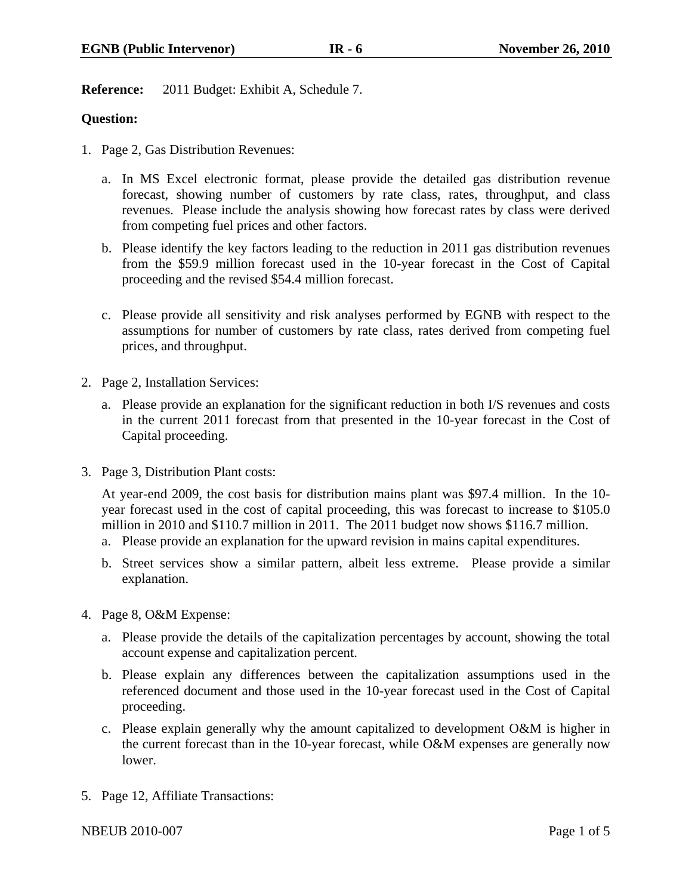**Reference:** 2011 Budget: Exhibit A, Schedule 7.

**Question:**

1. Page 2, Gas Distribution Revenues:

   a. In MS Excel electronic format, please provide the detailed gas distribution revenue forecast, showing number of customers by rate class, rates, throughput, and class revenues. Please include the analysis showing how forecast rates by class were derived from competing fuel prices and other factors.

   b. Please identify the key factors leading to the reduction in 2011 gas distribution revenues from the $59.9 million forecast used in the 10-year forecast in the Cost of Capital proceeding and the revised $54.4 million forecast.

   c. Please provide all sensitivity and risk analyses performed by EGNB with respect to the assumptions for number of customers by rate class, rates derived from competing fuel prices, and throughput.

2. Page 2, Installation Services:

   a. Please provide an explanation for the significant reduction in both I/S revenues and costs in the current 2011 forecast from that presented in the 10-year forecast in the Cost of Capital proceeding.

3. Page 3, Distribution Plant costs:

   At year-end 2009, the cost basis for distribution mains plant was $97.4 million. In the 10-year forecast used in the cost of capital proceeding, this was forecast to increase to $105.0 million in 2010 and $110.7 million in 2011. The 2011 budget now shows $116.7 million.

   a. Please provide an explanation for the upward revision in mains capital expenditures.

   b. Street services show a similar pattern, albeit less extreme. Please provide a similar explanation.

4. Page 8, O&M Expense:

   a. Please provide the details of the capitalization percentages by account, showing the total account expense and capitalization percent.

   b. Please explain any differences between the capitalization assumptions used in the referenced document and those used in the 10-year forecast used in the Cost of Capital proceeding.

   c. Please explain generally why the amount capitalized to development O&M is higher in the current forecast than in the 10-year forecast, while O&M expenses are generally now lower.

5. Page 12, Affiliate Transactions: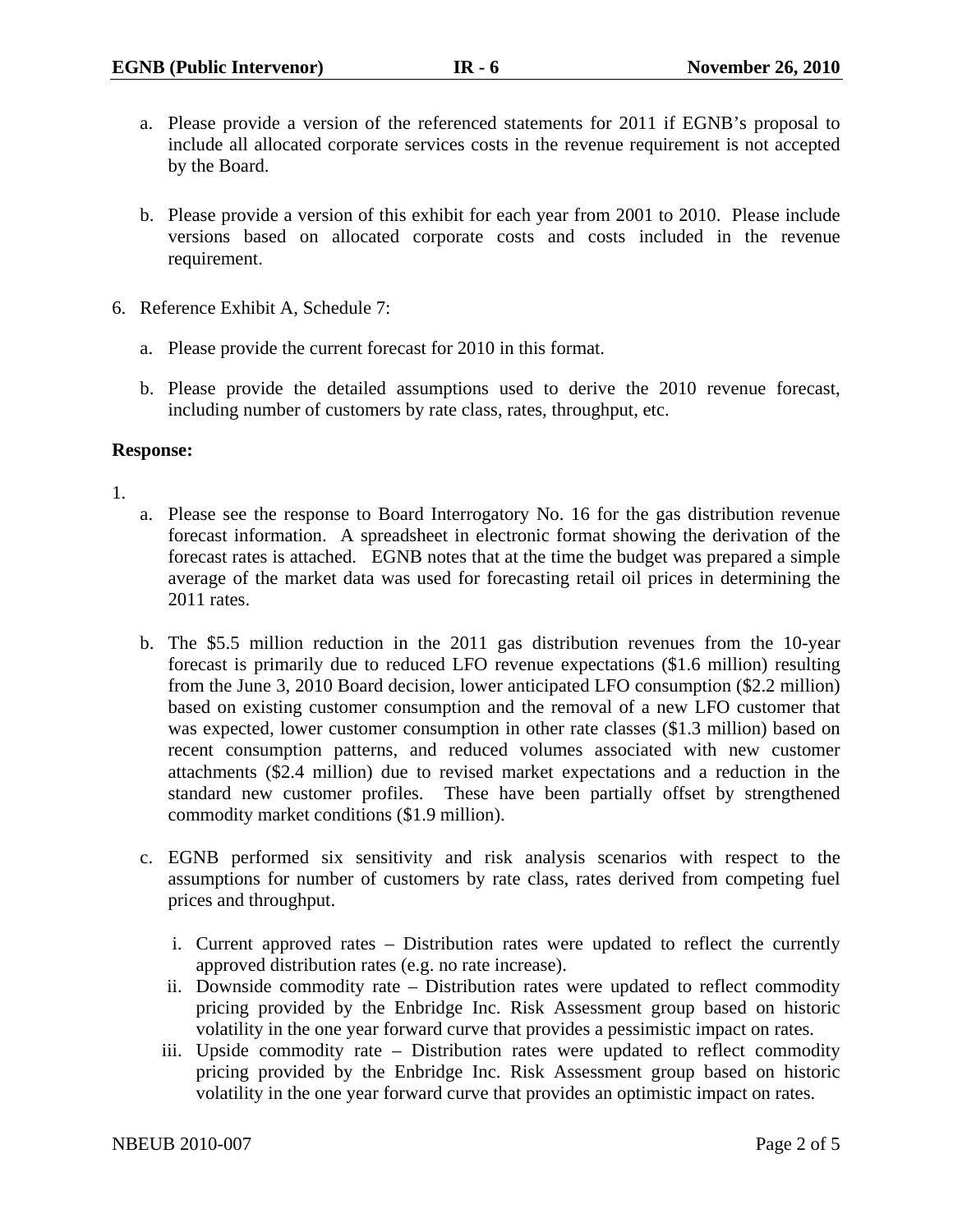a. Please provide a version of the referenced statements for 2011 if EGNB's proposal to include all allocated corporate services costs in the revenue requirement is not accepted by the Board.

b. Please provide a version of this exhibit for each year from 2001 to 2010. Please include versions based on allocated corporate costs and costs included in the revenue requirement.

6. Reference Exhibit A, Schedule 7:

   a. Please provide the current forecast for 2010 in this format.

   b. Please provide the detailed assumptions used to derive the 2010 revenue forecast, including number of customers by rate class, rates, throughput, etc.

**Response:**

1.

   a. Please see the response to Board Interrogatory No. 16 for the gas distribution revenue forecast information. A spreadsheet in electronic format showing the derivation of the forecast rates is attached. EGNB notes that at the time the budget was prepared a simple average of the market data was used for forecasting retail oil prices in determining the 2011 rates.

   b. The $5.5 million reduction in the 2011 gas distribution revenues from the 10-year forecast is primarily due to reduced LFO revenue expectations ($1.6 million) resulting from the June 3, 2010 Board decision, lower anticipated LFO consumption ($2.2 million) based on existing customer consumption and the removal of a new LFO customer that was expected, lower customer consumption in other rate classes ($1.3 million) based on recent consumption patterns, and reduced volumes associated with new customer attachments ($2.4 million) due to revised market expectations and a reduction in the standard new customer profiles. These have been partially offset by strengthened commodity market conditions ($1.9 million).

   c. EGNB performed six sensitivity and risk analysis scenarios with respect to the assumptions for number of customers by rate class, rates derived from competing fuel prices and throughput.

      i. Current approved rates – Distribution rates were updated to reflect the currently approved distribution rates (e.g. no rate increase).
      ii. Downside commodity rate – Distribution rates were updated to reflect commodity pricing provided by the Enbridge Inc. Risk Assessment group based on historic volatility in the one year forward curve that provides a pessimistic impact on rates.
      iii. Upside commodity rate – Distribution rates were updated to reflect commodity pricing provided by the Enbridge Inc. Risk Assessment group based on historic volatility in the one year forward curve that provides an optimistic impact on rates.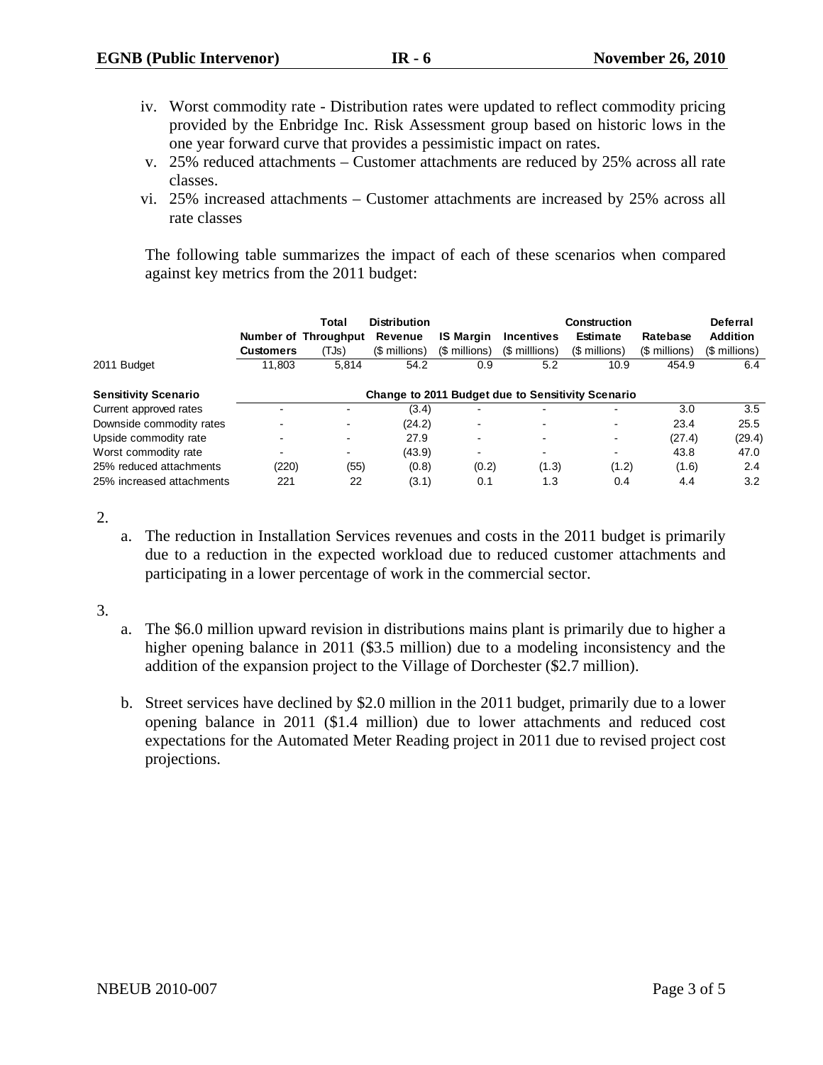iv. Worst commodity rate - Distribution rates were updated to reflect commodity pricing provided by the Enbridge Inc. Risk Assessment group based on historic lows in the one year forward curve that provides a pessimistic impact on rates.

v. 25% reduced attachments – Customer attachments are reduced by 25% across all rate classes.

vi. 25% increased attachments – Customer attachments are increased by 25% across all rate classes

The following table summarizes the impact of each of these scenarios when compared against key metrics from the 2011 budget:

| | Number of Customers | Total Throughput (TJs) | Distribution Revenue ($ millions) | IS Margin ($ millions) | Incentives ($ milllions) | Construction Estimate ($ millions) | Ratebase ($ millions) | Deferral Addition ($ millions) |
|---|---|---|---|---|---|---|---|---|
| 2011 Budget | 11,803 | 5,814 | 54.2 | 0.9 | 5.2 | 10.9 | 454.9 | 6.4 |
| **Sensitivity Scenario** | **Change to 2011 Budget due to Sensitivity Scenario** | | | | | | | |
| Current approved rates | - | - | (3.4) | - | - | - | 3.0 | 3.5 |
| Downside commodity rates | - | - | (24.2) | - | - | - | 23.4 | 25.5 |
| Upside commodity rate | - | - | 27.9 | - | - | - | (27.4) | (29.4) |
| Worst commodity rate | - | - | (43.9) | - | - | - | 43.8 | 47.0 |
| 25% reduced attachments | (220) | (55) | (0.8) | (0.2) | (1.3) | (1.2) | (1.6) | 2.4 |
| 25% increased attachments | 221 | 22 | (3.1) | 0.1 | 1.3 | 0.4 | 4.4 | 3.2 |

2.

a. The reduction in Installation Services revenues and costs in the 2011 budget is primarily due to a reduction in the expected workload due to reduced customer attachments and participating in a lower percentage of work in the commercial sector.

3.

a. The $6.0 million upward revision in distributions mains plant is primarily due to higher a higher opening balance in 2011 ($3.5 million) due to a modeling inconsistency and the addition of the expansion project to the Village of Dorchester ($2.7 million).

b. Street services have declined by $2.0 million in the 2011 budget, primarily due to a lower opening balance in 2011 ($1.4 million) due to lower attachments and reduced cost expectations for the Automated Meter Reading project in 2011 due to revised project cost projections.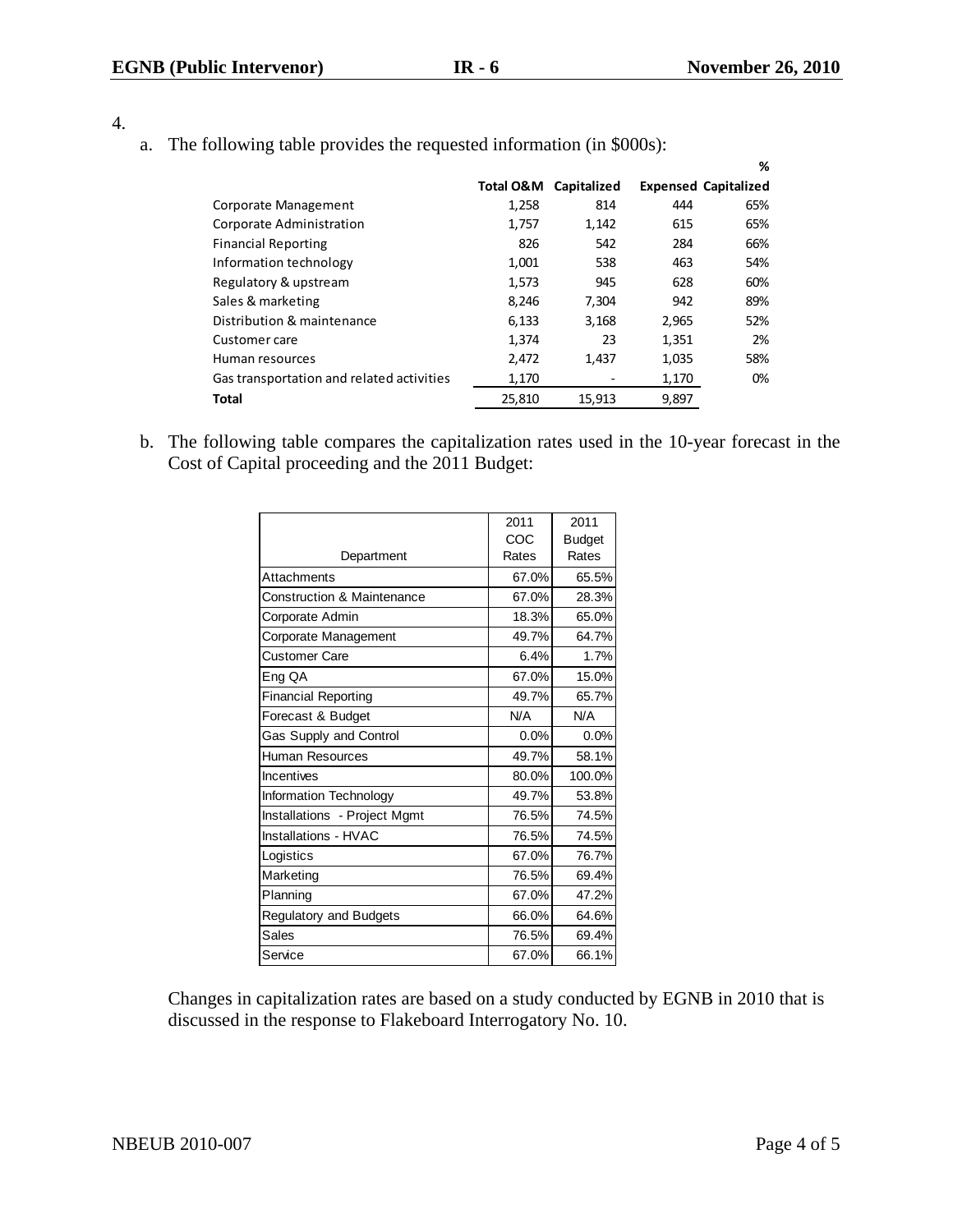4.

a. The following table provides the requested information (in $000s):

| | Total O&M | Capitalized | Expensed | % Capitalized |
|---|---|---|---|---|
| Corporate Management | 1,258 | 814 | 444 | 65% |
| Corporate Administration | 1,757 | 1,142 | 615 | 65% |
| Financial Reporting | 826 | 542 | 284 | 66% |
| Information technology | 1,001 | 538 | 463 | 54% |
| Regulatory & upstream | 1,573 | 945 | 628 | 60% |
| Sales & marketing | 8,246 | 7,304 | 942 | 89% |
| Distribution & maintenance | 6,133 | 3,168 | 2,965 | 52% |
| Customer care | 1,374 | 23 | 1,351 | 2% |
| Human resources | 2,472 | 1,437 | 1,035 | 58% |
| Gas transportation and related activities | 1,170 | - | 1,170 | 0% |
| **Total** | 25,810 | 15,913 | 9,897 | |

b. The following table compares the capitalization rates used in the 10-year forecast in the Cost of Capital proceeding and the 2011 Budget:

| Department | 2011 COC Rates | 2011 Budget Rates |
|---|---|---|
| Attachments | 67.0% | 65.5% |
| Construction & Maintenance | 67.0% | 28.3% |
| Corporate Admin | 18.3% | 65.0% |
| Corporate Management | 49.7% | 64.7% |
| Customer Care | 6.4% | 1.7% |
| Eng QA | 67.0% | 15.0% |
| Financial Reporting | 49.7% | 65.7% |
| Forecast & Budget | N/A | N/A |
| Gas Supply and Control | 0.0% | 0.0% |
| Human Resources | 49.7% | 58.1% |
| Incentives | 80.0% | 100.0% |
| Information Technology | 49.7% | 53.8% |
| Installations - Project Mgmt | 76.5% | 74.5% |
| Installations - HVAC | 76.5% | 74.5% |
| Logistics | 67.0% | 76.7% |
| Marketing | 76.5% | 69.4% |
| Planning | 67.0% | 47.2% |
| Regulatory and Budgets | 66.0% | 64.6% |
| Sales | 76.5% | 69.4% |
| Service | 67.0% | 66.1% |

Changes in capitalization rates are based on a study conducted by EGNB in 2010 that is discussed in the response to Flakeboard Interrogatory No. 10.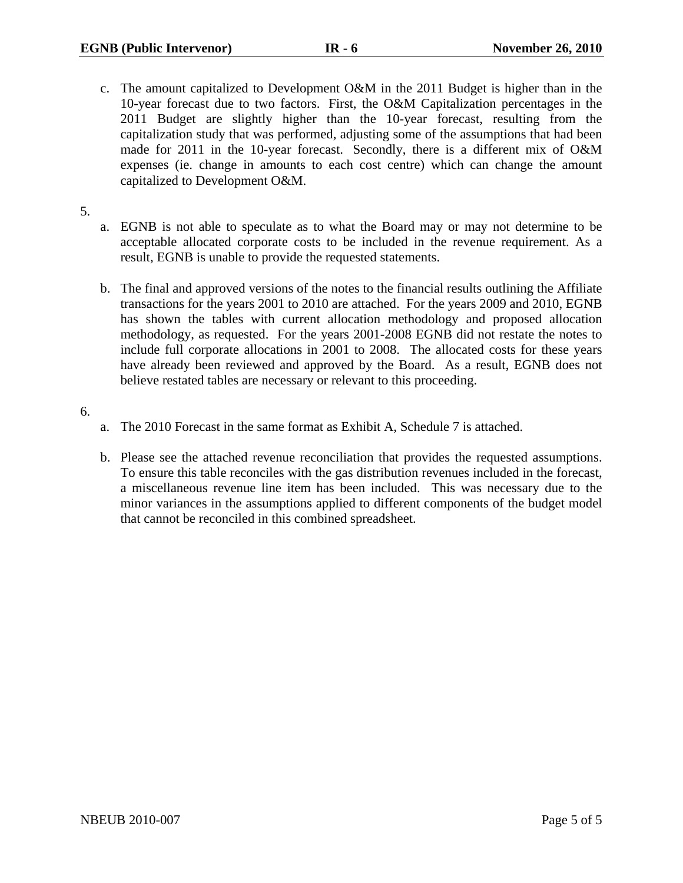c. The amount capitalized to Development O&M in the 2011 Budget is higher than in the 10-year forecast due to two factors. First, the O&M Capitalization percentages in the 2011 Budget are slightly higher than the 10-year forecast, resulting from the capitalization study that was performed, adjusting some of the assumptions that had been made for 2011 in the 10-year forecast. Secondly, there is a different mix of O&M expenses (ie. change in amounts to each cost centre) which can change the amount capitalized to Development O&M.

5.

a. EGNB is not able to speculate as to what the Board may or may not determine to be acceptable allocated corporate costs to be included in the revenue requirement. As a result, EGNB is unable to provide the requested statements.

b. The final and approved versions of the notes to the financial results outlining the Affiliate transactions for the years 2001 to 2010 are attached. For the years 2009 and 2010, EGNB has shown the tables with current allocation methodology and proposed allocation methodology, as requested. For the years 2001-2008 EGNB did not restate the notes to include full corporate allocations in 2001 to 2008. The allocated costs for these years have already been reviewed and approved by the Board. As a result, EGNB does not believe restated tables are necessary or relevant to this proceeding.

6.

a. The 2010 Forecast in the same format as Exhibit A, Schedule 7 is attached.

b. Please see the attached revenue reconciliation that provides the requested assumptions. To ensure this table reconciles with the gas distribution revenues included in the forecast, a miscellaneous revenue line item has been included. This was necessary due to the minor variances in the assumptions applied to different components of the budget model that cannot be reconciled in this combined spreadsheet.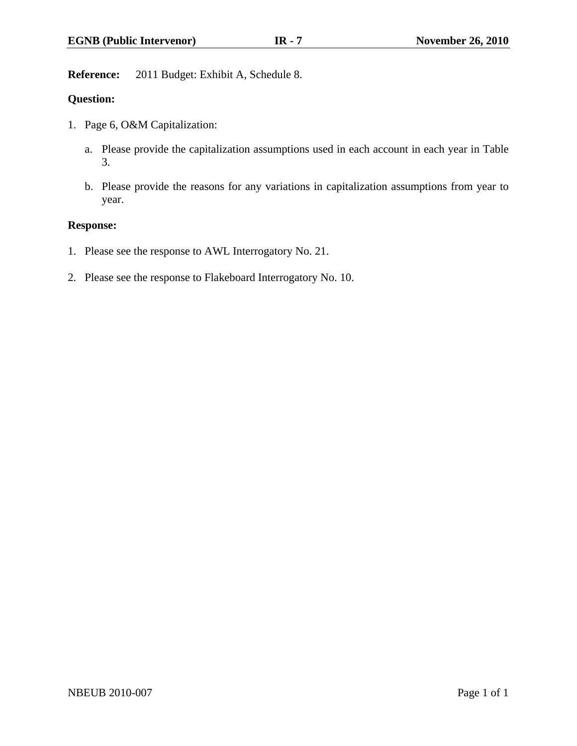**Reference:** 2011 Budget: Exhibit A, Schedule 8.

**Question:**

1. Page 6, O&M Capitalization:

   a. Please provide the capitalization assumptions used in each account in each year in Table 3.

   b. Please provide the reasons for any variations in capitalization assumptions from year to year.

**Response:**

1. Please see the response to AWL Interrogatory No. 21.

2. Please see the response to Flakeboard Interrogatory No. 10.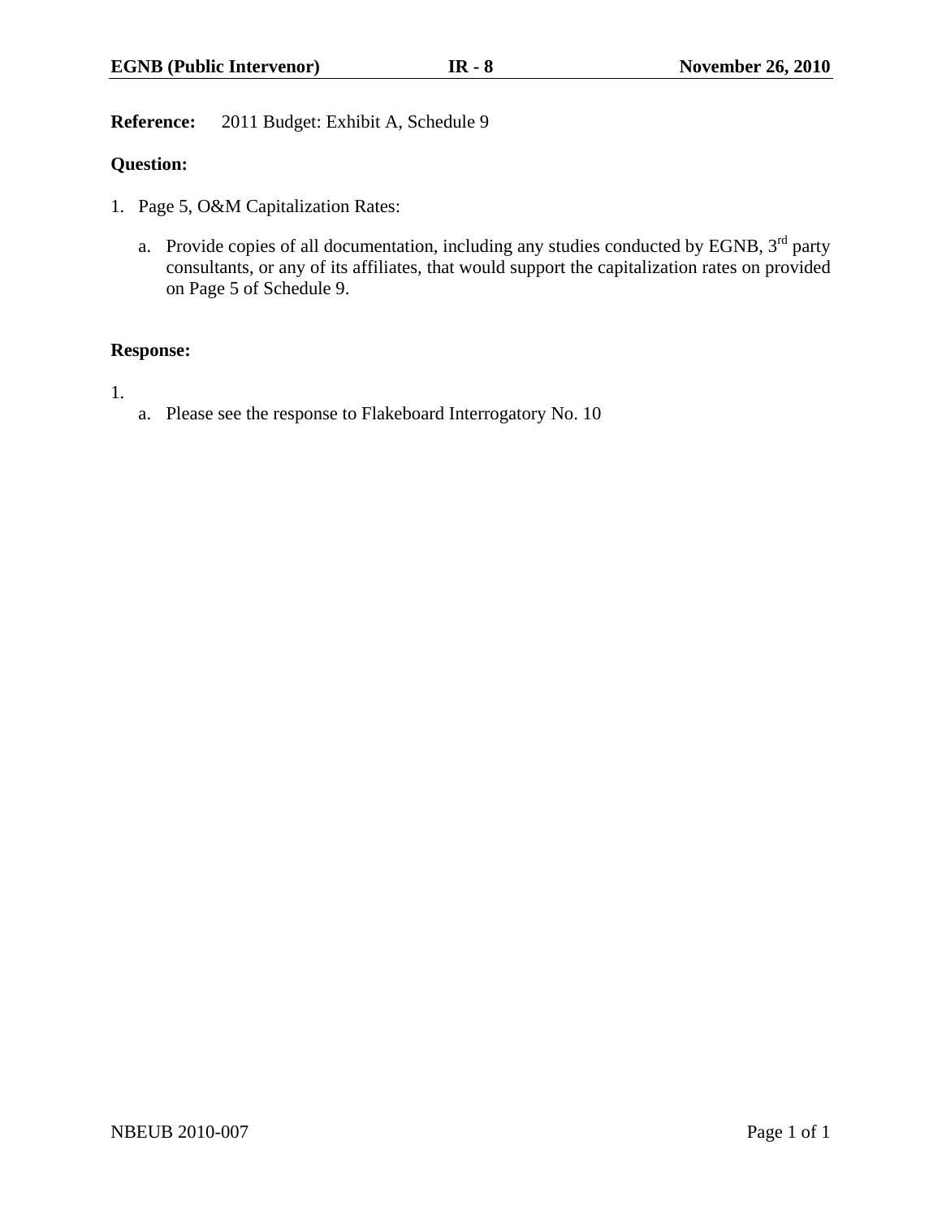**Reference:** 2011 Budget: Exhibit A, Schedule 9

**Question:**

1. Page 5, O&M Capitalization Rates:

   a. Provide copies of all documentation, including any studies conducted by EGNB, 3rd party consultants, or any of its affiliates, that would support the capitalization rates on provided on Page 5 of Schedule 9.

**Response:**

1.

   a. Please see the response to Flakeboard Interrogatory No. 10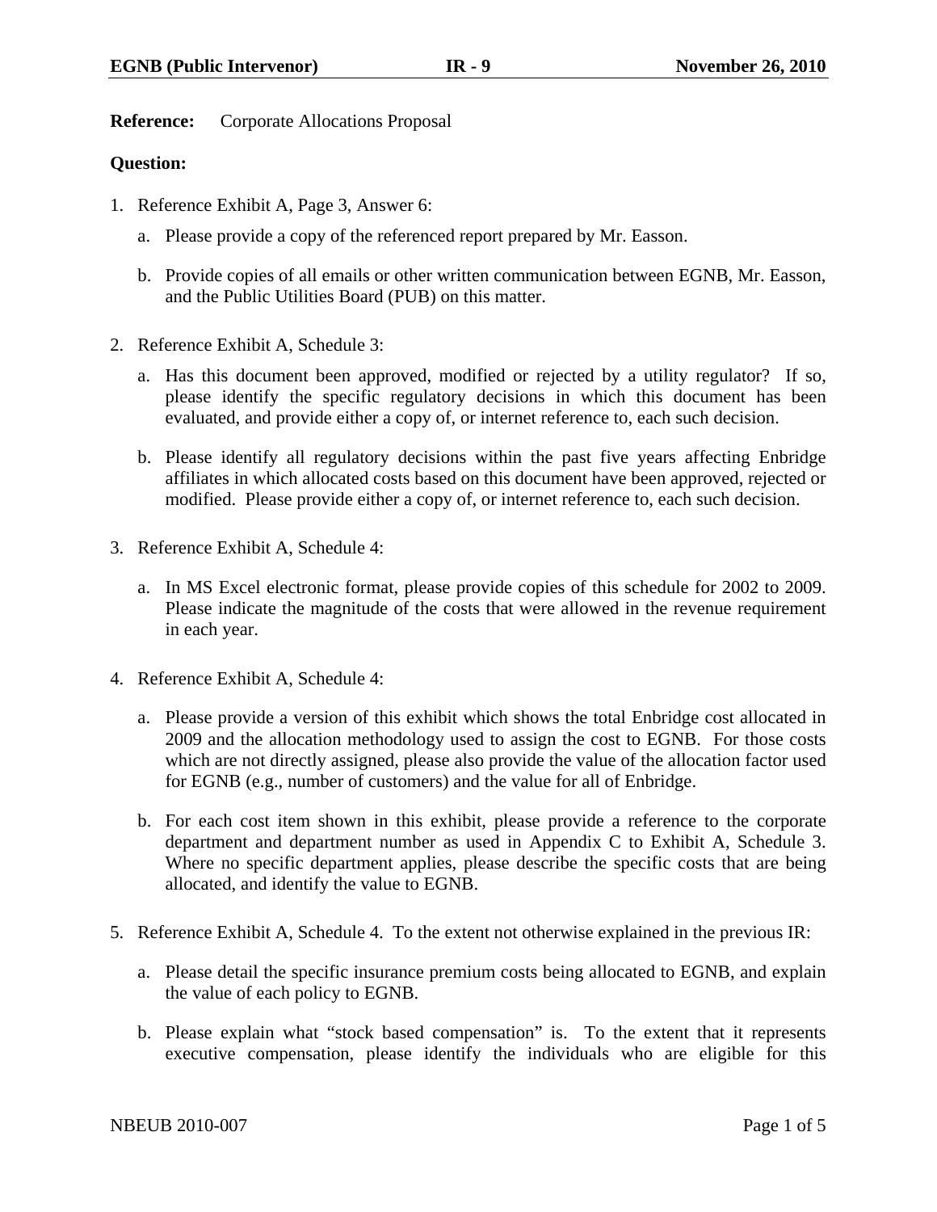**Reference:** Corporate Allocations Proposal

**Question:**

1. Reference Exhibit A, Page 3, Answer 6:

   a. Please provide a copy of the referenced report prepared by Mr. Easson.

   b. Provide copies of all emails or other written communication between EGNB, Mr. Easson, and the Public Utilities Board (PUB) on this matter.

2. Reference Exhibit A, Schedule 3:

   a. Has this document been approved, modified or rejected by a utility regulator? If so, please identify the specific regulatory decisions in which this document has been evaluated, and provide either a copy of, or internet reference to, each such decision.

   b. Please identify all regulatory decisions within the past five years affecting Enbridge affiliates in which allocated costs based on this document have been approved, rejected or modified. Please provide either a copy of, or internet reference to, each such decision.

3. Reference Exhibit A, Schedule 4:

   a. In MS Excel electronic format, please provide copies of this schedule for 2002 to 2009. Please indicate the magnitude of the costs that were allowed in the revenue requirement in each year.

4. Reference Exhibit A, Schedule 4:

   a. Please provide a version of this exhibit which shows the total Enbridge cost allocated in 2009 and the allocation methodology used to assign the cost to EGNB. For those costs which are not directly assigned, please also provide the value of the allocation factor used for EGNB (e.g., number of customers) and the value for all of Enbridge.

   b. For each cost item shown in this exhibit, please provide a reference to the corporate department and department number as used in Appendix C to Exhibit A, Schedule 3. Where no specific department applies, please describe the specific costs that are being allocated, and identify the value to EGNB.

5. Reference Exhibit A, Schedule 4. To the extent not otherwise explained in the previous IR:

   a. Please detail the specific insurance premium costs being allocated to EGNB, and explain the value of each policy to EGNB.

   b. Please explain what "stock based compensation" is. To the extent that it represents executive compensation, please identify the individuals who are eligible for this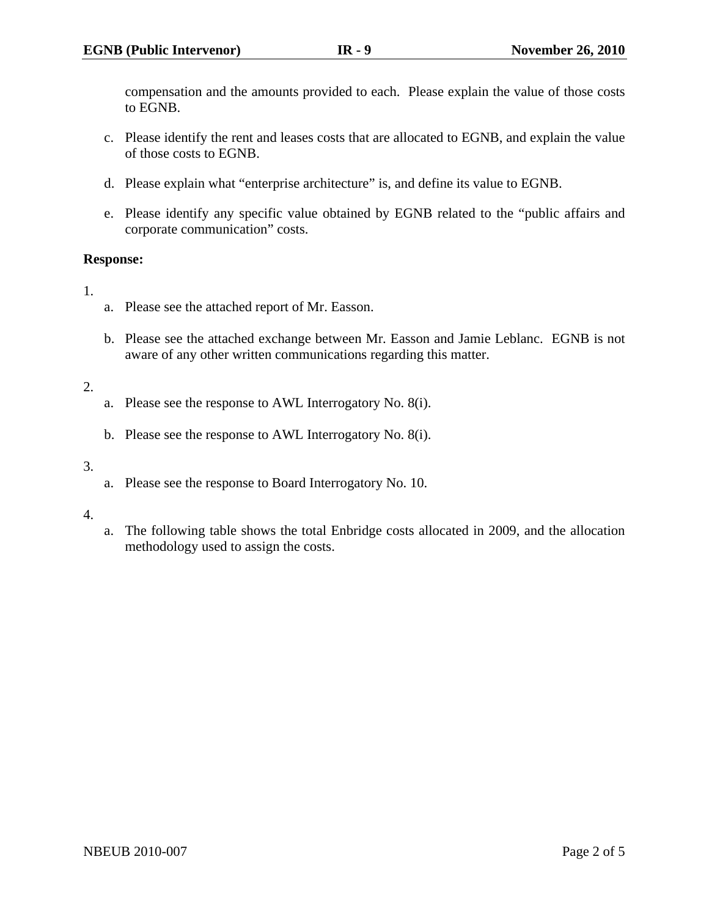compensation and the amounts provided to each. Please explain the value of those costs to EGNB.

c. Please identify the rent and leases costs that are allocated to EGNB, and explain the value of those costs to EGNB.

d. Please explain what "enterprise architecture" is, and define its value to EGNB.

e. Please identify any specific value obtained by EGNB related to the "public affairs and corporate communication" costs.

**Response:**

1.

a. Please see the attached report of Mr. Easson.

b. Please see the attached exchange between Mr. Easson and Jamie Leblanc. EGNB is not aware of any other written communications regarding this matter.

2.

a. Please see the response to AWL Interrogatory No. 8(i).

b. Please see the response to AWL Interrogatory No. 8(i).

3.

a. Please see the response to Board Interrogatory No. 10.

4.

a. The following table shows the total Enbridge costs allocated in 2009, and the allocation methodology used to assign the costs.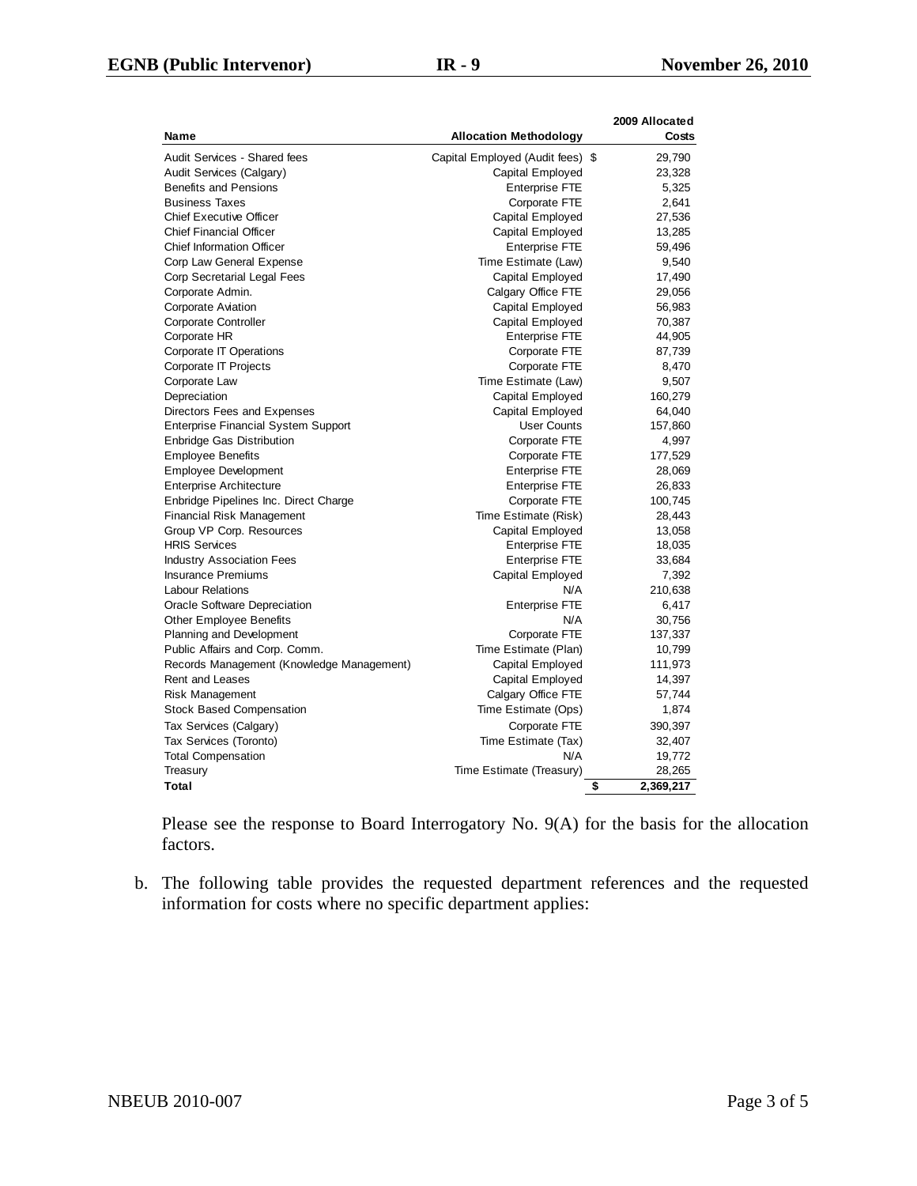| Name | Allocation Methodology | 2009 Allocated Costs |
|---|---|---|
| Audit Services - Shared fees | Capital Employed (Audit fees) | $ 29,790 |
| Audit Services (Calgary) | Capital Employed | 23,328 |
| Benefits and Pensions | Enterprise FTE | 5,325 |
| Business Taxes | Corporate FTE | 2,641 |
| Chief Executive Officer | Capital Employed | 27,536 |
| Chief Financial Officer | Capital Employed | 13,285 |
| Chief Information Officer | Enterprise FTE | 59,496 |
| Corp Law General Expense | Time Estimate (Law) | 9,540 |
| Corp Secretarial Legal Fees | Capital Employed | 17,490 |
| Corporate Admin. | Calgary Office FTE | 29,056 |
| Corporate Aviation | Capital Employed | 56,983 |
| Corporate Controller | Capital Employed | 70,387 |
| Corporate HR | Enterprise FTE | 44,905 |
| Corporate IT Operations | Corporate FTE | 87,739 |
| Corporate IT Projects | Corporate FTE | 8,470 |
| Corporate Law | Time Estimate (Law) | 9,507 |
| Depreciation | Capital Employed | 160,279 |
| Directors Fees and Expenses | Capital Employed | 64,040 |
| Enterprise Financial System Support | User Counts | 157,860 |
| Enbridge Gas Distribution | Corporate FTE | 4,997 |
| Employee Benefits | Corporate FTE | 177,529 |
| Employee Development | Enterprise FTE | 28,069 |
| Enterprise Architecture | Enterprise FTE | 26,833 |
| Enbridge Pipelines Inc. Direct Charge | Corporate FTE | 100,745 |
| Financial Risk Management | Time Estimate (Risk) | 28,443 |
| Group VP Corp. Resources | Capital Employed | 13,058 |
| HRIS Services | Enterprise FTE | 18,035 |
| Industry Association Fees | Enterprise FTE | 33,684 |
| Insurance Premiums | Capital Employed | 7,392 |
| Labour Relations | N/A | 210,638 |
| Oracle Software Depreciation | Enterprise FTE | 6,417 |
| Other Employee Benefits | N/A | 30,756 |
| Planning and Development | Corporate FTE | 137,337 |
| Public Affairs and Corp. Comm. | Time Estimate (Plan) | 10,799 |
| Records Management (Knowledge Management) | Capital Employed | 111,973 |
| Rent and Leases | Capital Employed | 14,397 |
| Risk Management | Calgary Office FTE | 57,744 |
| Stock Based Compensation | Time Estimate (Ops) | 1,874 |
| Tax Services (Calgary) | Corporate FTE | 390,397 |
| Tax Services (Toronto) | Time Estimate (Tax) | 32,407 |
| Total Compensation | N/A | 19,772 |
| Treasury | Time Estimate (Treasury) | 28,265 |
| **Total** | | **$ 2,369,217** |

Please see the response to Board Interrogatory No. 9(A) for the basis for the allocation factors.

b. The following table provides the requested department references and the requested information for costs where no specific department applies: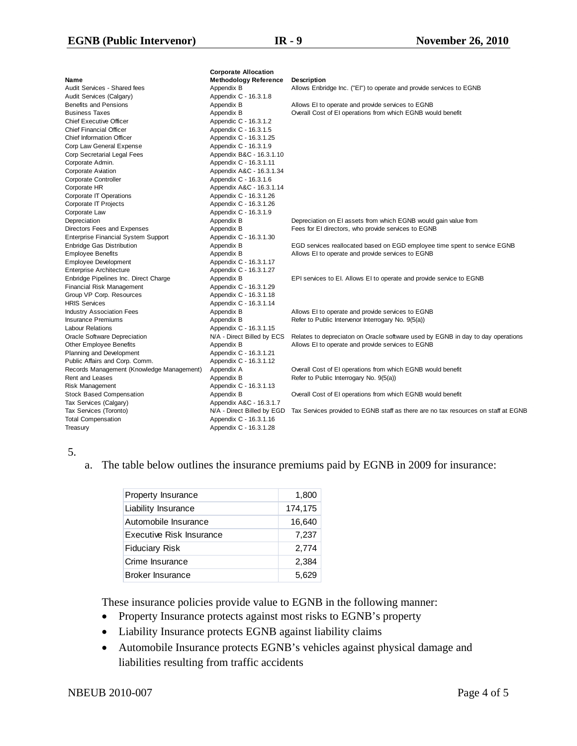| Name | Corporate Allocation Methodology Reference | Description |
|---|---|---|
| Audit Services - Shared fees | Appendix B | Allows Enbridge Inc. ("EI") to operate and provide services to EGNB |
| Audit Services (Calgary) | Appendix C - 16.3.1.8 | |
| Benefits and Pensions | Appendix B | Allows EI to operate and provide services to EGNB |
| Business Taxes | Appendix B | Overall Cost of EI operations from which EGNB would benefit |
| Chief Executive Officer | Appendic C - 16.3.1.2 | |
| Chief Financial Officer | Appendix C - 16.3.1.5 | |
| Chief Information Officer | Appendix C - 16.3.1.25 | |
| Corp Law General Expense | Appendix C - 16.3.1.9 | |
| Corp Secretarial Legal Fees | Appendix B&C - 16.3.1.10 | |
| Corporate Admin. | Appendix C - 16.3.1.11 | |
| Corporate Aviation | Appendix A&C - 16.3.1.34 | |
| Corporate Controller | Appendix C - 16.3.1.6 | |
| Corporate HR | Appendix A&C - 16.3.1.14 | |
| Corporate IT Operations | Appendix C - 16.3.1.26 | |
| Corporate IT Projects | Appendix C - 16.3.1.26 | |
| Corporate Law | Appendix C - 16.3.1.9 | |
| Depreciation | Appendix B | Depreciation on EI assets from which EGNB would gain value from |
| Directors Fees and Expenses | Appendix B | Fees for EI directors, who provide services to EGNB |
| Enterprise Financial System Support | Appendix C - 16.3.1.30 | |
| Enbridge Gas Distribution | Appendix B | EGD services reallocated based on EGD employee time spent to service EGNB |
| Employee Benefits | Appendix B | Allows EI to operate and provide services to EGNB |
| Employee Development | Appendix C - 16.3.1.17 | |
| Enterprise Architecture | Appendix C - 16.3.1.27 | |
| Enbridge Pipelines Inc. Direct Charge | Appendix B | EPI services to EI. Allows EI to operate and provide service to EGNB |
| Financial Risk Management | Appendix C - 16.3.1.29 | |
| Group VP Corp. Resources | Appendix C - 16.3.1.18 | |
| HRIS Services | Appendix C - 16.3.1.14 | |
| Industry Association Fees | Appendix B | Allows EI to operate and provide services to EGNB |
| Insurance Premiums | Appendix B | Refer to Public Intervenor Interrogary No. 9(5(a)) |
| Labour Relations | Appendix C - 16.3.1.15 | |
| Oracle Software Depreciation | N/A - Direct Billed by ECS | Relates to depreciaton on Oracle software used by EGNB in day to day operations |
| Other Employee Benefits | Appendix B | Allows EI to operate and provide services to EGNB |
| Planning and Development | Appendix C - 16.3.1.21 | |
| Public Affairs and Corp. Comm. | Appendix C - 16.3.1.12 | |
| Records Management (Knowledge Management) | Appendix A | Overall Cost of EI operations from which EGNB would benefit |
| Rent and Leases | Appendix B | Refer to Public Interrogary No. 9(5(a)) |
| Risk Management | Appendix C - 16.3.1.13 | |
| Stock Based Compensation | Appendix B | Overall Cost of EI operations from which EGNB would benefit |
| Tax Services (Calgary) | Appendix A&C - 16.3.1.7 | |
| Tax Services (Toronto) | N/A - Direct Billed by EGD | Tax Services provided to EGNB staff as there are no tax resources on staff at EGNB |
| Total Compensation | Appendix C - 16.3.1.16 | |
| Treasury | Appendix C - 16.3.1.28 | |

5.

a. The table below outlines the insurance premiums paid by EGNB in 2009 for insurance:

| | |
|---|---|
| Property Insurance | 1,800 |
| Liability Insurance | 174,175 |
| Automobile Insurance | 16,640 |
| Executive Risk Insurance | 7,237 |
| Fiduciary Risk | 2,774 |
| Crime Insurance | 2,384 |
| Broker Insurance | 5,629 |

These insurance policies provide value to EGNB in the following manner:

- Property Insurance protects against most risks to EGNB's property
- Liability Insurance protects EGNB against liability claims
- Automobile Insurance protects EGNB's vehicles against physical damage and liabilities resulting from traffic accidents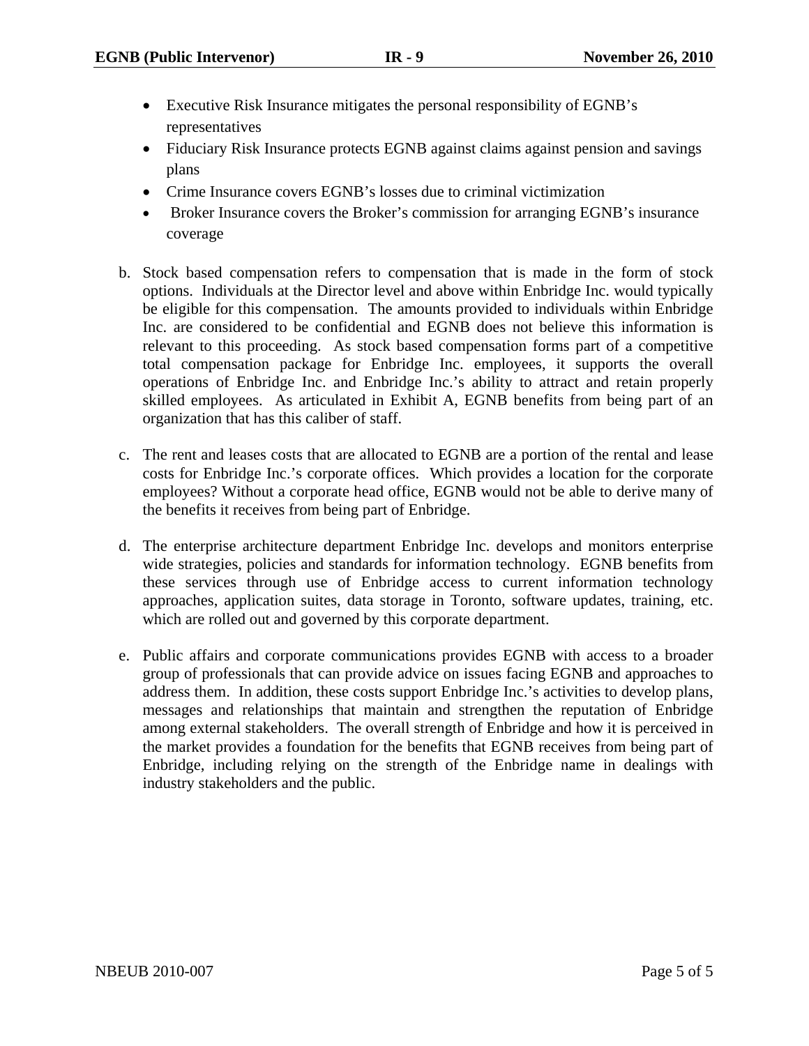- Executive Risk Insurance mitigates the personal responsibility of EGNB's representatives
- Fiduciary Risk Insurance protects EGNB against claims against pension and savings plans
- Crime Insurance covers EGNB's losses due to criminal victimization
- Broker Insurance covers the Broker's commission for arranging EGNB's insurance coverage

b. Stock based compensation refers to compensation that is made in the form of stock options. Individuals at the Director level and above within Enbridge Inc. would typically be eligible for this compensation. The amounts provided to individuals within Enbridge Inc. are considered to be confidential and EGNB does not believe this information is relevant to this proceeding. As stock based compensation forms part of a competitive total compensation package for Enbridge Inc. employees, it supports the overall operations of Enbridge Inc. and Enbridge Inc.'s ability to attract and retain properly skilled employees. As articulated in Exhibit A, EGNB benefits from being part of an organization that has this caliber of staff.

c. The rent and leases costs that are allocated to EGNB are a portion of the rental and lease costs for Enbridge Inc.'s corporate offices. Which provides a location for the corporate employees? Without a corporate head office, EGNB would not be able to derive many of the benefits it receives from being part of Enbridge.

d. The enterprise architecture department Enbridge Inc. develops and monitors enterprise wide strategies, policies and standards for information technology. EGNB benefits from these services through use of Enbridge access to current information technology approaches, application suites, data storage in Toronto, software updates, training, etc. which are rolled out and governed by this corporate department.

e. Public affairs and corporate communications provides EGNB with access to a broader group of professionals that can provide advice on issues facing EGNB and approaches to address them. In addition, these costs support Enbridge Inc.'s activities to develop plans, messages and relationships that maintain and strengthen the reputation of Enbridge among external stakeholders. The overall strength of Enbridge and how it is perceived in the market provides a foundation for the benefits that EGNB receives from being part of Enbridge, including relying on the strength of the Enbridge name in dealings with industry stakeholders and the public.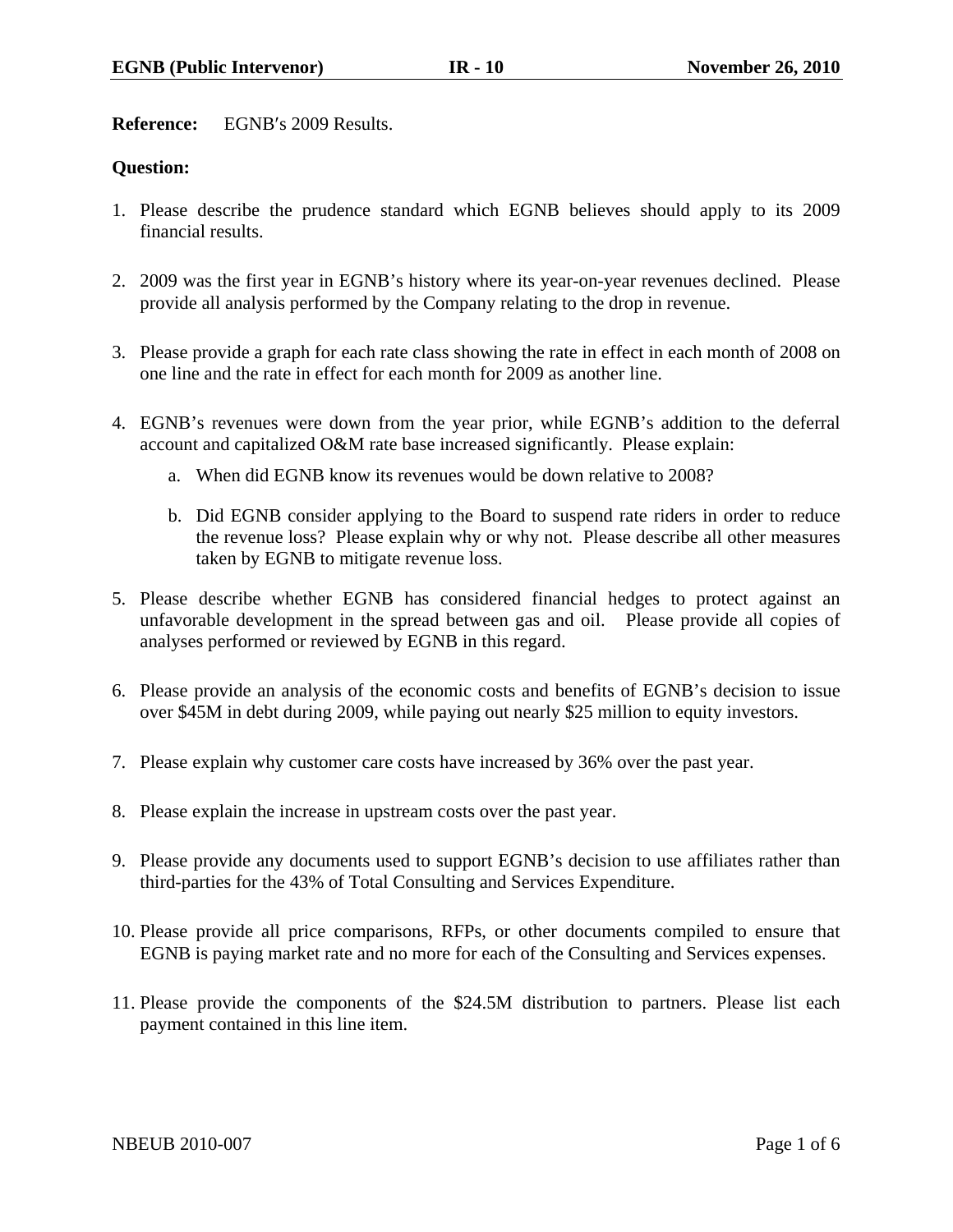**Reference:** EGNB′s 2009 Results.

**Question:**

1. Please describe the prudence standard which EGNB believes should apply to its 2009 financial results.

2. 2009 was the first year in EGNB's history where its year-on-year revenues declined. Please provide all analysis performed by the Company relating to the drop in revenue.

3. Please provide a graph for each rate class showing the rate in effect in each month of 2008 on one line and the rate in effect for each month for 2009 as another line.

4. EGNB's revenues were down from the year prior, while EGNB's addition to the deferral account and capitalized O&M rate base increased significantly. Please explain:

   a. When did EGNB know its revenues would be down relative to 2008?

   b. Did EGNB consider applying to the Board to suspend rate riders in order to reduce the revenue loss? Please explain why or why not. Please describe all other measures taken by EGNB to mitigate revenue loss.

5. Please describe whether EGNB has considered financial hedges to protect against an unfavorable development in the spread between gas and oil. Please provide all copies of analyses performed or reviewed by EGNB in this regard.

6. Please provide an analysis of the economic costs and benefits of EGNB's decision to issue over $45M in debt during 2009, while paying out nearly $25 million to equity investors.

7. Please explain why customer care costs have increased by 36% over the past year.

8. Please explain the increase in upstream costs over the past year.

9. Please provide any documents used to support EGNB's decision to use affiliates rather than third-parties for the 43% of Total Consulting and Services Expenditure.

10. Please provide all price comparisons, RFPs, or other documents compiled to ensure that EGNB is paying market rate and no more for each of the Consulting and Services expenses.

11. Please provide the components of the $24.5M distribution to partners. Please list each payment contained in this line item.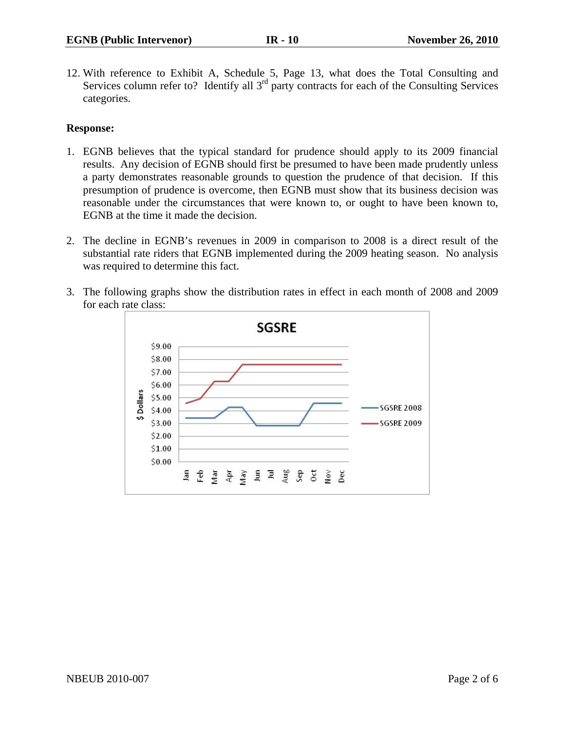12. With reference to Exhibit A, Schedule 5, Page 13, what does the Total Consulting and Services column refer to? Identify all 3rd party contracts for each of the Consulting Services categories.

**Response:**

1. EGNB believes that the typical standard for prudence should apply to its 2009 financial results. Any decision of EGNB should first be presumed to have been made prudently unless a party demonstrates reasonable grounds to question the prudence of that decision. If this presumption of prudence is overcome, then EGNB must show that its business decision was reasonable under the circumstances that were known to, or ought to have been known to, EGNB at the time it made the decision.

2. The decline in EGNB's revenues in 2009 in comparison to 2008 is a direct result of the substantial rate riders that EGNB implemented during the 2009 heating season. No analysis was required to determine this fact.

3. The following graphs show the distribution rates in effect in each month of 2008 and 2009 for each rate class: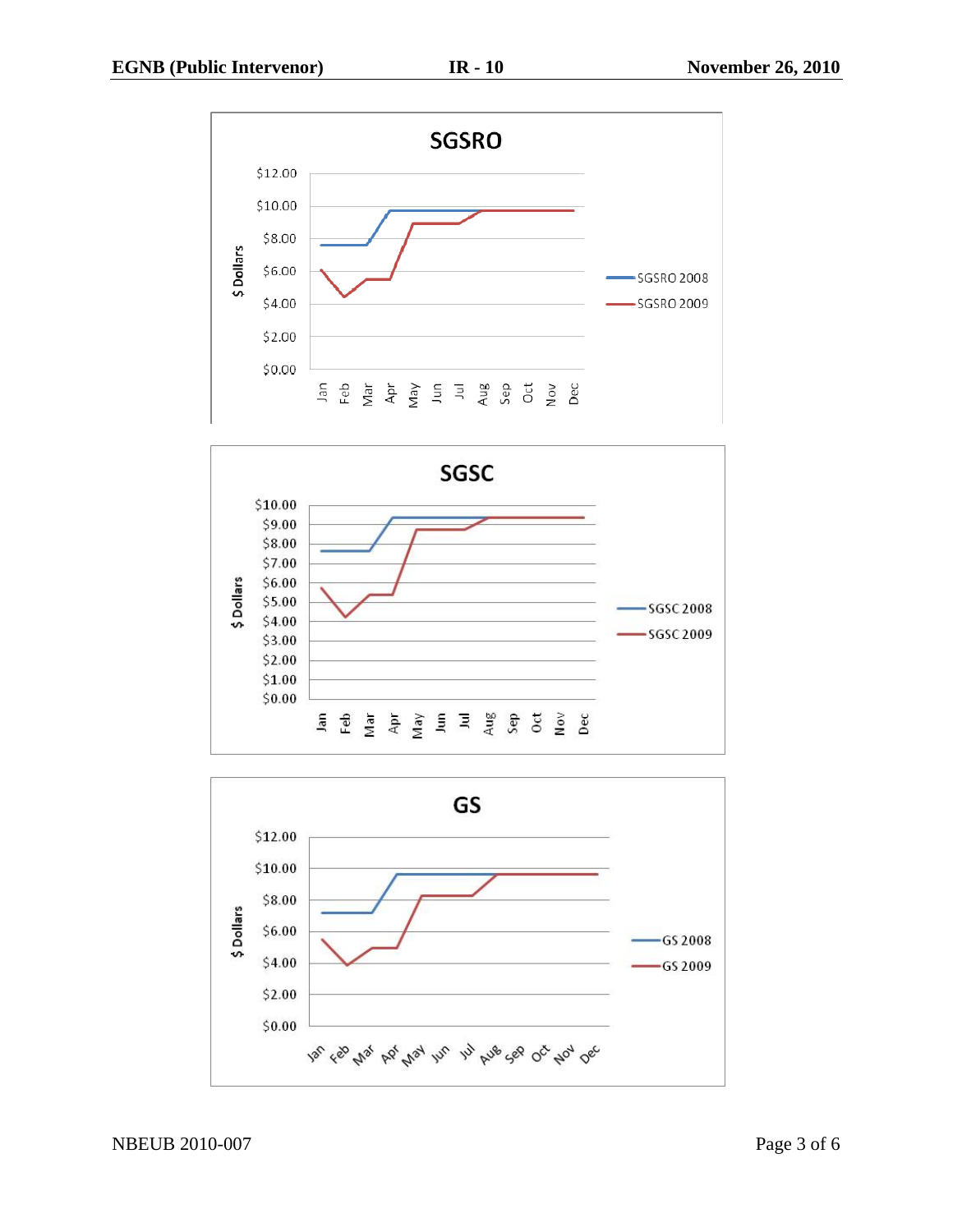**SGSRO**

$ Dollars

$12.00, $10.00, $8.00, $6.00, $4.00, $2.00, $0.00

Jan Feb Mar Apr May Jun Jul Aug Sep Oct Nov Dec

SGSRO 2008
SGSRO 2009

**SGSC**

$ Dollars

$10.00, $9.00, $8.00, $7.00, $6.00, $5.00, $4.00, $3.00, $2.00, $1.00, $0.00

Jan Feb Mar Apr May Jun Jul Aug Sep Oct Nov Dec

SGSC 2008
SGSC 2009

**GS**

$ Dollars

$12.00, $10.00, $8.00, $6.00, $4.00, $2.00, $0.00

Jan Feb Mar Apr May Jun Jul Aug Sep Oct Nov Dec

GS 2008
GS 2009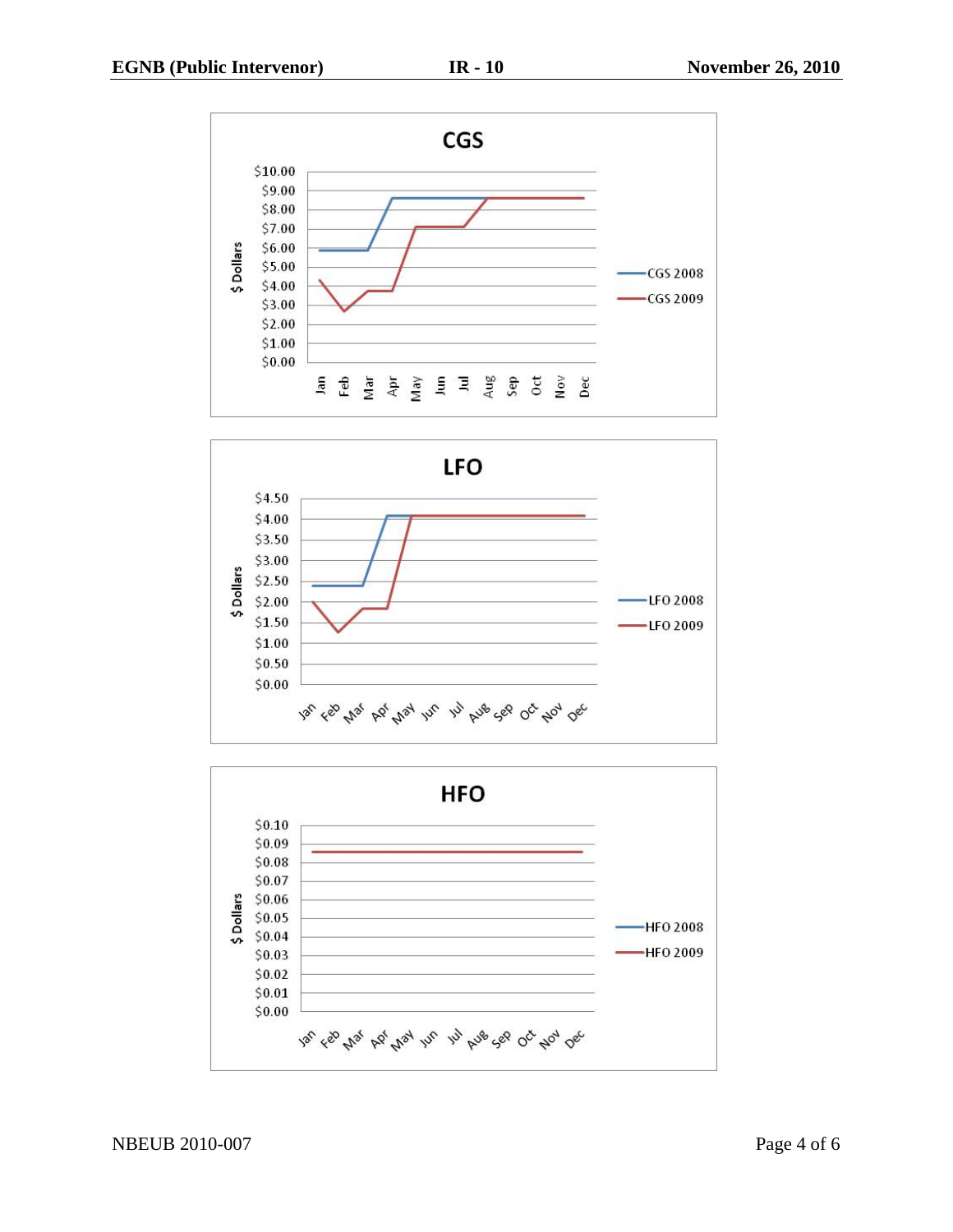**CGS**

$ Dollars: $0.00 – $10.00

Jan Feb Mar Apr May Jun Jul Aug Sep Oct Nov Dec

CGS 2008
CGS 2009

**LFO**

$ Dollars: $0.00 – $4.50

Jan Feb Mar Apr May Jun Jul Aug Sep Oct Nov Dec

LFO 2008
LFO 2009

**HFO**

$ Dollars: $0.00 – $0.10

Jan Feb Mar Apr May Jun Jul Aug Sep Oct Nov Dec

HFO 2008
HFO 2009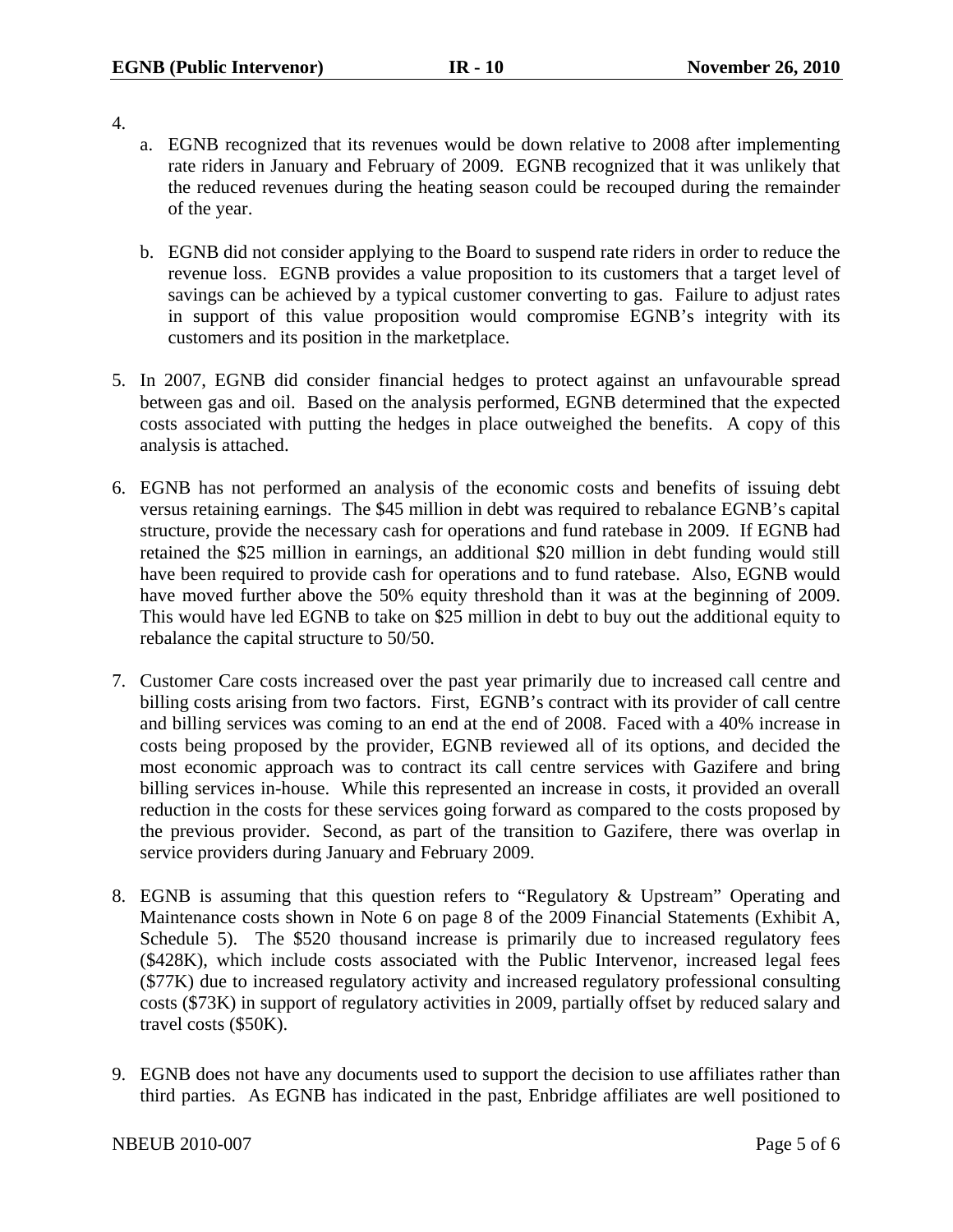4.

a. EGNB recognized that its revenues would be down relative to 2008 after implementing rate riders in January and February of 2009. EGNB recognized that it was unlikely that the reduced revenues during the heating season could be recouped during the remainder of the year.

b. EGNB did not consider applying to the Board to suspend rate riders in order to reduce the revenue loss. EGNB provides a value proposition to its customers that a target level of savings can be achieved by a typical customer converting to gas. Failure to adjust rates in support of this value proposition would compromise EGNB's integrity with its customers and its position in the marketplace.

5. In 2007, EGNB did consider financial hedges to protect against an unfavourable spread between gas and oil. Based on the analysis performed, EGNB determined that the expected costs associated with putting the hedges in place outweighed the benefits. A copy of this analysis is attached.

6. EGNB has not performed an analysis of the economic costs and benefits of issuing debt versus retaining earnings. The $45 million in debt was required to rebalance EGNB's capital structure, provide the necessary cash for operations and fund ratebase in 2009. If EGNB had retained the $25 million in earnings, an additional $20 million in debt funding would still have been required to provide cash for operations and to fund ratebase. Also, EGNB would have moved further above the 50% equity threshold than it was at the beginning of 2009. This would have led EGNB to take on $25 million in debt to buy out the additional equity to rebalance the capital structure to 50/50.

7. Customer Care costs increased over the past year primarily due to increased call centre and billing costs arising from two factors. First, EGNB's contract with its provider of call centre and billing services was coming to an end at the end of 2008. Faced with a 40% increase in costs being proposed by the provider, EGNB reviewed all of its options, and decided the most economic approach was to contract its call centre services with Gazifere and bring billing services in-house. While this represented an increase in costs, it provided an overall reduction in the costs for these services going forward as compared to the costs proposed by the previous provider. Second, as part of the transition to Gazifere, there was overlap in service providers during January and February 2009.

8. EGNB is assuming that this question refers to "Regulatory & Upstream" Operating and Maintenance costs shown in Note 6 on page 8 of the 2009 Financial Statements (Exhibit A, Schedule 5). The $520 thousand increase is primarily due to increased regulatory fees ($428K), which include costs associated with the Public Intervenor, increased legal fees ($77K) due to increased regulatory activity and increased regulatory professional consulting costs ($73K) in support of regulatory activities in 2009, partially offset by reduced salary and travel costs ($50K).

9. EGNB does not have any documents used to support the decision to use affiliates rather than third parties. As EGNB has indicated in the past, Enbridge affiliates are well positioned to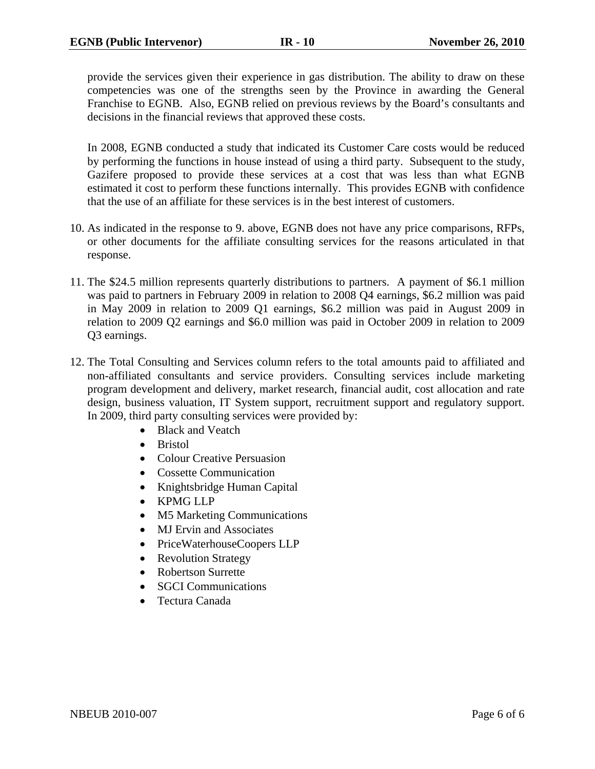provide the services given their experience in gas distribution. The ability to draw on these competencies was one of the strengths seen by the Province in awarding the General Franchise to EGNB. Also, EGNB relied on previous reviews by the Board's consultants and decisions in the financial reviews that approved these costs.

In 2008, EGNB conducted a study that indicated its Customer Care costs would be reduced by performing the functions in house instead of using a third party. Subsequent to the study, Gazifere proposed to provide these services at a cost that was less than what EGNB estimated it cost to perform these functions internally. This provides EGNB with confidence that the use of an affiliate for these services is in the best interest of customers.

10. As indicated in the response to 9. above, EGNB does not have any price comparisons, RFPs, or other documents for the affiliate consulting services for the reasons articulated in that response.

11. The $24.5 million represents quarterly distributions to partners. A payment of $6.1 million was paid to partners in February 2009 in relation to 2008 Q4 earnings, $6.2 million was paid in May 2009 in relation to 2009 Q1 earnings, $6.2 million was paid in August 2009 in relation to 2009 Q2 earnings and $6.0 million was paid in October 2009 in relation to 2009 Q3 earnings.

12. The Total Consulting and Services column refers to the total amounts paid to affiliated and non-affiliated consultants and service providers. Consulting services include marketing program development and delivery, market research, financial audit, cost allocation and rate design, business valuation, IT System support, recruitment support and regulatory support. In 2009, third party consulting services were provided by:
    - Black and Veatch
    - Bristol
    - Colour Creative Persuasion
    - Cossette Communication
    - Knightsbridge Human Capital
    - KPMG LLP
    - M5 Marketing Communications
    - MJ Ervin and Associates
    - PriceWaterhouseCoopers LLP
    - Revolution Strategy
    - Robertson Surrette
    - SGCI Communications
    - Tectura Canada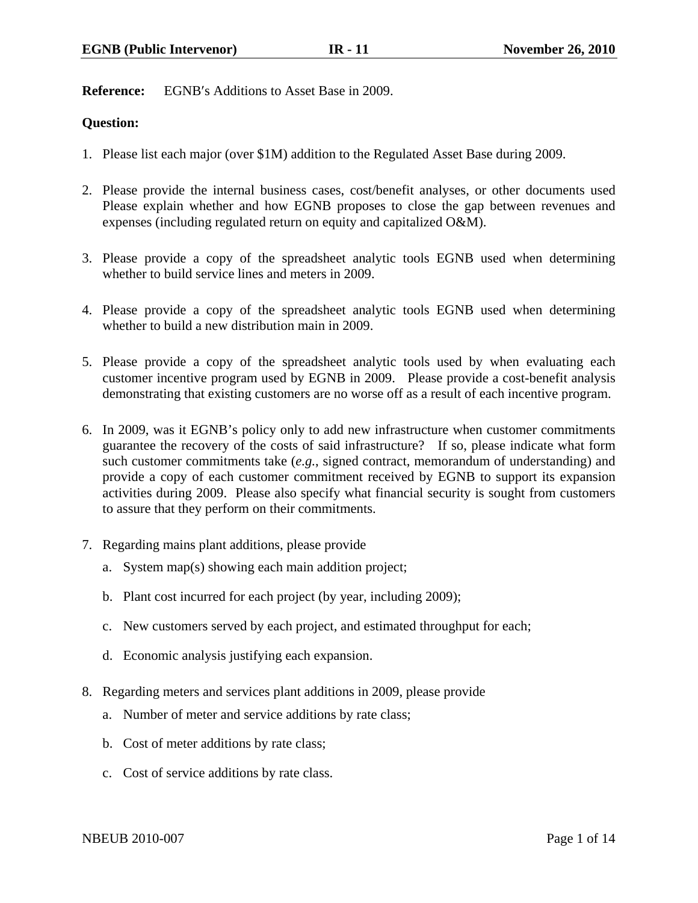**Reference:** EGNB′s Additions to Asset Base in 2009.

**Question:**

1. Please list each major (over $1M) addition to the Regulated Asset Base during 2009.

2. Please provide the internal business cases, cost/benefit analyses, or other documents used Please explain whether and how EGNB proposes to close the gap between revenues and expenses (including regulated return on equity and capitalized O&M).

3. Please provide a copy of the spreadsheet analytic tools EGNB used when determining whether to build service lines and meters in 2009.

4. Please provide a copy of the spreadsheet analytic tools EGNB used when determining whether to build a new distribution main in 2009.

5. Please provide a copy of the spreadsheet analytic tools used by when evaluating each customer incentive program used by EGNB in 2009. Please provide a cost-benefit analysis demonstrating that existing customers are no worse off as a result of each incentive program.

6. In 2009, was it EGNB's policy only to add new infrastructure when customer commitments guarantee the recovery of the costs of said infrastructure? If so, please indicate what form such customer commitments take (*e.g.*, signed contract, memorandum of understanding) and provide a copy of each customer commitment received by EGNB to support its expansion activities during 2009. Please also specify what financial security is sought from customers to assure that they perform on their commitments.

7. Regarding mains plant additions, please provide
   a. System map(s) showing each main addition project;
   b. Plant cost incurred for each project (by year, including 2009);
   c. New customers served by each project, and estimated throughput for each;
   d. Economic analysis justifying each expansion.

8. Regarding meters and services plant additions in 2009, please provide
   a. Number of meter and service additions by rate class;
   b. Cost of meter additions by rate class;
   c. Cost of service additions by rate class.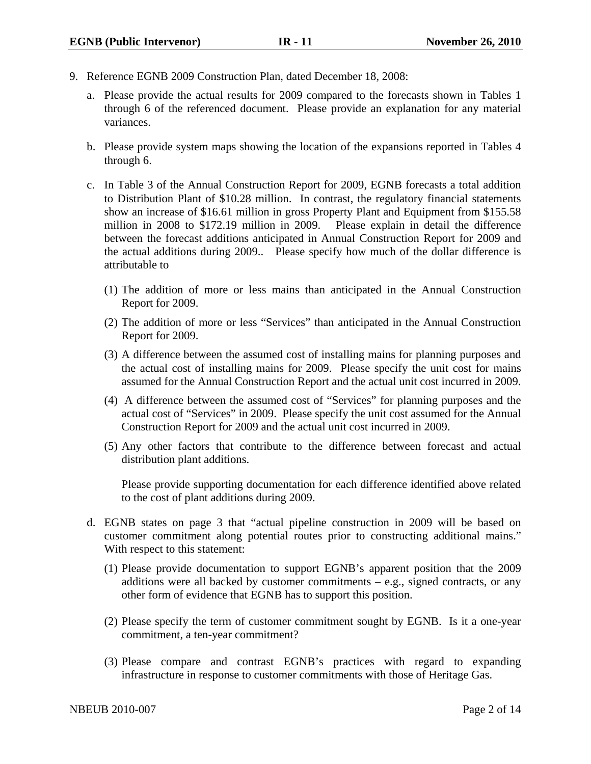9. Reference EGNB 2009 Construction Plan, dated December 18, 2008:

   a. Please provide the actual results for 2009 compared to the forecasts shown in Tables 1 through 6 of the referenced document. Please provide an explanation for any material variances.

   b. Please provide system maps showing the location of the expansions reported in Tables 4 through 6.

   c. In Table 3 of the Annual Construction Report for 2009, EGNB forecasts a total addition to Distribution Plant of $10.28 million. In contrast, the regulatory financial statements show an increase of $16.61 million in gross Property Plant and Equipment from $155.58 million in 2008 to $172.19 million in 2009. Please explain in detail the difference between the forecast additions anticipated in Annual Construction Report for 2009 and the actual additions during 2009.. Please specify how much of the dollar difference is attributable to

      (1) The addition of more or less mains than anticipated in the Annual Construction Report for 2009.

      (2) The addition of more or less "Services" than anticipated in the Annual Construction Report for 2009.

      (3) A difference between the assumed cost of installing mains for planning purposes and the actual cost of installing mains for 2009. Please specify the unit cost for mains assumed for the Annual Construction Report and the actual unit cost incurred in 2009.

      (4) A difference between the assumed cost of "Services" for planning purposes and the actual cost of "Services" in 2009. Please specify the unit cost assumed for the Annual Construction Report for 2009 and the actual unit cost incurred in 2009.

      (5) Any other factors that contribute to the difference between forecast and actual distribution plant additions.

      Please provide supporting documentation for each difference identified above related to the cost of plant additions during 2009.

   d. EGNB states on page 3 that "actual pipeline construction in 2009 will be based on customer commitment along potential routes prior to constructing additional mains." With respect to this statement:

      (1) Please provide documentation to support EGNB's apparent position that the 2009 additions were all backed by customer commitments – e.g., signed contracts, or any other form of evidence that EGNB has to support this position.

      (2) Please specify the term of customer commitment sought by EGNB. Is it a one-year commitment, a ten-year commitment?

      (3) Please compare and contrast EGNB's practices with regard to expanding infrastructure in response to customer commitments with those of Heritage Gas.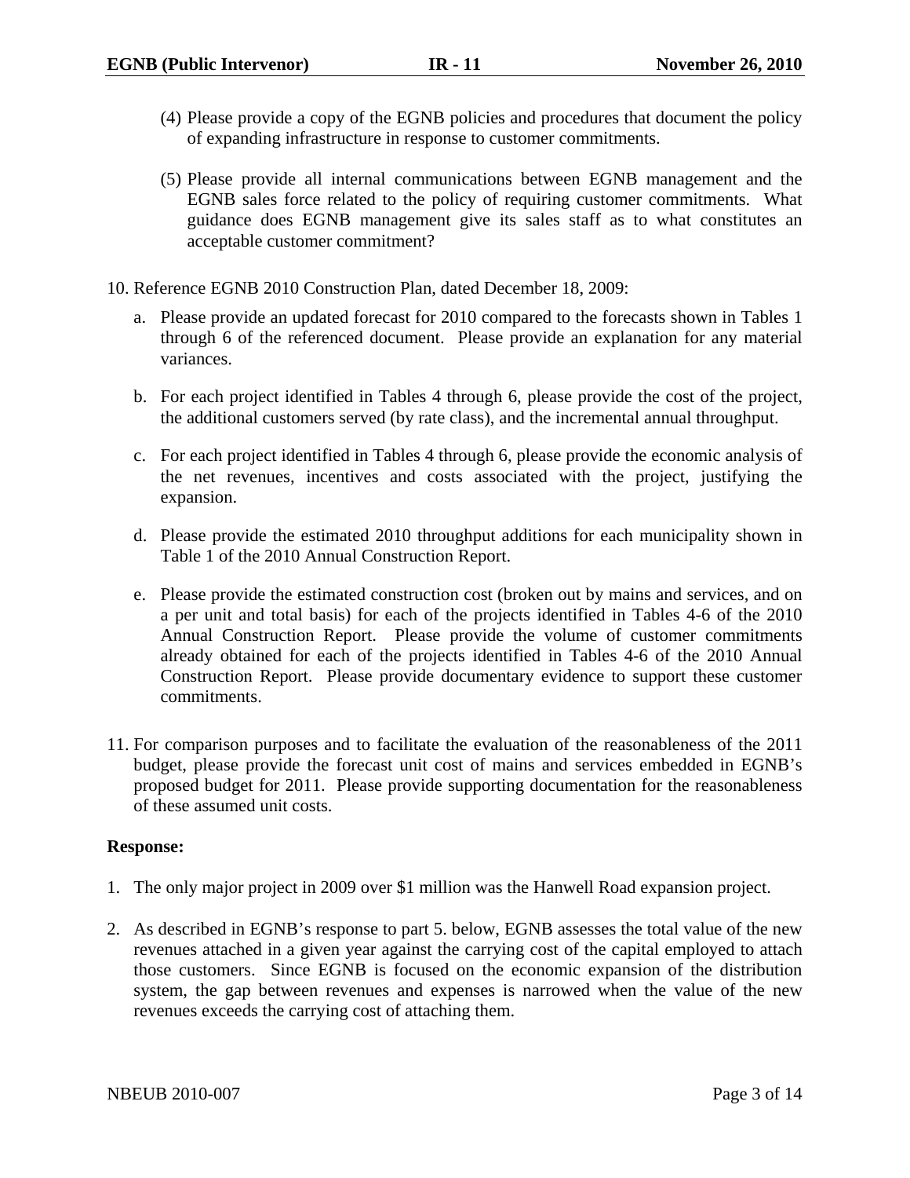(4) Please provide a copy of the EGNB policies and procedures that document the policy of expanding infrastructure in response to customer commitments.

(5) Please provide all internal communications between EGNB management and the EGNB sales force related to the policy of requiring customer commitments. What guidance does EGNB management give its sales staff as to what constitutes an acceptable customer commitment?

10. Reference EGNB 2010 Construction Plan, dated December 18, 2009:

    a. Please provide an updated forecast for 2010 compared to the forecasts shown in Tables 1 through 6 of the referenced document. Please provide an explanation for any material variances.

    b. For each project identified in Tables 4 through 6, please provide the cost of the project, the additional customers served (by rate class), and the incremental annual throughput.

    c. For each project identified in Tables 4 through 6, please provide the economic analysis of the net revenues, incentives and costs associated with the project, justifying the expansion.

    d. Please provide the estimated 2010 throughput additions for each municipality shown in Table 1 of the 2010 Annual Construction Report.

    e. Please provide the estimated construction cost (broken out by mains and services, and on a per unit and total basis) for each of the projects identified in Tables 4-6 of the 2010 Annual Construction Report. Please provide the volume of customer commitments already obtained for each of the projects identified in Tables 4-6 of the 2010 Annual Construction Report. Please provide documentary evidence to support these customer commitments.

11. For comparison purposes and to facilitate the evaluation of the reasonableness of the 2011 budget, please provide the forecast unit cost of mains and services embedded in EGNB's proposed budget for 2011. Please provide supporting documentation for the reasonableness of these assumed unit costs.

**Response:**

1. The only major project in 2009 over $1 million was the Hanwell Road expansion project.

2. As described in EGNB's response to part 5. below, EGNB assesses the total value of the new revenues attached in a given year against the carrying cost of the capital employed to attach those customers. Since EGNB is focused on the economic expansion of the distribution system, the gap between revenues and expenses is narrowed when the value of the new revenues exceeds the carrying cost of attaching them.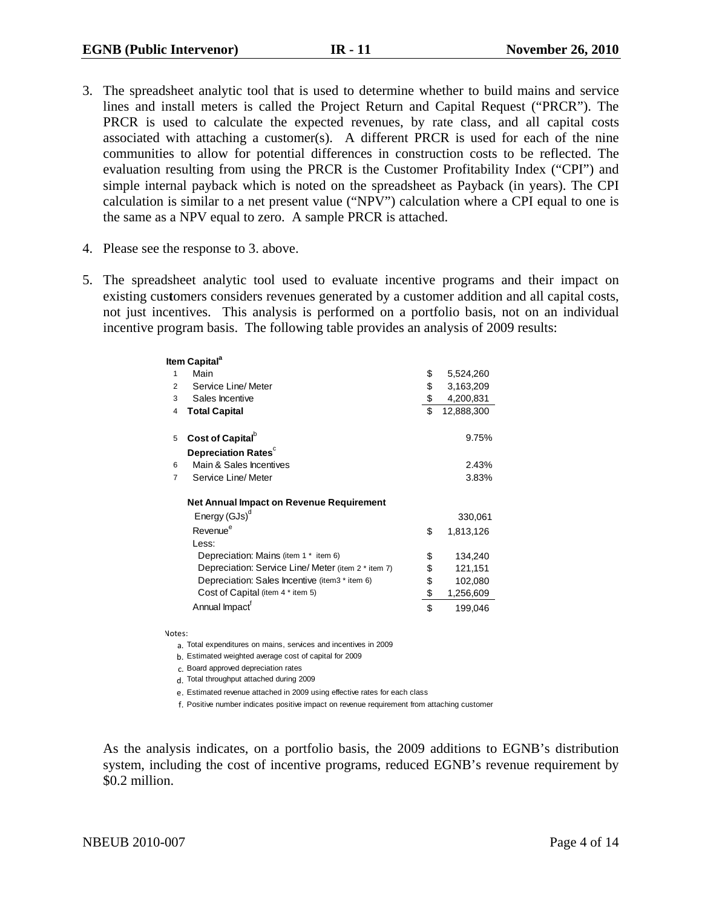3. The spreadsheet analytic tool that is used to determine whether to build mains and service lines and install meters is called the Project Return and Capital Request ("PRCR"). The PRCR is used to calculate the expected revenues, by rate class, and all capital costs associated with attaching a customer(s). A different PRCR is used for each of the nine communities to allow for potential differences in construction costs to be reflected. The evaluation resulting from using the PRCR is the Customer Profitability Index ("CPI") and simple internal payback which is noted on the spreadsheet as Payback (in years). The CPI calculation is similar to a net present value ("NPV") calculation where a CPI equal to one is the same as a NPV equal to zero. A sample PRCR is attached.

4. Please see the response to 3. above.

5. The spreadsheet analytic tool used to evaluate incentive programs and their impact on existing customers considers revenues generated by a customer addition and all capital costs, not just incentives. This analysis is performed on a portfolio basis, not on an individual incentive program basis. The following table provides an analysis of 2009 results:

| Item | Capital[a] | | |
|---|---|---|---|
| 1 | Main | $ | 5,524,260 |
| 2 | Service Line/ Meter | $ | 3,163,209 |
| 3 | Sales Incentive | $ | 4,200,831 |
| 4 | **Total Capital** | $ | 12,888,300 |
| | | | |
| 5 | **Cost of Capital**[b] | | 9.75% |
| | **Depreciation Rates**[c] | | |
| 6 | Main & Sales Incentives | | 2.43% |
| 7 | Service Line/ Meter | | 3.83% |
| | | | |
| | **Net Annual Impact on Revenue Requirement** | | |
| | Energy (GJs)[d] | | 330,061 |
| | Revenue[e] | $ | 1,813,126 |
| | Less: | | |
| | Depreciation: Mains (item 1 * item 6) | $ | 134,240 |
| | Depreciation: Service Line/ Meter (item 2 * item 7) | $ | 121,151 |
| | Depreciation: Sales Incentive (item3 * item 6) | $ | 102,080 |
| | Cost of Capital (item 4 * item 5) | $ | 1,256,609 |
| | Annual Impact[f] | $ | 199,046 |

Notes:

a. Total expenditures on mains, services and incentives in 2009

b. Estimated weighted average cost of capital for 2009

c. Board approved depreciation rates

d. Total throughput attached during 2009

e. Estimated revenue attached in 2009 using effective rates for each class

f. Positive number indicates positive impact on revenue requirement from attaching customer

As the analysis indicates, on a portfolio basis, the 2009 additions to EGNB's distribution system, including the cost of incentive programs, reduced EGNB's revenue requirement by $0.2 million.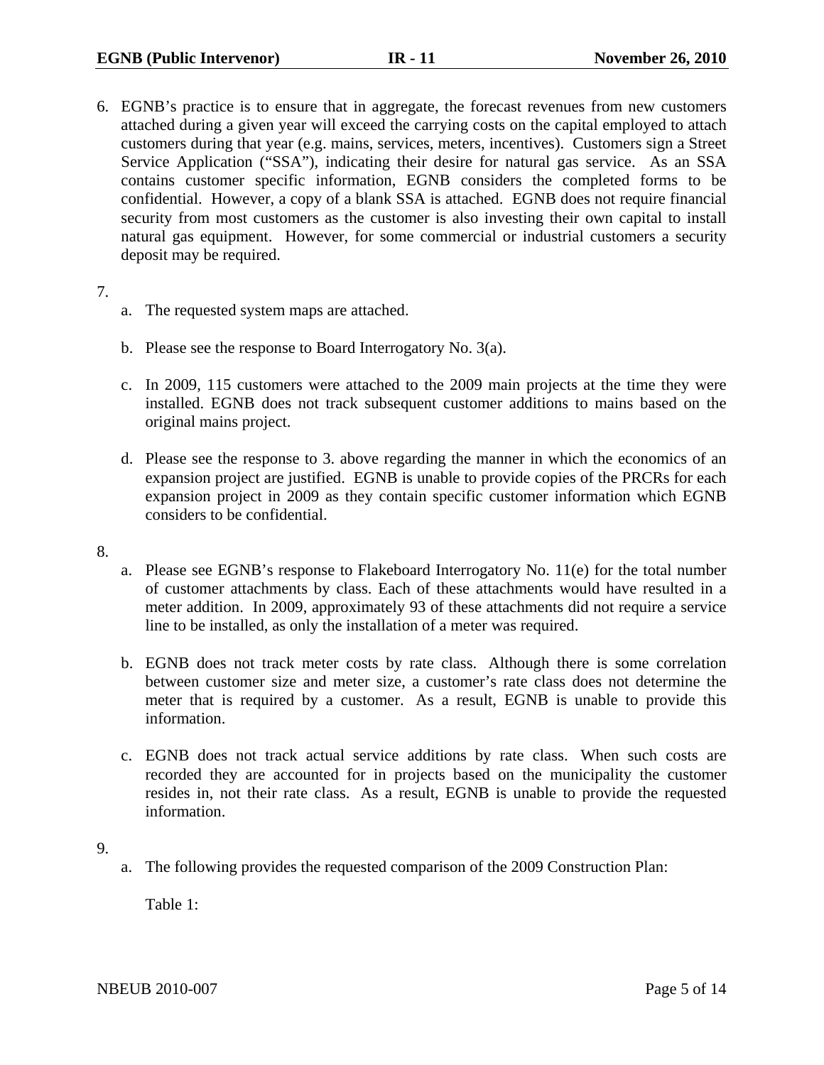6. EGNB's practice is to ensure that in aggregate, the forecast revenues from new customers attached during a given year will exceed the carrying costs on the capital employed to attach customers during that year (e.g. mains, services, meters, incentives). Customers sign a Street Service Application ("SSA"), indicating their desire for natural gas service. As an SSA contains customer specific information, EGNB considers the completed forms to be confidential. However, a copy of a blank SSA is attached. EGNB does not require financial security from most customers as the customer is also investing their own capital to install natural gas equipment. However, for some commercial or industrial customers a security deposit may be required.

7.

   a. The requested system maps are attached.

   b. Please see the response to Board Interrogatory No. 3(a).

   c. In 2009, 115 customers were attached to the 2009 main projects at the time they were installed. EGNB does not track subsequent customer additions to mains based on the original mains project.

   d. Please see the response to 3. above regarding the manner in which the economics of an expansion project are justified. EGNB is unable to provide copies of the PRCRs for each expansion project in 2009 as they contain specific customer information which EGNB considers to be confidential.

8.

   a. Please see EGNB's response to Flakeboard Interrogatory No. 11(e) for the total number of customer attachments by class. Each of these attachments would have resulted in a meter addition. In 2009, approximately 93 of these attachments did not require a service line to be installed, as only the installation of a meter was required.

   b. EGNB does not track meter costs by rate class. Although there is some correlation between customer size and meter size, a customer's rate class does not determine the meter that is required by a customer. As a result, EGNB is unable to provide this information.

   c. EGNB does not track actual service additions by rate class. When such costs are recorded they are accounted for in projects based on the municipality the customer resides in, not their rate class. As a result, EGNB is unable to provide the requested information.

9.

   a. The following provides the requested comparison of the 2009 Construction Plan:

      Table 1: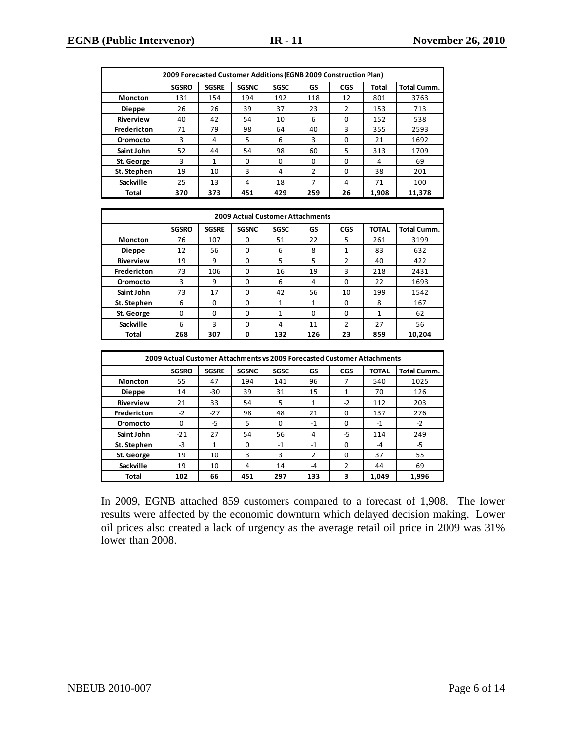| 2009 Forecasted Customer Additions (EGNB 2009 Construction Plan) | | | | | | | | |
|---|---|---|---|---|---|---|---|---|
| | SGSRO | SGSRE | SGSNC | SGSC | GS | CGS | Total | Total Cumm. |
| Moncton | 131 | 154 | 194 | 192 | 118 | 12 | 801 | 3763 |
| Dieppe | 26 | 26 | 39 | 37 | 23 | 2 | 153 | 713 |
| Riverview | 40 | 42 | 54 | 10 | 6 | 0 | 152 | 538 |
| Fredericton | 71 | 79 | 98 | 64 | 40 | 3 | 355 | 2593 |
| Oromocto | 3 | 4 | 5 | 6 | 3 | 0 | 21 | 1692 |
| Saint John | 52 | 44 | 54 | 98 | 60 | 5 | 313 | 1709 |
| St. George | 3 | 1 | 0 | 0 | 0 | 0 | 4 | 69 |
| St. Stephen | 19 | 10 | 3 | 4 | 2 | 0 | 38 | 201 |
| Sackville | 25 | 13 | 4 | 18 | 7 | 4 | 71 | 100 |
| **Total** | **370** | **373** | **451** | **429** | **259** | **26** | **1,908** | **11,378** |

| 2009 Actual Customer Attachments | | | | | | | | |
|---|---|---|---|---|---|---|---|---|
| | SGSRO | SGSRE | SGSNC | SGSC | GS | CGS | TOTAL | Total Cumm. |
| Moncton | 76 | 107 | 0 | 51 | 22 | 5 | 261 | 3199 |
| Dieppe | 12 | 56 | 0 | 6 | 8 | 1 | 83 | 632 |
| Riverview | 19 | 9 | 0 | 5 | 5 | 2 | 40 | 422 |
| Fredericton | 73 | 106 | 0 | 16 | 19 | 3 | 218 | 2431 |
| Oromocto | 3 | 9 | 0 | 6 | 4 | 0 | 22 | 1693 |
| Saint John | 73 | 17 | 0 | 42 | 56 | 10 | 199 | 1542 |
| St. Stephen | 6 | 0 | 0 | 1 | 1 | 0 | 8 | 167 |
| St. George | 0 | 0 | 0 | 1 | 0 | 0 | 1 | 62 |
| Sackville | 6 | 3 | 0 | 4 | 11 | 2 | 27 | 56 |
| **Total** | **268** | **307** | **0** | **132** | **126** | **23** | **859** | **10,204** |

| 2009 Actual Customer Attachments vs 2009 Forecasted Customer Attachments | | | | | | | | |
|---|---|---|---|---|---|---|---|---|
| | SGSRO | SGSRE | SGSNC | SGSC | GS | CGS | TOTAL | Total Cumm. |
| Moncton | 55 | 47 | 194 | 141 | 96 | 7 | 540 | 1025 |
| Dieppe | 14 | -30 | 39 | 31 | 15 | 1 | 70 | 126 |
| Riverview | 21 | 33 | 54 | 5 | 1 | -2 | 112 | 203 |
| Fredericton | -2 | -27 | 98 | 48 | 21 | 0 | 137 | 276 |
| Oromocto | 0 | -5 | 5 | 0 | -1 | 0 | -1 | -2 |
| Saint John | -21 | 27 | 54 | 56 | 4 | -5 | 114 | 249 |
| St. Stephen | -3 | 1 | 0 | -1 | -1 | 0 | -4 | -5 |
| St. George | 19 | 10 | 3 | 3 | 2 | 0 | 37 | 55 |
| Sackville | 19 | 10 | 4 | 14 | -4 | 2 | 44 | 69 |
| **Total** | **102** | **66** | **451** | **297** | **133** | **3** | **1,049** | **1,996** |

In 2009, EGNB attached 859 customers compared to a forecast of 1,908. The lower results were affected by the economic downturn which delayed decision making. Lower oil prices also created a lack of urgency as the average retail oil price in 2009 was 31% lower than 2008.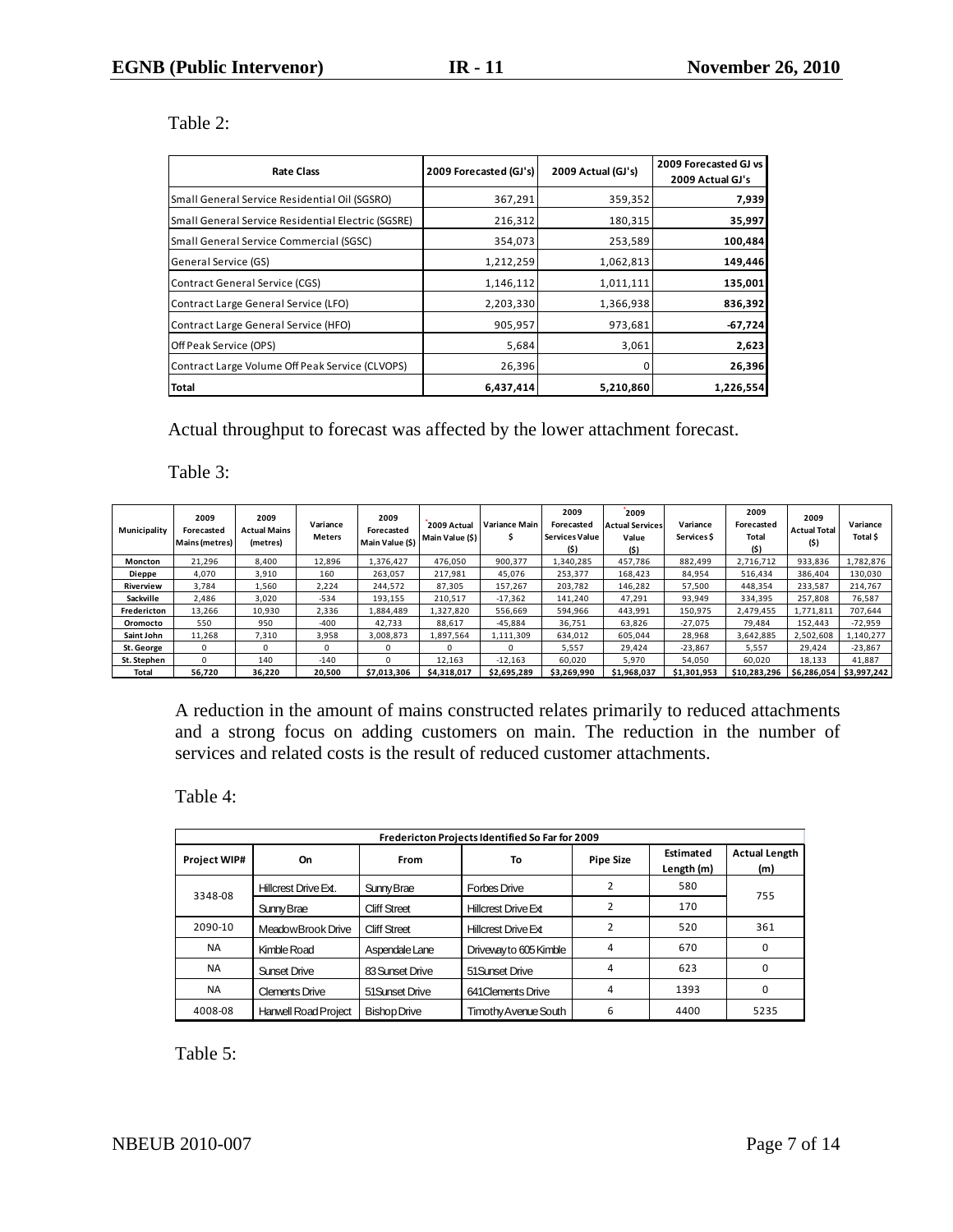Table 2:

| Rate Class | 2009 Forecasted (GJ's) | 2009 Actual (GJ's) | 2009 Forecasted GJ vs 2009 Actual GJ's |
|---|---|---|---|
| Small General Service Residential Oil (SGSRO) | 367,291 | 359,352 | **7,939** |
| Small General Service Residential Electric (SGSRE) | 216,312 | 180,315 | **35,997** |
| Small General Service Commercial (SGSC) | 354,073 | 253,589 | **100,484** |
| General Service (GS) | 1,212,259 | 1,062,813 | **149,446** |
| Contract General Service (CGS) | 1,146,112 | 1,011,111 | **135,001** |
| Contract Large General Service (LFO) | 2,203,330 | 1,366,938 | **836,392** |
| Contract Large General Service (HFO) | 905,957 | 973,681 | **-67,724** |
| Off Peak Service (OPS) | 5,684 | 3,061 | **2,623** |
| Contract Large Volume Off Peak Service (CLVOPS) | 26,396 | 0 | **26,396** |
| **Total** | **6,437,414** | **5,210,860** | **1,226,554** |

Actual throughput to forecast was affected by the lower attachment forecast.

Table 3:

| Municipality | 2009 Forecasted Mains (metres) | 2009 Actual Mains (metres) | Variance Meters | 2009 Forecasted Main Value ($) | 2009 Actual Main Value ($) | Variance Main $ | 2009 Forecasted Services Value ($) | 2009 Actual Services Value ($) | Variance Services $ | 2009 Forecasted Total ($) | 2009 Actual Total ($) | Variance Total $ |
|---|---|---|---|---|---|---|---|---|---|---|---|---|
| **Moncton** | 21,296 | 8,400 | 12,896 | 1,376,427 | 476,050 | 900,377 | 1,340,285 | 457,786 | 882,499 | 2,716,712 | 933,836 | 1,782,876 |
| **Dieppe** | 4,070 | 3,910 | 160 | 263,057 | 217,981 | 45,076 | 253,377 | 168,423 | 84,954 | 516,434 | 386,404 | 130,030 |
| **Riverview** | 3,784 | 1,560 | 2,224 | 244,572 | 87,305 | 157,267 | 203,782 | 146,282 | 57,500 | 448,354 | 233,587 | 214,767 |
| **Sackville** | 2,486 | 3,020 | -534 | 193,155 | 210,517 | -17,362 | 141,240 | 47,291 | 93,949 | 334,395 | 257,808 | 76,587 |
| **Fredericton** | 13,266 | 10,930 | 2,336 | 1,884,489 | 1,327,820 | 556,669 | 594,966 | 443,991 | 150,975 | 2,479,455 | 1,771,811 | 707,644 |
| **Oromocto** | 550 | 950 | -400 | 42,733 | 88,617 | -45,884 | 36,751 | 63,826 | -27,075 | 79,484 | 152,443 | -72,959 |
| **Saint John** | 11,268 | 7,310 | 3,958 | 3,008,873 | 1,897,564 | 1,111,309 | 634,012 | 605,044 | 28,968 | 3,642,885 | 2,502,608 | 1,140,277 |
| **St. George** | 0 | 0 | 0 | 0 | 0 | 0 | 5,557 | 29,424 | -23,867 | 5,557 | 29,424 | -23,867 |
| **St. Stephen** | 0 | 140 | -140 | 0 | 12,163 | -12,163 | 60,020 | 5,970 | 54,050 | 60,020 | 18,133 | 41,887 |
| **Total** | **56,720** | **36,220** | **20,500** | **$7,013,306** | **$4,318,017** | **$2,695,289** | **$3,269,990** | **$1,968,037** | **$1,301,953** | **$10,283,296** | **$6,286,054** | **$3,997,242** |

A reduction in the amount of mains constructed relates primarily to reduced attachments and a strong focus on adding customers on main. The reduction in the number of services and related costs is the result of reduced customer attachments.

Table 4:

| Fredericton Projects Identified So Far for 2009 | | | | | | |
|---|---|---|---|---|---|---|
| **Project WIP#** | **On** | **From** | **To** | **Pipe Size** | **Estimated Length (m)** | **Actual Length (m)** |
| 3348-08 | Hillcrest Drive Ext. | Sunny Brae | Forbes Drive | 2 | 580 | 755 |
| | Sunny Brae | Cliff Street | Hillcrest Drive Ext | 2 | 170 | |
| 2090-10 | Meadow Brook Drive | Cliff Street | Hillcrest Drive Ext | 2 | 520 | 361 |
| NA | Kimble Road | Aspendale Lane | Driveway to 605 Kimble | 4 | 670 | 0 |
| NA | Sunset Drive | 83 Sunset Drive | 51 Sunset Drive | 4 | 623 | 0 |
| NA | Clements Drive | 51 Sunset Drive | 641 Clements Drive | 4 | 1393 | 0 |
| 4008-08 | Hanwell Road Project | Bishop Drive | Timothy Avenue South | 6 | 4400 | 5235 |

Table 5: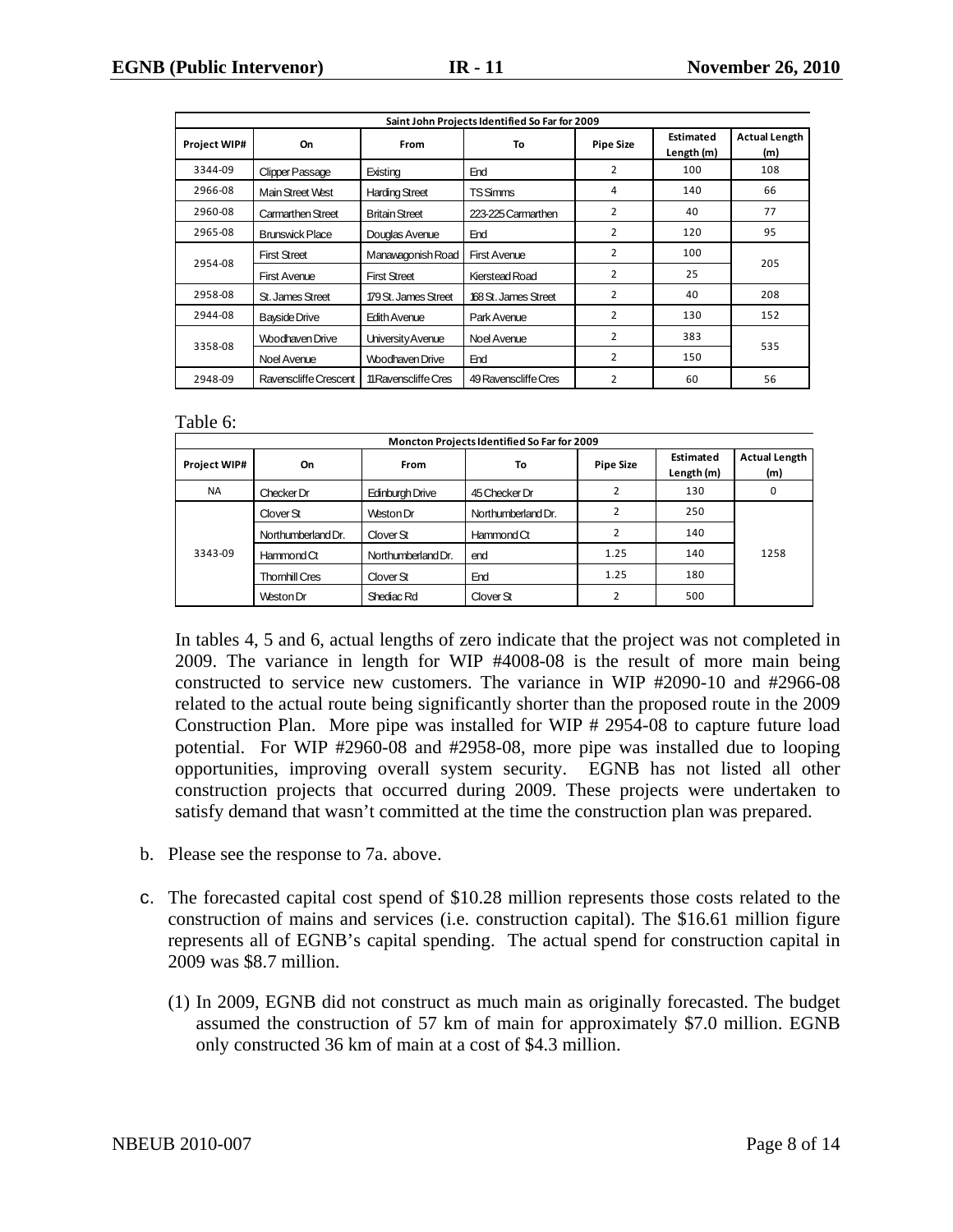| Saint John Projects Identified So Far for 2009 | | | | | | |
|---|---|---|---|---|---|---|
| Project WIP# | On | From | To | Pipe Size | Estimated Length (m) | Actual Length (m) |
| 3344-09 | Clipper Passage | Existing | End | 2 | 100 | 108 |
| 2966-08 | Main Street West | Harding Street | TS Simms | 4 | 140 | 66 |
| 2960-08 | Carmarthen Street | Britain Street | 223-225 Carmarthen | 2 | 40 | 77 |
| 2965-08 | Brunswick Place | Douglas Avenue | End | 2 | 120 | 95 |
| 2954-08 | First Street | Manawagonish Road | First Avenue | 2 | 100 | 205 |
| | First Avenue | First Street | Kierstead Road | 2 | 25 | |
| 2958-08 | St. James Street | 179 St. James Street | 168 St. James Street | 2 | 40 | 208 |
| 2944-08 | Bayside Drive | Edith Avenue | Park Avenue | 2 | 130 | 152 |
| 3358-08 | Woodhaven Drive | University Avenue | Noel Avenue | 2 | 383 | 535 |
| | Noel Avenue | Woodhaven Drive | End | 2 | 150 | |
| 2948-09 | Ravenscliffe Crescent | 11 Ravenscliffe Cres | 49 Ravenscliffe Cres | 2 | 60 | 56 |

Table 6:

| Moncton Projects Identified So Far for 2009 | | | | | | |
|---|---|---|---|---|---|---|
| Project WIP# | On | From | To | Pipe Size | Estimated Length (m) | Actual Length (m) |
| NA | Checker Dr | Edinburgh Drive | 45 Checker Dr | 2 | 130 | 0 |
| 3343-09 | Clover St | Weston Dr | Northumberland Dr. | 2 | 250 | 1258 |
| | Northumberland Dr. | Clover St | Hammond Ct | 2 | 140 | |
| | Hammond Ct | Northumberland Dr. | end | 1.25 | 140 | |
| | Thornhill Cres | Clover St | End | 1.25 | 180 | |
| | Weston Dr | Shediac Rd | Clover St | 2 | 500 | |

In tables 4, 5 and 6, actual lengths of zero indicate that the project was not completed in 2009. The variance in length for WIP #4008-08 is the result of more main being constructed to service new customers. The variance in WIP #2090-10 and #2966-08 related to the actual route being significantly shorter than the proposed route in the 2009 Construction Plan. More pipe was installed for WIP # 2954-08 to capture future load potential. For WIP #2960-08 and #2958-08, more pipe was installed due to looping opportunities, improving overall system security. EGNB has not listed all other construction projects that occurred during 2009. These projects were undertaken to satisfy demand that wasn't committed at the time the construction plan was prepared.

b. Please see the response to 7a. above.

c. The forecasted capital cost spend of $10.28 million represents those costs related to the construction of mains and services (i.e. construction capital). The $16.61 million figure represents all of EGNB's capital spending. The actual spend for construction capital in 2009 was $8.7 million.

   (1) In 2009, EGNB did not construct as much main as originally forecasted. The budget assumed the construction of 57 km of main for approximately $7.0 million. EGNB only constructed 36 km of main at a cost of $4.3 million.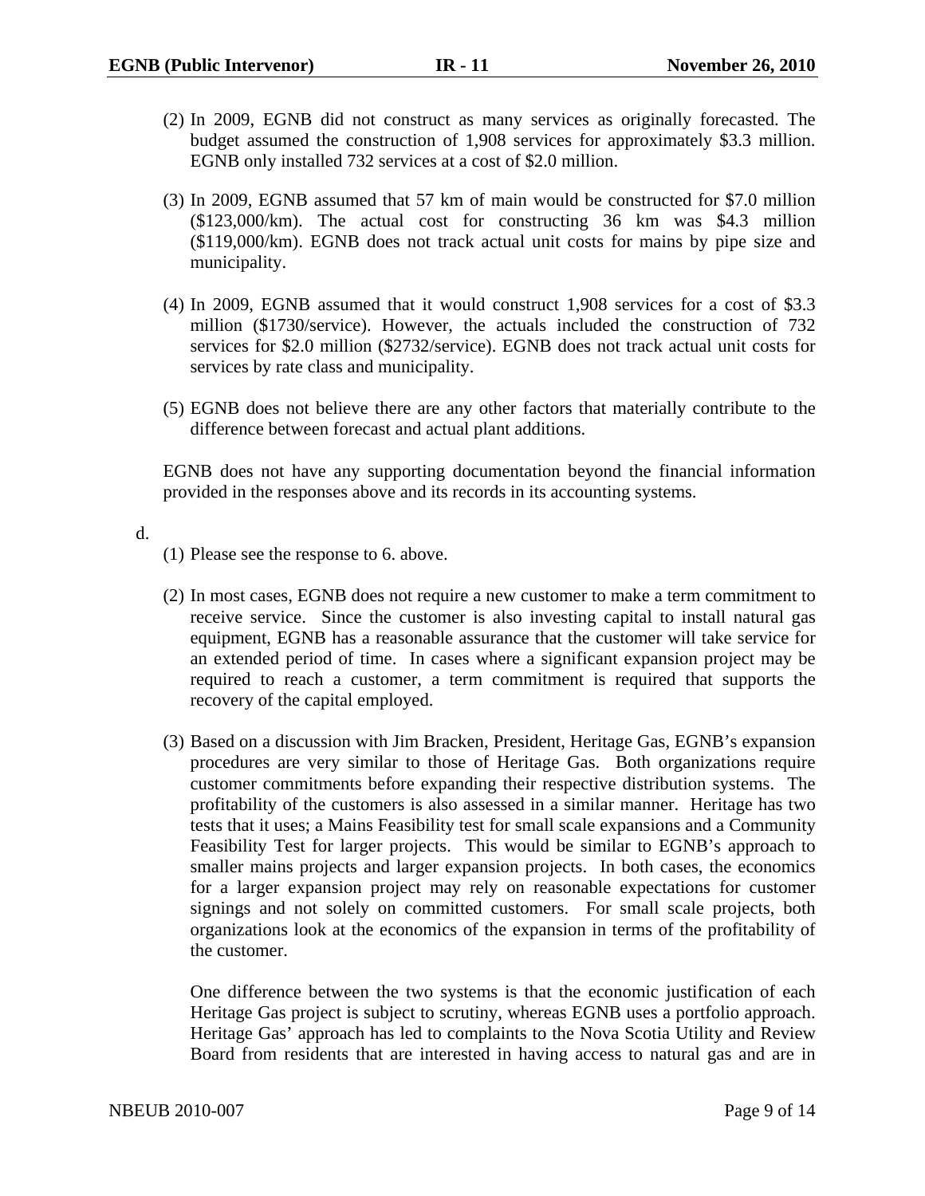(2) In 2009, EGNB did not construct as many services as originally forecasted. The budget assumed the construction of 1,908 services for approximately $3.3 million. EGNB only installed 732 services at a cost of $2.0 million.

(3) In 2009, EGNB assumed that 57 km of main would be constructed for $7.0 million ($123,000/km). The actual cost for constructing 36 km was $4.3 million ($119,000/km). EGNB does not track actual unit costs for mains by pipe size and municipality.

(4) In 2009, EGNB assumed that it would construct 1,908 services for a cost of $3.3 million ($1730/service). However, the actuals included the construction of 732 services for $2.0 million ($2732/service). EGNB does not track actual unit costs for services by rate class and municipality.

(5) EGNB does not believe there are any other factors that materially contribute to the difference between forecast and actual plant additions.

EGNB does not have any supporting documentation beyond the financial information provided in the responses above and its records in its accounting systems.

d.

(1) Please see the response to 6. above.

(2) In most cases, EGNB does not require a new customer to make a term commitment to receive service. Since the customer is also investing capital to install natural gas equipment, EGNB has a reasonable assurance that the customer will take service for an extended period of time. In cases where a significant expansion project may be required to reach a customer, a term commitment is required that supports the recovery of the capital employed.

(3) Based on a discussion with Jim Bracken, President, Heritage Gas, EGNB's expansion procedures are very similar to those of Heritage Gas. Both organizations require customer commitments before expanding their respective distribution systems. The profitability of the customers is also assessed in a similar manner. Heritage has two tests that it uses; a Mains Feasibility test for small scale expansions and a Community Feasibility Test for larger projects. This would be similar to EGNB's approach to smaller mains projects and larger expansion projects. In both cases, the economics for a larger expansion project may rely on reasonable expectations for customer signings and not solely on committed customers. For small scale projects, both organizations look at the economics of the expansion in terms of the profitability of the customer.

One difference between the two systems is that the economic justification of each Heritage Gas project is subject to scrutiny, whereas EGNB uses a portfolio approach. Heritage Gas' approach has led to complaints to the Nova Scotia Utility and Review Board from residents that are interested in having access to natural gas and are in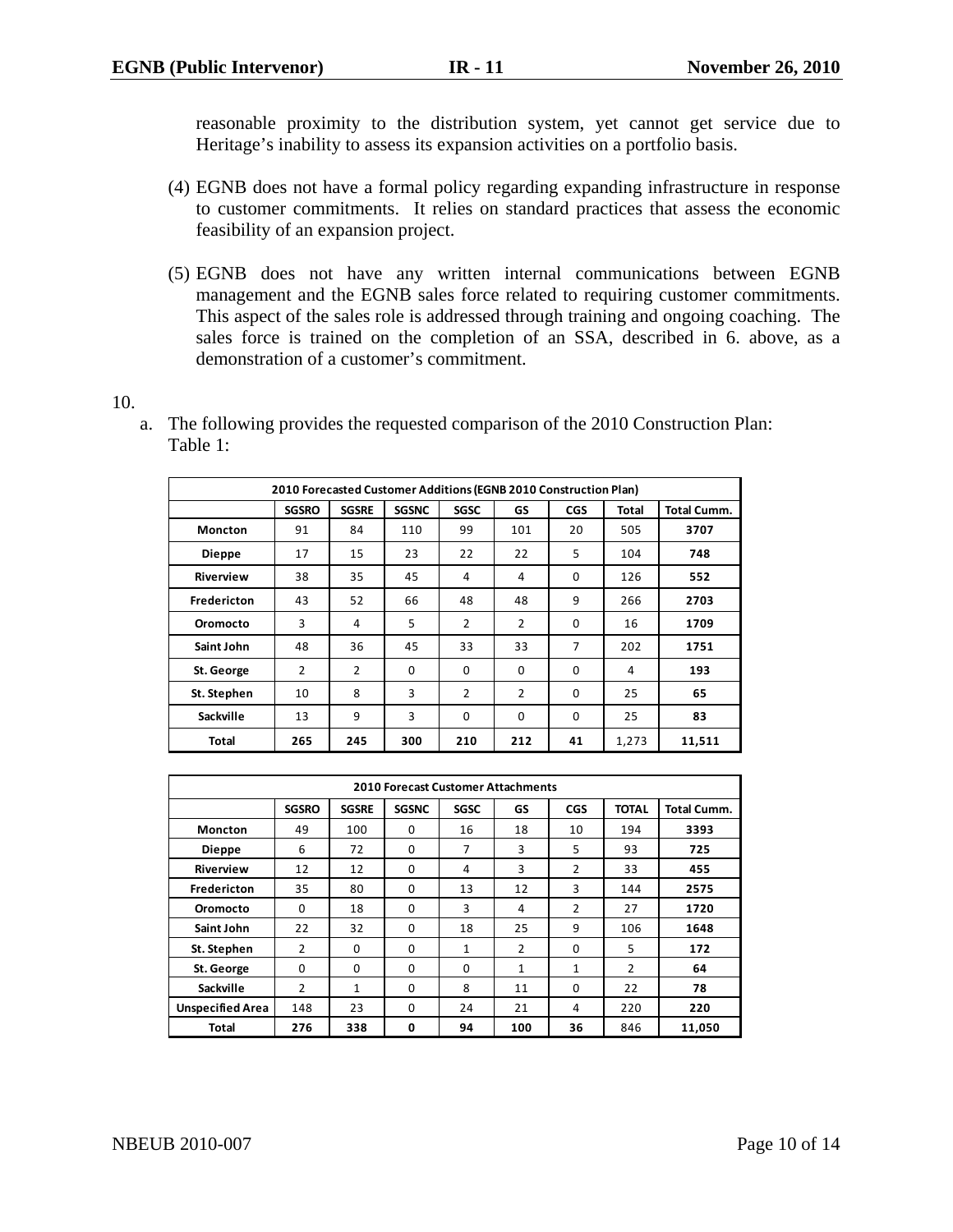reasonable proximity to the distribution system, yet cannot get service due to Heritage's inability to assess its expansion activities on a portfolio basis.

(4) EGNB does not have a formal policy regarding expanding infrastructure in response to customer commitments. It relies on standard practices that assess the economic feasibility of an expansion project.

(5) EGNB does not have any written internal communications between EGNB management and the EGNB sales force related to requiring customer commitments. This aspect of the sales role is addressed through training and ongoing coaching. The sales force is trained on the completion of an SSA, described in 6. above, as a demonstration of a customer's commitment.

10.

a. The following provides the requested comparison of the 2010 Construction Plan: Table 1:

| 2010 Forecasted Customer Additions (EGNB 2010 Construction Plan) | | | | | | | | |
|---|---|---|---|---|---|---|---|---|
| | SGSRO | SGSRE | SGSNC | SGSC | GS | CGS | Total | Total Cumm. |
| Moncton | 91 | 84 | 110 | 99 | 101 | 20 | 505 | 3707 |
| Dieppe | 17 | 15 | 23 | 22 | 22 | 5 | 104 | 748 |
| Riverview | 38 | 35 | 45 | 4 | 4 | 0 | 126 | 552 |
| Fredericton | 43 | 52 | 66 | 48 | 48 | 9 | 266 | 2703 |
| Oromocto | 3 | 4 | 5 | 2 | 2 | 0 | 16 | 1709 |
| Saint John | 48 | 36 | 45 | 33 | 33 | 7 | 202 | 1751 |
| St. George | 2 | 2 | 0 | 0 | 0 | 0 | 4 | 193 |
| St. Stephen | 10 | 8 | 3 | 2 | 2 | 0 | 25 | 65 |
| Sackville | 13 | 9 | 3 | 0 | 0 | 0 | 25 | 83 |
| Total | 265 | 245 | 300 | 210 | 212 | 41 | 1,273 | 11,511 |

| 2010 Forecast Customer Attachments | | | | | | | | |
|---|---|---|---|---|---|---|---|---|
| | SGSRO | SGSRE | SGSNC | SGSC | GS | CGS | TOTAL | Total Cumm. |
| Moncton | 49 | 100 | 0 | 16 | 18 | 10 | 194 | 3393 |
| Dieppe | 6 | 72 | 0 | 7 | 3 | 5 | 93 | 725 |
| Riverview | 12 | 12 | 0 | 4 | 3 | 2 | 33 | 455 |
| Fredericton | 35 | 80 | 0 | 13 | 12 | 3 | 144 | 2575 |
| Oromocto | 0 | 18 | 0 | 3 | 4 | 2 | 27 | 1720 |
| Saint John | 22 | 32 | 0 | 18 | 25 | 9 | 106 | 1648 |
| St. Stephen | 2 | 0 | 0 | 1 | 2 | 0 | 5 | 172 |
| St. George | 0 | 0 | 0 | 0 | 1 | 1 | 2 | 64 |
| Sackville | 2 | 1 | 0 | 8 | 11 | 0 | 22 | 78 |
| Unspecified Area | 148 | 23 | 0 | 24 | 21 | 4 | 220 | 220 |
| Total | 276 | 338 | 0 | 94 | 100 | 36 | 846 | 11,050 |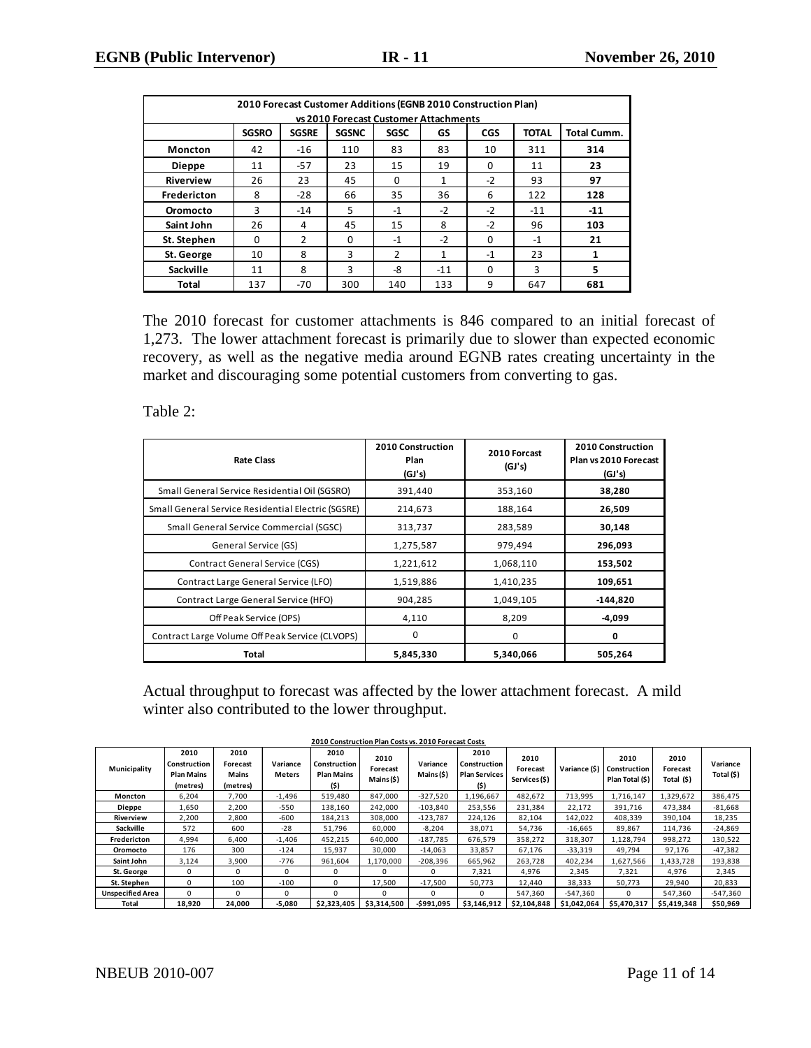| 2010 Forecast Customer Additions (EGNB 2010 Construction Plan) vs 2010 Forecast Customer Attachments | | | | | | | | |
|---|---|---|---|---|---|---|---|---|
| | SGSRO | SGSRE | SGSNC | SGSC | GS | CGS | TOTAL | Total Cumm. |
| Moncton | 42 | -16 | 110 | 83 | 83 | 10 | 311 | 314 |
| Dieppe | 11 | -57 | 23 | 15 | 19 | 0 | 11 | 23 |
| Riverview | 26 | 23 | 45 | 0 | 1 | -2 | 93 | 97 |
| Fredericton | 8 | -28 | 66 | 35 | 36 | 6 | 122 | 128 |
| Oromocto | 3 | -14 | 5 | -1 | -2 | -2 | -11 | -11 |
| Saint John | 26 | 4 | 45 | 15 | 8 | -2 | 96 | 103 |
| St. Stephen | 0 | 2 | 0 | -1 | -2 | 0 | -1 | 21 |
| St. George | 10 | 8 | 3 | 2 | 1 | -1 | 23 | 1 |
| Sackville | 11 | 8 | 3 | -8 | -11 | 0 | 3 | 5 |
| Total | 137 | -70 | 300 | 140 | 133 | 9 | 647 | 681 |

The 2010 forecast for customer attachments is 846 compared to an initial forecast of 1,273. The lower attachment forecast is primarily due to slower than expected economic recovery, as well as the negative media around EGNB rates creating uncertainty in the market and discouraging some potential customers from converting to gas.

Table 2:

| Rate Class | 2010 Construction Plan (GJ's) | 2010 Forcast (GJ's) | 2010 Construction Plan vs 2010 Forecast (GJ's) |
|---|---|---|---|
| Small General Service Residential Oil (SGSRO) | 391,440 | 353,160 | 38,280 |
| Small General Service Residential Electric (SGSRE) | 214,673 | 188,164 | 26,509 |
| Small General Service Commercial (SGSC) | 313,737 | 283,589 | 30,148 |
| General Service (GS) | 1,275,587 | 979,494 | 296,093 |
| Contract General Service (CGS) | 1,221,612 | 1,068,110 | 153,502 |
| Contract Large General Service (LFO) | 1,519,886 | 1,410,235 | 109,651 |
| Contract Large General Service (HFO) | 904,285 | 1,049,105 | -144,820 |
| Off Peak Service (OPS) | 4,110 | 8,209 | -4,099 |
| Contract Large Volume Off Peak Service (CLVOPS) | 0 | 0 | 0 |
| Total | 5,845,330 | 5,340,066 | 505,264 |

Actual throughput to forecast was affected by the lower attachment forecast. A mild winter also contributed to the lower throughput.

**2010 Construction Plan Costs vs. 2010 Forecast Costs**

| Municipality | 2010 Construction Plan Mains (metres) | 2010 Forecast Mains (metres) | Variance Meters | 2010 Construction Plan Mains ($) | 2010 Forecast Mains ($) | Variance Mains ($) | 2010 Construction Plan Services ($) | 2010 Forecast Services ($) | Variance ($) | 2010 Construction Plan Total ($) | 2010 Forecast Total ($) | Variance Total ($) |
|---|---|---|---|---|---|---|---|---|---|---|---|---|
| Moncton | 6,204 | 7,700 | -1,496 | 519,480 | 847,000 | -327,520 | 1,196,667 | 482,672 | 713,995 | 1,716,147 | 1,329,672 | 386,475 |
| Dieppe | 1,650 | 2,200 | -550 | 138,160 | 242,000 | -103,840 | 253,556 | 231,384 | 22,172 | 391,716 | 473,384 | -81,668 |
| Riverview | 2,200 | 2,800 | -600 | 184,213 | 308,000 | -123,787 | 224,126 | 82,104 | 142,022 | 408,339 | 390,104 | 18,235 |
| Sackville | 572 | 600 | -28 | 51,796 | 60,000 | -8,204 | 38,071 | 54,736 | -16,665 | 89,867 | 114,736 | -24,869 |
| Fredericton | 4,994 | 6,400 | -1,406 | 452,215 | 640,000 | -187,785 | 676,579 | 358,272 | 318,307 | 1,128,794 | 998,272 | 130,522 |
| Oromocto | 176 | 300 | -124 | 15,937 | 30,000 | -14,063 | 33,857 | 67,176 | -33,319 | 49,794 | 97,176 | -47,382 |
| Saint John | 3,124 | 3,900 | -776 | 961,604 | 1,170,000 | -208,396 | 665,962 | 263,728 | 402,234 | 1,627,566 | 1,433,728 | 193,838 |
| St. George | 0 | 0 | 0 | 0 | 0 | 0 | 7,321 | 4,976 | 2,345 | 7,321 | 4,976 | 2,345 |
| St. Stephen | 0 | 100 | -100 | 0 | 17,500 | -17,500 | 50,773 | 12,440 | 38,333 | 50,773 | 29,940 | 20,833 |
| Unspecified Area | 0 | 0 | 0 | 0 | 0 | 0 | 0 | 547,360 | -547,360 | 0 | 547,360 | -547,360 |
| Total | 18,920 | 24,000 | -5,080 | $2,323,405 | $3,314,500 | -$991,095 | $3,146,912 | $2,104,848 | $1,042,064 | $5,470,317 | $5,419,348 | $50,969 |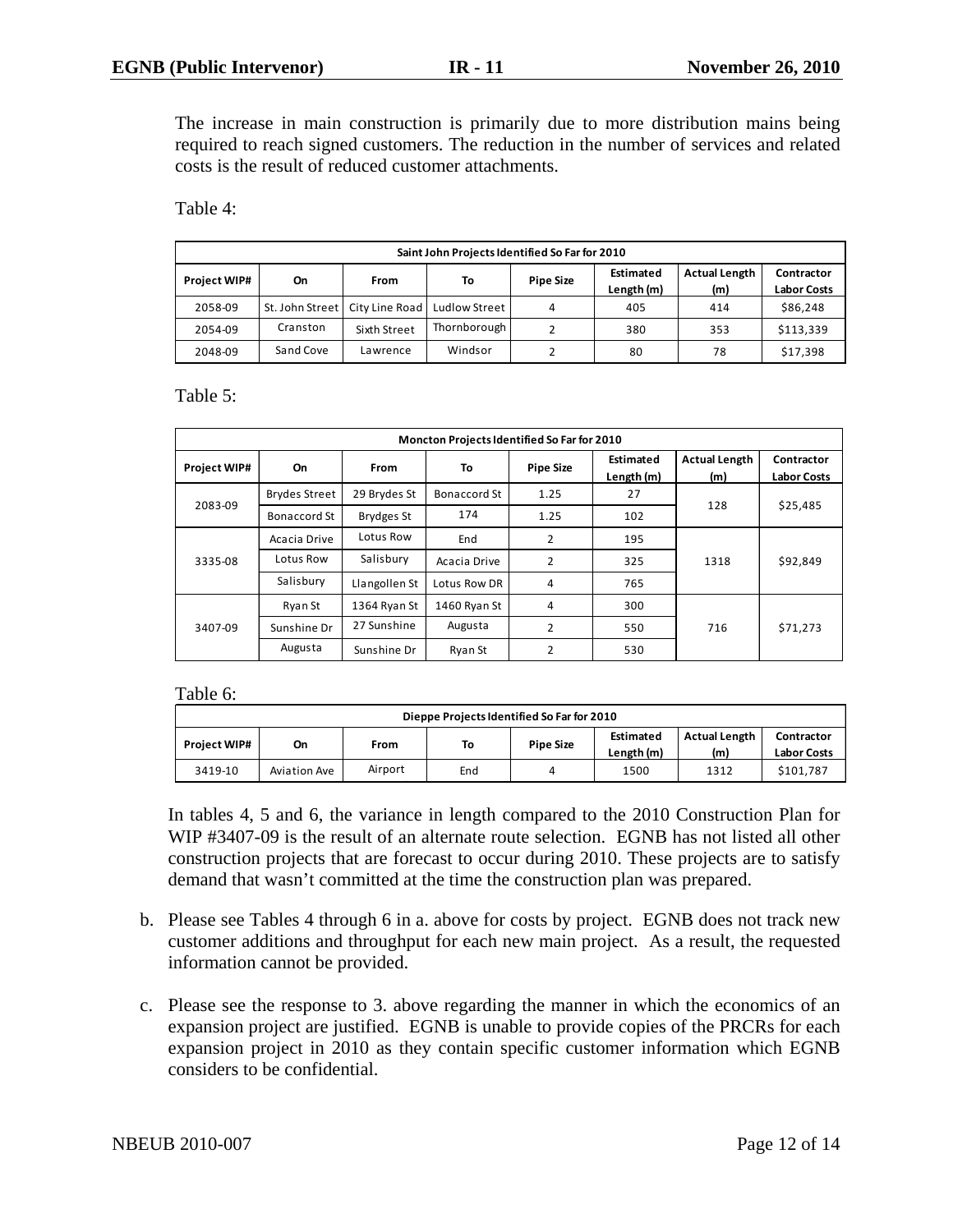The increase in main construction is primarily due to more distribution mains being required to reach signed customers. The reduction in the number of services and related costs is the result of reduced customer attachments.

Table 4:

| Saint John Projects Identified So Far for 2010 | | | | | | | |
|---|---|---|---|---|---|---|---|
| **Project WIP#** | **On** | **From** | **To** | **Pipe Size** | **Estimated Length (m)** | **Actual Length (m)** | **Contractor Labor Costs** |
| 2058-09 | St. John Street | City Line Road | Ludlow Street | 4 | 405 | 414 | $86,248 |
| 2054-09 | Cranston | Sixth Street | Thornborough | 2 | 380 | 353 | $113,339 |
| 2048-09 | Sand Cove | Lawrence | Windsor | 2 | 80 | 78 | $17,398 |

Table 5:

| Moncton Projects Identified So Far for 2010 | | | | | | | |
|---|---|---|---|---|---|---|---|
| **Project WIP#** | **On** | **From** | **To** | **Pipe Size** | **Estimated Length (m)** | **Actual Length (m)** | **Contractor Labor Costs** |
| 2083-09 | Brydes Street | 29 Brydes St | Bonaccord St | 1.25 | 27 | 128 | $25,485 |
| | Bonaccord St | Brydges St | 174 | 1.25 | 102 | | |
| 3335-08 | Acacia Drive | Lotus Row | End | 2 | 195 | 1318 | $92,849 |
| | Lotus Row | Salisbury | Acacia Drive | 2 | 325 | | |
| | Salisbury | Llangollen St | Lotus Row DR | 4 | 765 | | |
| 3407-09 | Ryan St | 1364 Ryan St | 1460 Ryan St | 4 | 300 | 716 | $71,273 |
| | Sunshine Dr | 27 Sunshine | Augusta | 2 | 550 | | |
| | Augusta | Sunshine Dr | Ryan St | 2 | 530 | | |

Table 6:

| Dieppe Projects Identified So Far for 2010 | | | | | | | |
|---|---|---|---|---|---|---|---|
| **Project WIP#** | **On** | **From** | **To** | **Pipe Size** | **Estimated Length (m)** | **Actual Length (m)** | **Contractor Labor Costs** |
| 3419-10 | Aviation Ave | Airport | End | 4 | 1500 | 1312 | $101,787 |

In tables 4, 5 and 6, the variance in length compared to the 2010 Construction Plan for WIP #3407-09 is the result of an alternate route selection. EGNB has not listed all other construction projects that are forecast to occur during 2010. These projects are to satisfy demand that wasn't committed at the time the construction plan was prepared.

b. Please see Tables 4 through 6 in a. above for costs by project. EGNB does not track new customer additions and throughput for each new main project. As a result, the requested information cannot be provided.

c. Please see the response to 3. above regarding the manner in which the economics of an expansion project are justified. EGNB is unable to provide copies of the PRCRs for each expansion project in 2010 as they contain specific customer information which EGNB considers to be confidential.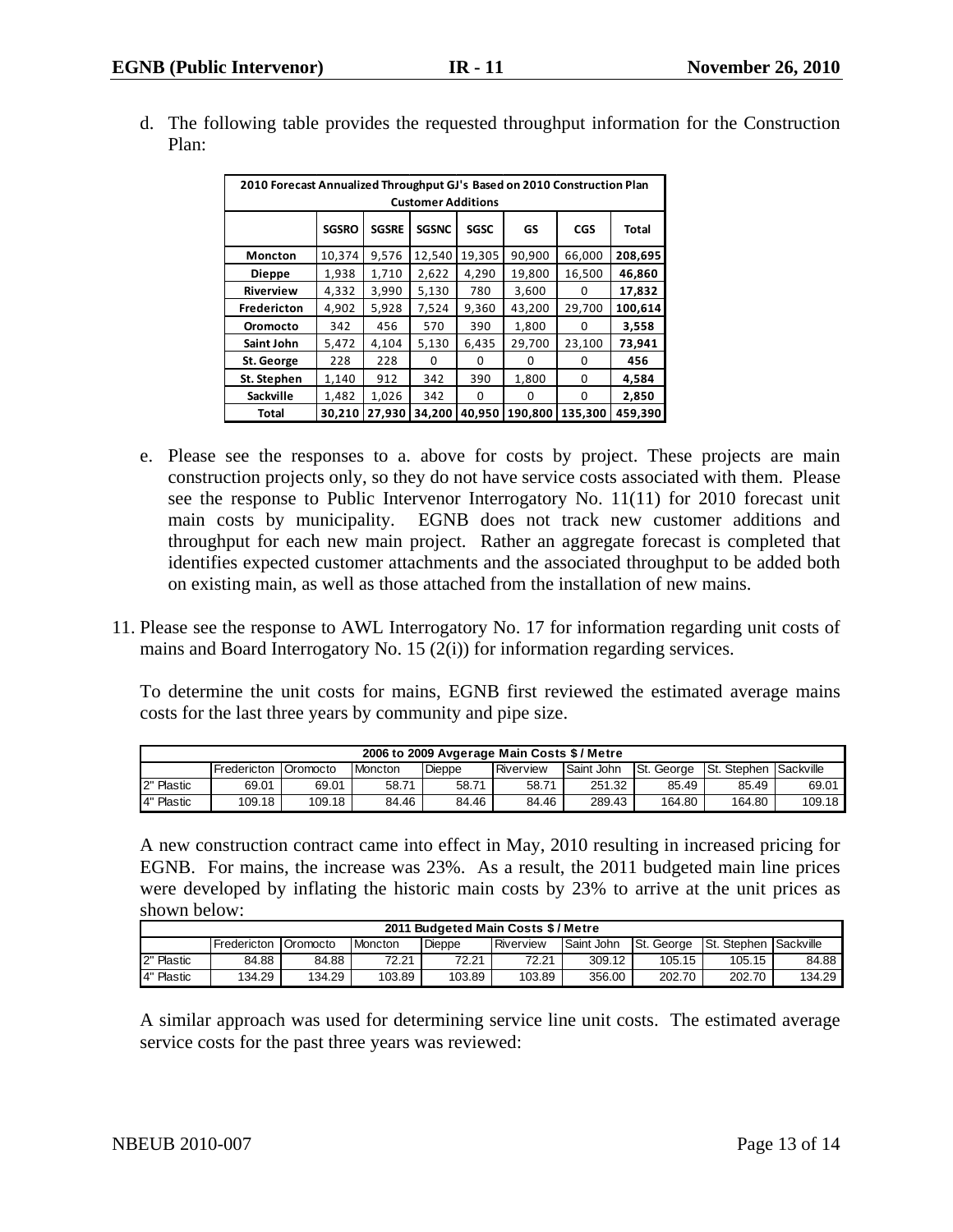d. The following table provides the requested throughput information for the Construction Plan:

| 2010 Forecast Annualized Throughput GJ's Based on 2010 Construction Plan Customer Additions | | | | | | | |
|---|---|---|---|---|---|---|---|
| | SGSRO | SGSRE | SGSNC | SGSC | GS | CGS | Total |
| Moncton | 10,374 | 9,576 | 12,540 | 19,305 | 90,900 | 66,000 | **208,695** |
| Dieppe | 1,938 | 1,710 | 2,622 | 4,290 | 19,800 | 16,500 | **46,860** |
| Riverview | 4,332 | 3,990 | 5,130 | 780 | 3,600 | 0 | **17,832** |
| Fredericton | 4,902 | 5,928 | 7,524 | 9,360 | 43,200 | 29,700 | **100,614** |
| Oromocto | 342 | 456 | 570 | 390 | 1,800 | 0 | **3,558** |
| Saint John | 5,472 | 4,104 | 5,130 | 6,435 | 29,700 | 23,100 | **73,941** |
| St. George | 228 | 228 | 0 | 0 | 0 | 0 | **456** |
| St. Stephen | 1,140 | 912 | 342 | 390 | 1,800 | 0 | **4,584** |
| Sackville | 1,482 | 1,026 | 342 | 0 | 0 | 0 | **2,850** |
| Total | 30,210 | 27,930 | 34,200 | 40,950 | 190,800 | 135,300 | 459,390 |

e. Please see the responses to a. above for costs by project. These projects are main construction projects only, so they do not have service costs associated with them. Please see the response to Public Intervenor Interrogatory No. 11(11) for 2010 forecast unit main costs by municipality. EGNB does not track new customer additions and throughput for each new main project. Rather an aggregate forecast is completed that identifies expected customer attachments and the associated throughput to be added both on existing main, as well as those attached from the installation of new mains.

11. Please see the response to AWL Interrogatory No. 17 for information regarding unit costs of mains and Board Interrogatory No. 15 (2(i)) for information regarding services.

To determine the unit costs for mains, EGNB first reviewed the estimated average mains costs for the last three years by community and pipe size.

| 2006 to 2009 Avgerage Main Costs $ / Metre | | | | | | | | | |
|---|---|---|---|---|---|---|---|---|---|
| | Fredericton | Oromocto | Moncton | Dieppe | Riverview | Saint John | St. George | St. Stephen | Sackville |
| 2" Plastic | 69.01 | 69.01 | 58.71 | 58.71 | 58.71 | 251.32 | 85.49 | 85.49 | 69.01 |
| 4" Plastic | 109.18 | 109.18 | 84.46 | 84.46 | 84.46 | 289.43 | 164.80 | 164.80 | 109.18 |

A new construction contract came into effect in May, 2010 resulting in increased pricing for EGNB. For mains, the increase was 23%. As a result, the 2011 budgeted main line prices were developed by inflating the historic main costs by 23% to arrive at the unit prices as shown below:

| 2011 Budgeted Main Costs $ / Metre | | | | | | | | | |
|---|---|---|---|---|---|---|---|---|---|
| | Fredericton | Oromocto | Moncton | Dieppe | Riverview | Saint John | St. George | St. Stephen | Sackville |
| 2" Plastic | 84.88 | 84.88 | 72.21 | 72.21 | 72.21 | 309.12 | 105.15 | 105.15 | 84.88 |
| 4" Plastic | 134.29 | 134.29 | 103.89 | 103.89 | 103.89 | 356.00 | 202.70 | 202.70 | 134.29 |

A similar approach was used for determining service line unit costs. The estimated average service costs for the past three years was reviewed: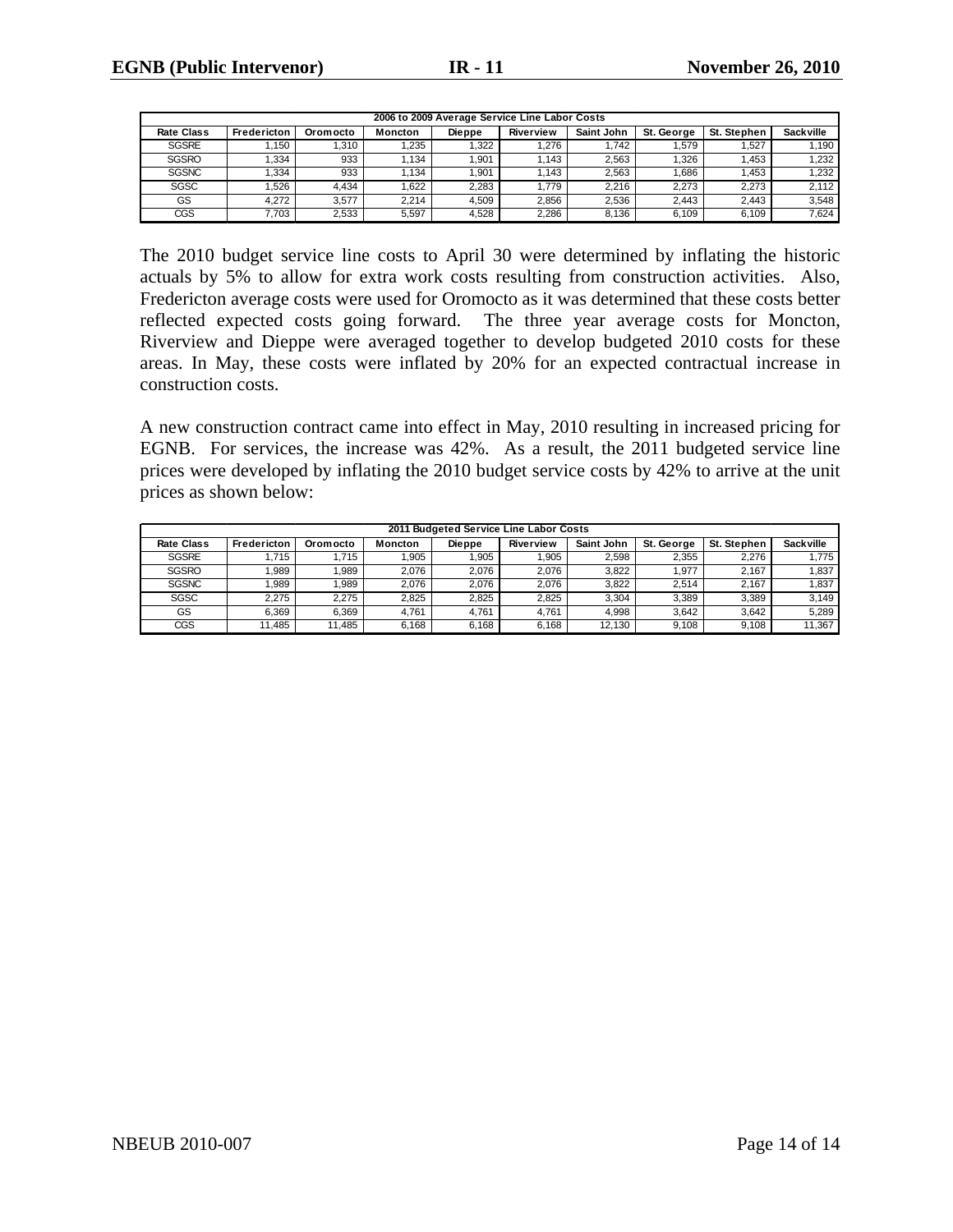| 2006 to 2009 Average Service Line Labor Costs | | | | | | | | | |
|---|---|---|---|---|---|---|---|---|---|
| Rate Class | Fredericton | Oromocto | Moncton | Dieppe | Riverview | Saint John | St. George | St. Stephen | Sackville |
| SGSRE | 1,150 | 1,310 | 1,235 | 1,322 | 1,276 | 1,742 | 1,579 | 1,527 | 1,190 |
| SGSRO | 1,334 | 933 | 1,134 | 1,901 | 1,143 | 2,563 | 1,326 | 1,453 | 1,232 |
| SGSNC | 1,334 | 933 | 1,134 | 1,901 | 1,143 | 2,563 | 1,686 | 1,453 | 1,232 |
| SGSC | 1,526 | 4,434 | 1,622 | 2,283 | 1,779 | 2,216 | 2,273 | 2,273 | 2,112 |
| GS | 4,272 | 3,577 | 2,214 | 4,509 | 2,856 | 2,536 | 2,443 | 2,443 | 3,548 |
| CGS | 7,703 | 2,533 | 5,597 | 4,528 | 2,286 | 8,136 | 6,109 | 6,109 | 7,624 |

The 2010 budget service line costs to April 30 were determined by inflating the historic actuals by 5% to allow for extra work costs resulting from construction activities. Also, Fredericton average costs were used for Oromocto as it was determined that these costs better reflected expected costs going forward. The three year average costs for Moncton, Riverview and Dieppe were averaged together to develop budgeted 2010 costs for these areas. In May, these costs were inflated by 20% for an expected contractual increase in construction costs.

A new construction contract came into effect in May, 2010 resulting in increased pricing for EGNB. For services, the increase was 42%. As a result, the 2011 budgeted service line prices were developed by inflating the 2010 budget service costs by 42% to arrive at the unit prices as shown below:

| 2011 Budgeted Service Line Labor Costs | | | | | | | | | |
|---|---|---|---|---|---|---|---|---|---|
| Rate Class | Fredericton | Oromocto | Moncton | Dieppe | Riverview | Saint John | St. George | St. Stephen | Sackville |
| SGSRE | 1,715 | 1,715 | 1,905 | 1,905 | 1,905 | 2,598 | 2,355 | 2,276 | 1,775 |
| SGSRO | 1,989 | 1,989 | 2,076 | 2,076 | 2,076 | 3,822 | 1,977 | 2,167 | 1,837 |
| SGSNC | 1,989 | 1,989 | 2,076 | 2,076 | 2,076 | 3,822 | 2,514 | 2,167 | 1,837 |
| SGSC | 2,275 | 2,275 | 2,825 | 2,825 | 2,825 | 3,304 | 3,389 | 3,389 | 3,149 |
| GS | 6,369 | 6,369 | 4,761 | 4,761 | 4,761 | 4,998 | 3,642 | 3,642 | 5,289 |
| CGS | 11,485 | 11,485 | 6,168 | 6,168 | 6,168 | 12,130 | 9,108 | 9,108 | 11,367 |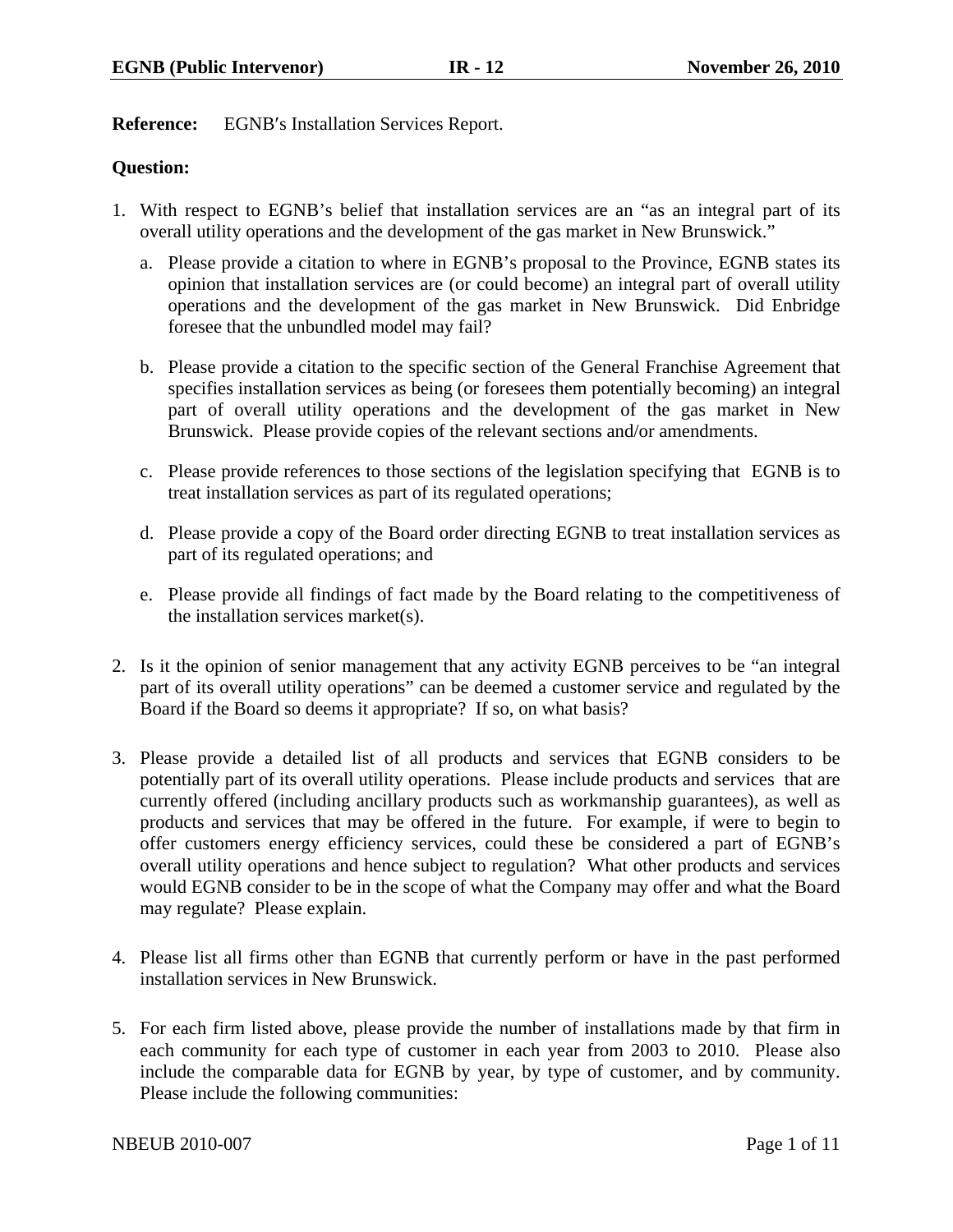**Reference:** EGNB′s Installation Services Report.

**Question:**

1. With respect to EGNB's belief that installation services are an "as an integral part of its overall utility operations and the development of the gas market in New Brunswick."
   a. Please provide a citation to where in EGNB's proposal to the Province, EGNB states its opinion that installation services are (or could become) an integral part of overall utility operations and the development of the gas market in New Brunswick. Did Enbridge foresee that the unbundled model may fail?
   b. Please provide a citation to the specific section of the General Franchise Agreement that specifies installation services as being (or foresees them potentially becoming) an integral part of overall utility operations and the development of the gas market in New Brunswick. Please provide copies of the relevant sections and/or amendments.
   c. Please provide references to those sections of the legislation specifying that EGNB is to treat installation services as part of its regulated operations;
   d. Please provide a copy of the Board order directing EGNB to treat installation services as part of its regulated operations; and
   e. Please provide all findings of fact made by the Board relating to the competitiveness of the installation services market(s).
2. Is it the opinion of senior management that any activity EGNB perceives to be "an integral part of its overall utility operations" can be deemed a customer service and regulated by the Board if the Board so deems it appropriate? If so, on what basis?
3. Please provide a detailed list of all products and services that EGNB considers to be potentially part of its overall utility operations. Please include products and services that are currently offered (including ancillary products such as workmanship guarantees), as well as products and services that may be offered in the future. For example, if were to begin to offer customers energy efficiency services, could these be considered a part of EGNB's overall utility operations and hence subject to regulation? What other products and services would EGNB consider to be in the scope of what the Company may offer and what the Board may regulate? Please explain.
4. Please list all firms other than EGNB that currently perform or have in the past performed installation services in New Brunswick.
5. For each firm listed above, please provide the number of installations made by that firm in each community for each type of customer in each year from 2003 to 2010. Please also include the comparable data for EGNB by year, by type of customer, and by community. Please include the following communities: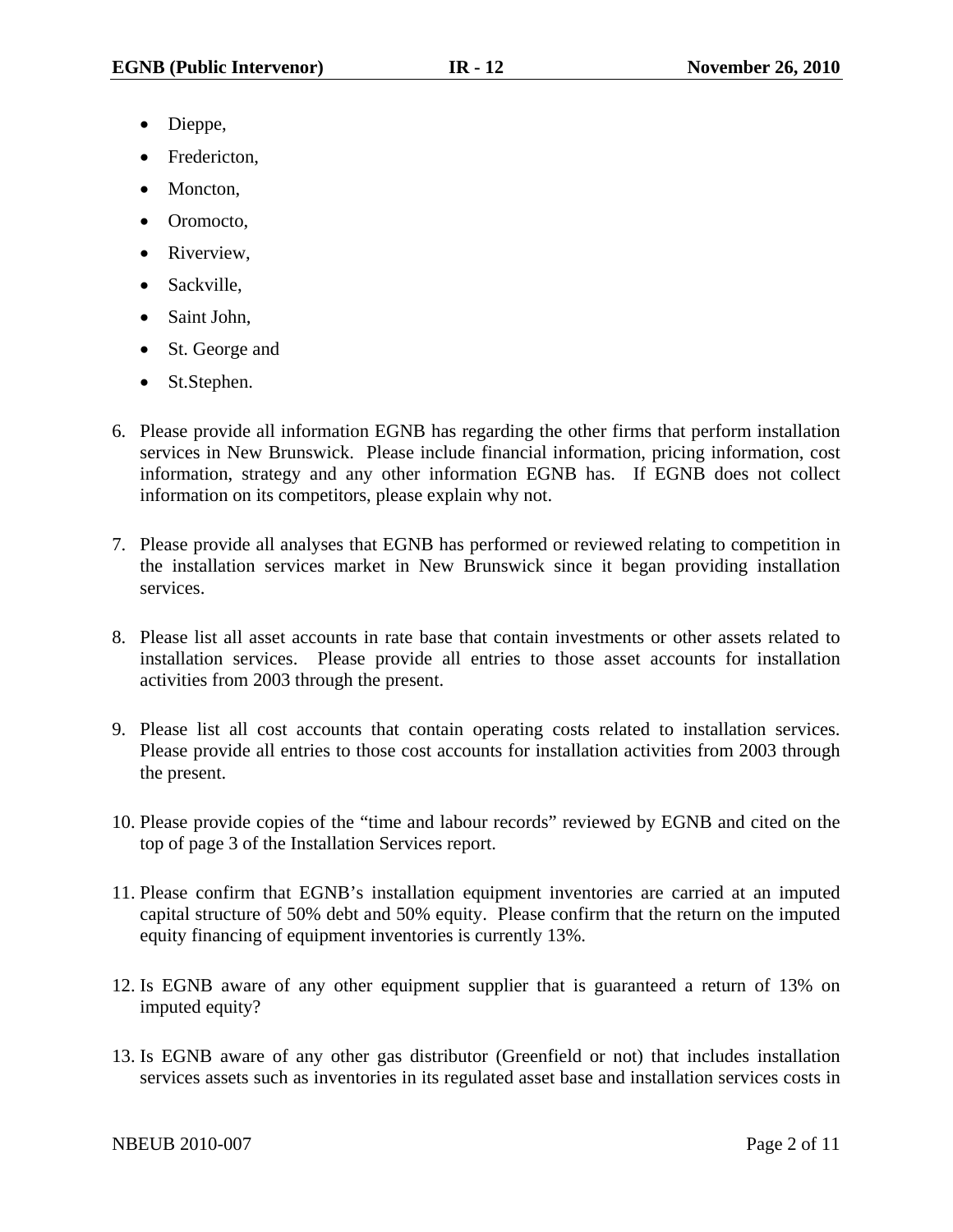- Dieppe,
- Fredericton,
- Moncton,
- Oromocto,
- Riverview,
- Sackville,
- Saint John,
- St. George and
- St.Stephen.

6. Please provide all information EGNB has regarding the other firms that perform installation services in New Brunswick. Please include financial information, pricing information, cost information, strategy and any other information EGNB has. If EGNB does not collect information on its competitors, please explain why not.

7. Please provide all analyses that EGNB has performed or reviewed relating to competition in the installation services market in New Brunswick since it began providing installation services.

8. Please list all asset accounts in rate base that contain investments or other assets related to installation services. Please provide all entries to those asset accounts for installation activities from 2003 through the present.

9. Please list all cost accounts that contain operating costs related to installation services. Please provide all entries to those cost accounts for installation activities from 2003 through the present.

10. Please provide copies of the "time and labour records" reviewed by EGNB and cited on the top of page 3 of the Installation Services report.

11. Please confirm that EGNB's installation equipment inventories are carried at an imputed capital structure of 50% debt and 50% equity. Please confirm that the return on the imputed equity financing of equipment inventories is currently 13%.

12. Is EGNB aware of any other equipment supplier that is guaranteed a return of 13% on imputed equity?

13. Is EGNB aware of any other gas distributor (Greenfield or not) that includes installation services assets such as inventories in its regulated asset base and installation services costs in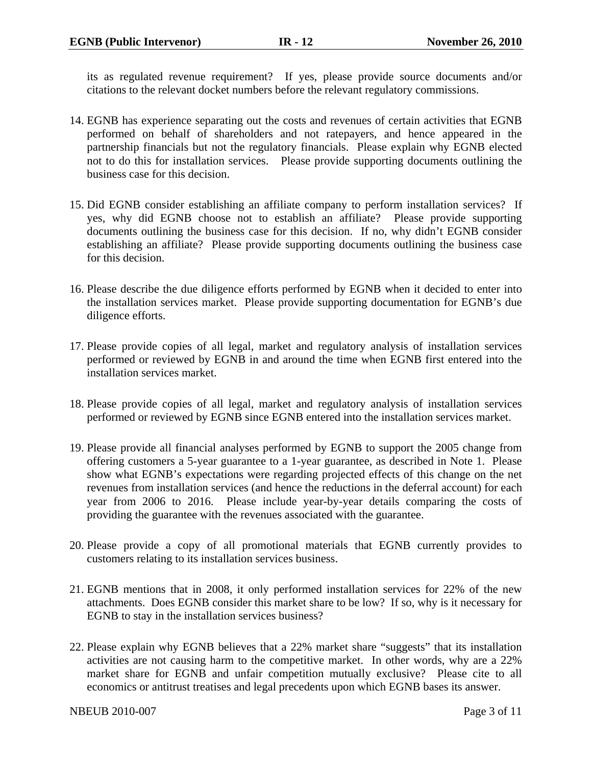its as regulated revenue requirement? If yes, please provide source documents and/or citations to the relevant docket numbers before the relevant regulatory commissions.

14. EGNB has experience separating out the costs and revenues of certain activities that EGNB performed on behalf of shareholders and not ratepayers, and hence appeared in the partnership financials but not the regulatory financials. Please explain why EGNB elected not to do this for installation services. Please provide supporting documents outlining the business case for this decision.

15. Did EGNB consider establishing an affiliate company to perform installation services? If yes, why did EGNB choose not to establish an affiliate? Please provide supporting documents outlining the business case for this decision. If no, why didn't EGNB consider establishing an affiliate? Please provide supporting documents outlining the business case for this decision.

16. Please describe the due diligence efforts performed by EGNB when it decided to enter into the installation services market. Please provide supporting documentation for EGNB's due diligence efforts.

17. Please provide copies of all legal, market and regulatory analysis of installation services performed or reviewed by EGNB in and around the time when EGNB first entered into the installation services market.

18. Please provide copies of all legal, market and regulatory analysis of installation services performed or reviewed by EGNB since EGNB entered into the installation services market.

19. Please provide all financial analyses performed by EGNB to support the 2005 change from offering customers a 5-year guarantee to a 1-year guarantee, as described in Note 1. Please show what EGNB's expectations were regarding projected effects of this change on the net revenues from installation services (and hence the reductions in the deferral account) for each year from 2006 to 2016. Please include year-by-year details comparing the costs of providing the guarantee with the revenues associated with the guarantee.

20. Please provide a copy of all promotional materials that EGNB currently provides to customers relating to its installation services business.

21. EGNB mentions that in 2008, it only performed installation services for 22% of the new attachments. Does EGNB consider this market share to be low? If so, why is it necessary for EGNB to stay in the installation services business?

22. Please explain why EGNB believes that a 22% market share "suggests" that its installation activities are not causing harm to the competitive market. In other words, why are a 22% market share for EGNB and unfair competition mutually exclusive? Please cite to all economics or antitrust treatises and legal precedents upon which EGNB bases its answer.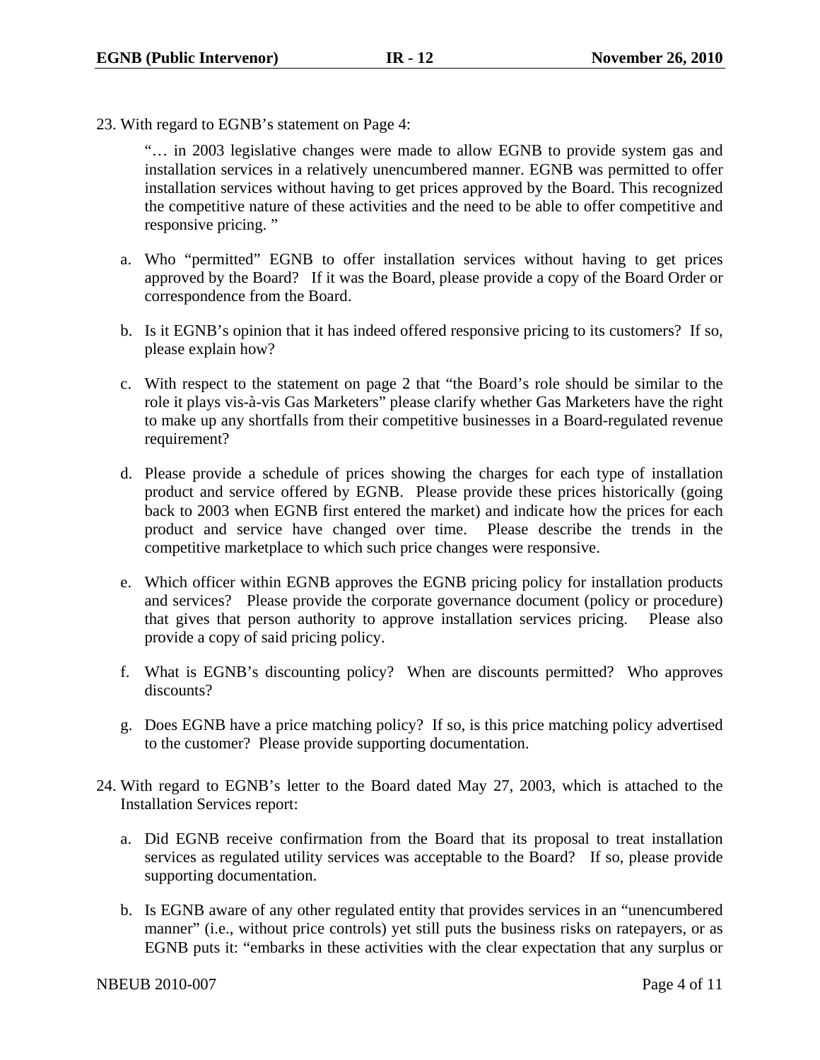23. With regard to EGNB's statement on Page 4:

   "… in 2003 legislative changes were made to allow EGNB to provide system gas and installation services in a relatively unencumbered manner. EGNB was permitted to offer installation services without having to get prices approved by the Board. This recognized the competitive nature of these activities and the need to be able to offer competitive and responsive pricing. "

   a. Who "permitted" EGNB to offer installation services without having to get prices approved by the Board? If it was the Board, please provide a copy of the Board Order or correspondence from the Board.

   b. Is it EGNB's opinion that it has indeed offered responsive pricing to its customers? If so, please explain how?

   c. With respect to the statement on page 2 that "the Board's role should be similar to the role it plays vis-à-vis Gas Marketers" please clarify whether Gas Marketers have the right to make up any shortfalls from their competitive businesses in a Board-regulated revenue requirement?

   d. Please provide a schedule of prices showing the charges for each type of installation product and service offered by EGNB. Please provide these prices historically (going back to 2003 when EGNB first entered the market) and indicate how the prices for each product and service have changed over time. Please describe the trends in the competitive marketplace to which such price changes were responsive.

   e. Which officer within EGNB approves the EGNB pricing policy for installation products and services? Please provide the corporate governance document (policy or procedure) that gives that person authority to approve installation services pricing. Please also provide a copy of said pricing policy.

   f. What is EGNB's discounting policy? When are discounts permitted? Who approves discounts?

   g. Does EGNB have a price matching policy? If so, is this price matching policy advertised to the customer? Please provide supporting documentation.

24. With regard to EGNB's letter to the Board dated May 27, 2003, which is attached to the Installation Services report:

   a. Did EGNB receive confirmation from the Board that its proposal to treat installation services as regulated utility services was acceptable to the Board? If so, please provide supporting documentation.

   b. Is EGNB aware of any other regulated entity that provides services in an "unencumbered manner" (i.e., without price controls) yet still puts the business risks on ratepayers, or as EGNB puts it: "embarks in these activities with the clear expectation that any surplus or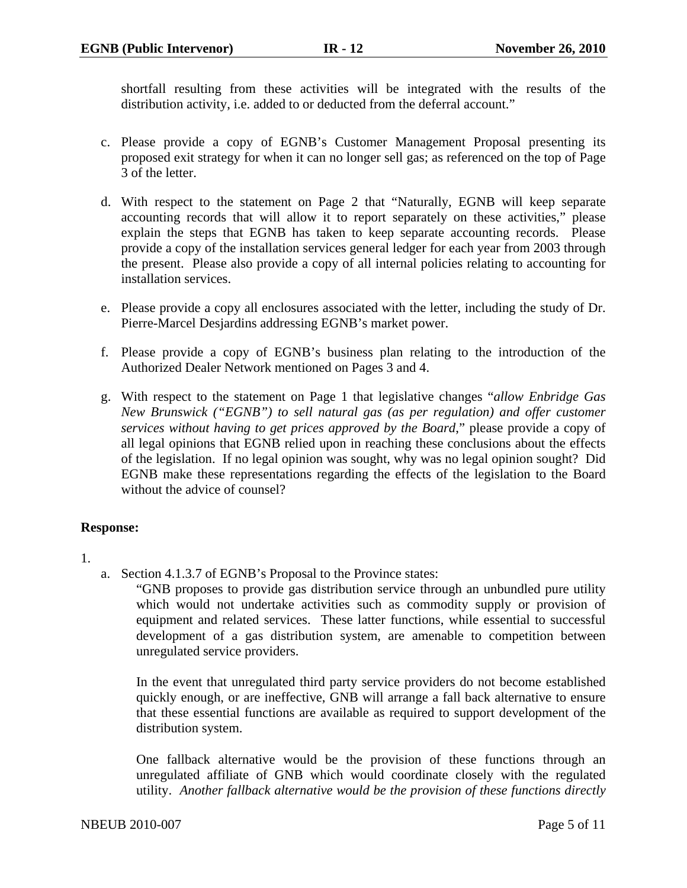shortfall resulting from these activities will be integrated with the results of the distribution activity, i.e. added to or deducted from the deferral account."

c. Please provide a copy of EGNB's Customer Management Proposal presenting its proposed exit strategy for when it can no longer sell gas; as referenced on the top of Page 3 of the letter.

d. With respect to the statement on Page 2 that "Naturally, EGNB will keep separate accounting records that will allow it to report separately on these activities," please explain the steps that EGNB has taken to keep separate accounting records. Please provide a copy of the installation services general ledger for each year from 2003 through the present. Please also provide a copy of all internal policies relating to accounting for installation services.

e. Please provide a copy all enclosures associated with the letter, including the study of Dr. Pierre-Marcel Desjardins addressing EGNB's market power.

f. Please provide a copy of EGNB's business plan relating to the introduction of the Authorized Dealer Network mentioned on Pages 3 and 4.

g. With respect to the statement on Page 1 that legislative changes "*allow Enbridge Gas New Brunswick ("EGNB") to sell natural gas (as per regulation) and offer customer services without having to get prices approved by the Board*," please provide a copy of all legal opinions that EGNB relied upon in reaching these conclusions about the effects of the legislation. If no legal opinion was sought, why was no legal opinion sought? Did EGNB make these representations regarding the effects of the legislation to the Board without the advice of counsel?

**Response:**

1.

a. Section 4.1.3.7 of EGNB's Proposal to the Province states:

"GNB proposes to provide gas distribution service through an unbundled pure utility which would not undertake activities such as commodity supply or provision of equipment and related services. These latter functions, while essential to successful development of a gas distribution system, are amenable to competition between unregulated service providers.

In the event that unregulated third party service providers do not become established quickly enough, or are ineffective, GNB will arrange a fall back alternative to ensure that these essential functions are available as required to support development of the distribution system.

One fallback alternative would be the provision of these functions through an unregulated affiliate of GNB which would coordinate closely with the regulated utility. *Another fallback alternative would be the provision of these functions directly*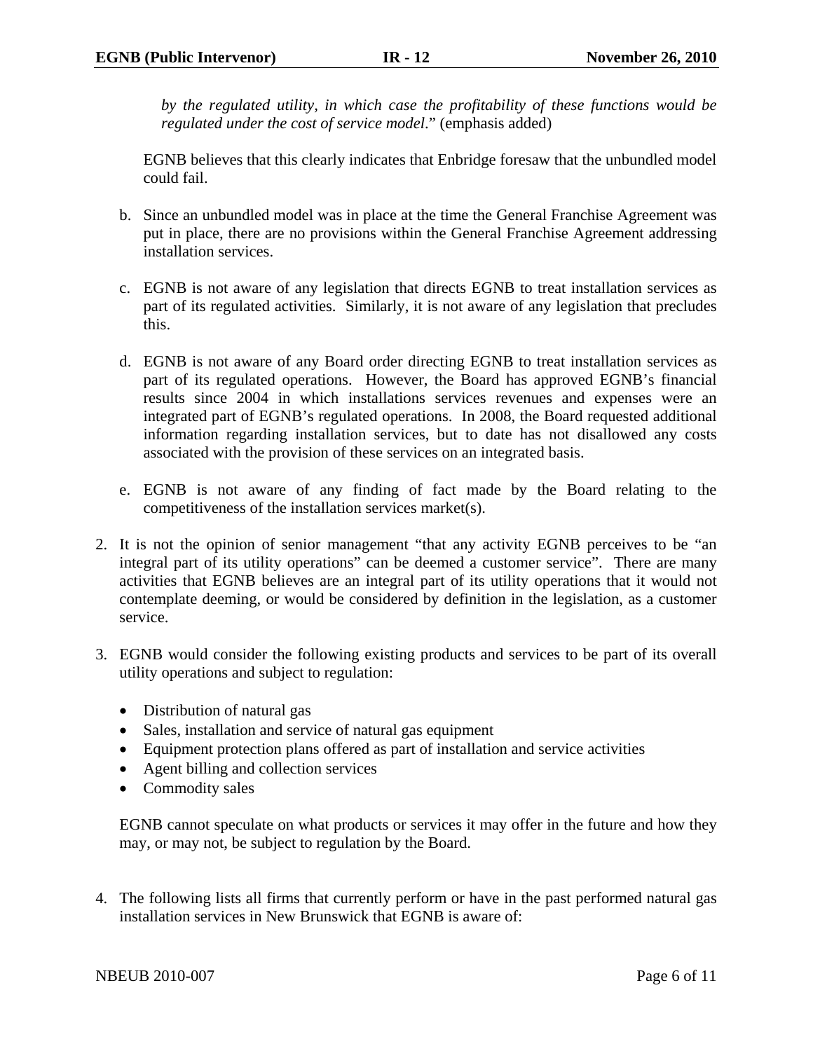*by the regulated utility, in which case the profitability of these functions would be regulated under the cost of service model*." (emphasis added)

EGNB believes that this clearly indicates that Enbridge foresaw that the unbundled model could fail.

b. Since an unbundled model was in place at the time the General Franchise Agreement was put in place, there are no provisions within the General Franchise Agreement addressing installation services.

c. EGNB is not aware of any legislation that directs EGNB to treat installation services as part of its regulated activities. Similarly, it is not aware of any legislation that precludes this.

d. EGNB is not aware of any Board order directing EGNB to treat installation services as part of its regulated operations. However, the Board has approved EGNB's financial results since 2004 in which installations services revenues and expenses were an integrated part of EGNB's regulated operations. In 2008, the Board requested additional information regarding installation services, but to date has not disallowed any costs associated with the provision of these services on an integrated basis.

e. EGNB is not aware of any finding of fact made by the Board relating to the competitiveness of the installation services market(s).

2. It is not the opinion of senior management "that any activity EGNB perceives to be "an integral part of its utility operations" can be deemed a customer service". There are many activities that EGNB believes are an integral part of its utility operations that it would not contemplate deeming, or would be considered by definition in the legislation, as a customer service.

3. EGNB would consider the following existing products and services to be part of its overall utility operations and subject to regulation:

   - Distribution of natural gas
   - Sales, installation and service of natural gas equipment
   - Equipment protection plans offered as part of installation and service activities
   - Agent billing and collection services
   - Commodity sales

   EGNB cannot speculate on what products or services it may offer in the future and how they may, or may not, be subject to regulation by the Board.

4. The following lists all firms that currently perform or have in the past performed natural gas installation services in New Brunswick that EGNB is aware of: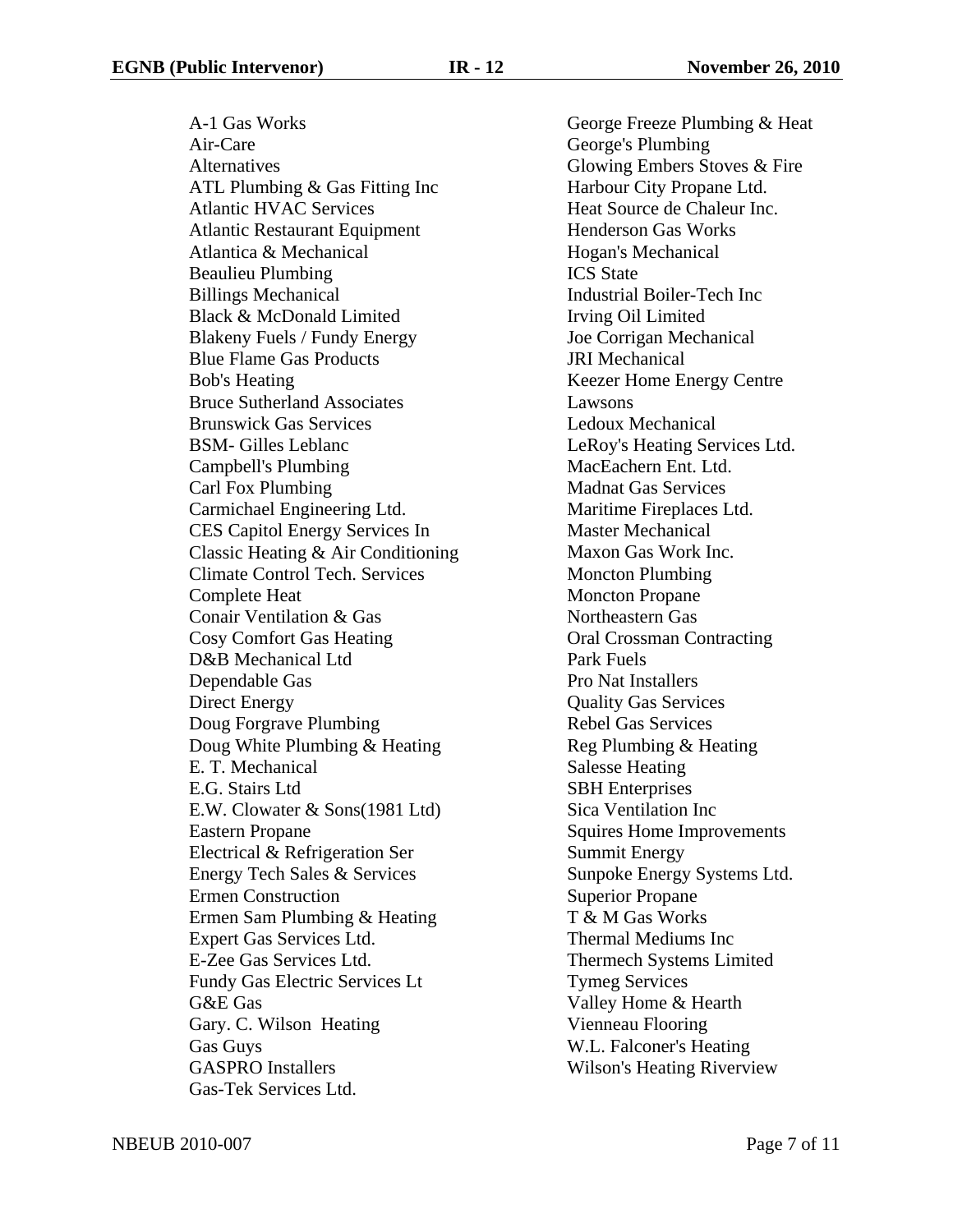A-1 Gas Works
Air-Care
Alternatives
ATL Plumbing & Gas Fitting Inc
Atlantic HVAC Services
Atlantic Restaurant Equipment
Atlantica & Mechanical
Beaulieu Plumbing
Billings Mechanical
Black & McDonald Limited
Blakeny Fuels / Fundy Energy
Blue Flame Gas Products
Bob's Heating
Bruce Sutherland Associates
Brunswick Gas Services
BSM- Gilles Leblanc
Campbell's Plumbing
Carl Fox Plumbing
Carmichael Engineering Ltd.
CES Capitol Energy Services In
Classic Heating & Air Conditioning
Climate Control Tech. Services
Complete Heat
Conair Ventilation & Gas
Cosy Comfort Gas Heating
D&B Mechanical Ltd
Dependable Gas
Direct Energy
Doug Forgrave Plumbing
Doug White Plumbing & Heating
E. T. Mechanical
E.G. Stairs Ltd
E.W. Clowater & Sons(1981 Ltd)
Eastern Propane
Electrical & Refrigeration Ser
Energy Tech Sales & Services
Ermen Construction
Ermen Sam Plumbing & Heating
Expert Gas Services Ltd.
E-Zee Gas Services Ltd.
Fundy Gas Electric Services Lt
G&E Gas
Gary. C. Wilson Heating
Gas Guys
GASPRO Installers
Gas-Tek Services Ltd.
George Freeze Plumbing & Heat
George's Plumbing
Glowing Embers Stoves & Fire
Harbour City Propane Ltd.
Heat Source de Chaleur Inc.
Henderson Gas Works
Hogan's Mechanical
ICS State
Industrial Boiler-Tech Inc
Irving Oil Limited
Joe Corrigan Mechanical
JRI Mechanical
Keezer Home Energy Centre
Lawsons
Ledoux Mechanical
LeRoy's Heating Services Ltd.
MacEachern Ent. Ltd.
Madnat Gas Services
Maritime Fireplaces Ltd.
Master Mechanical
Maxon Gas Work Inc.
Moncton Plumbing
Moncton Propane
Northeastern Gas
Oral Crossman Contracting
Park Fuels
Pro Nat Installers
Quality Gas Services
Rebel Gas Services
Reg Plumbing & Heating
Salesse Heating
SBH Enterprises
Sica Ventilation Inc
Squires Home Improvements
Summit Energy
Sunpoke Energy Systems Ltd.
Superior Propane
T & M Gas Works
Thermal Mediums Inc
Thermech Systems Limited
Tymeg Services
Valley Home & Hearth
Vienneau Flooring
W.L. Falconer's Heating
Wilson's Heating Riverview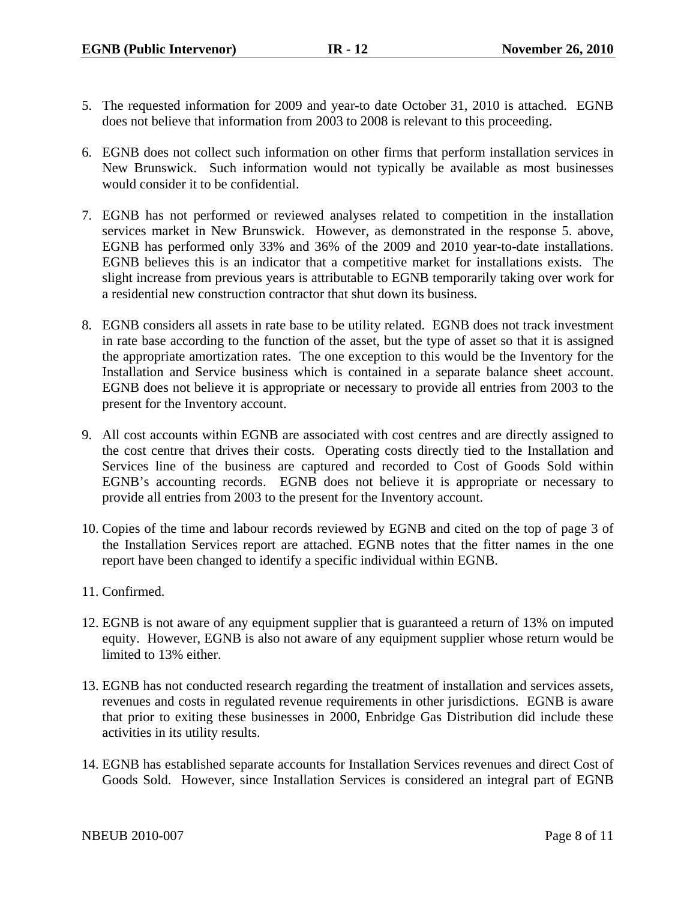5. The requested information for 2009 and year-to date October 31, 2010 is attached. EGNB does not believe that information from 2003 to 2008 is relevant to this proceeding.

6. EGNB does not collect such information on other firms that perform installation services in New Brunswick. Such information would not typically be available as most businesses would consider it to be confidential.

7. EGNB has not performed or reviewed analyses related to competition in the installation services market in New Brunswick. However, as demonstrated in the response 5. above, EGNB has performed only 33% and 36% of the 2009 and 2010 year-to-date installations. EGNB believes this is an indicator that a competitive market for installations exists. The slight increase from previous years is attributable to EGNB temporarily taking over work for a residential new construction contractor that shut down its business.

8. EGNB considers all assets in rate base to be utility related. EGNB does not track investment in rate base according to the function of the asset, but the type of asset so that it is assigned the appropriate amortization rates. The one exception to this would be the Inventory for the Installation and Service business which is contained in a separate balance sheet account. EGNB does not believe it is appropriate or necessary to provide all entries from 2003 to the present for the Inventory account.

9. All cost accounts within EGNB are associated with cost centres and are directly assigned to the cost centre that drives their costs. Operating costs directly tied to the Installation and Services line of the business are captured and recorded to Cost of Goods Sold within EGNB's accounting records. EGNB does not believe it is appropriate or necessary to provide all entries from 2003 to the present for the Inventory account.

10. Copies of the time and labour records reviewed by EGNB and cited on the top of page 3 of the Installation Services report are attached. EGNB notes that the fitter names in the one report have been changed to identify a specific individual within EGNB.

11. Confirmed.

12. EGNB is not aware of any equipment supplier that is guaranteed a return of 13% on imputed equity. However, EGNB is also not aware of any equipment supplier whose return would be limited to 13% either.

13. EGNB has not conducted research regarding the treatment of installation and services assets, revenues and costs in regulated revenue requirements in other jurisdictions. EGNB is aware that prior to exiting these businesses in 2000, Enbridge Gas Distribution did include these activities in its utility results.

14. EGNB has established separate accounts for Installation Services revenues and direct Cost of Goods Sold. However, since Installation Services is considered an integral part of EGNB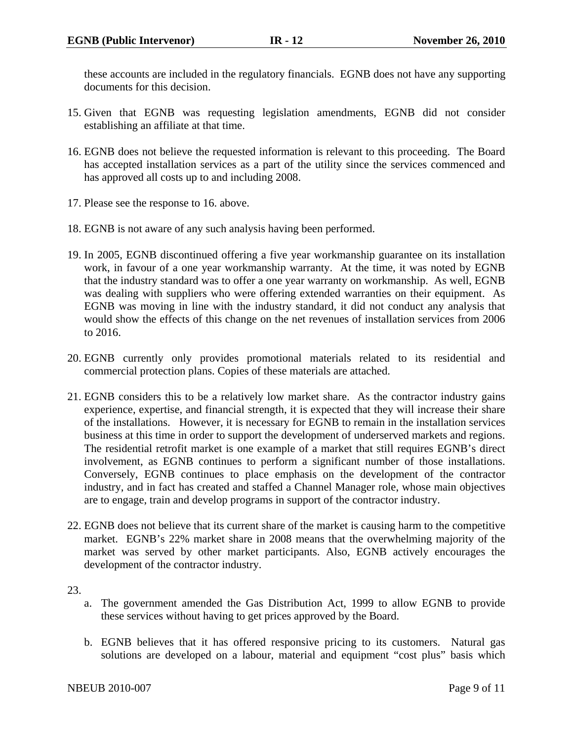these accounts are included in the regulatory financials. EGNB does not have any supporting documents for this decision.

15. Given that EGNB was requesting legislation amendments, EGNB did not consider establishing an affiliate at that time.

16. EGNB does not believe the requested information is relevant to this proceeding. The Board has accepted installation services as a part of the utility since the services commenced and has approved all costs up to and including 2008.

17. Please see the response to 16. above.

18. EGNB is not aware of any such analysis having been performed.

19. In 2005, EGNB discontinued offering a five year workmanship guarantee on its installation work, in favour of a one year workmanship warranty. At the time, it was noted by EGNB that the industry standard was to offer a one year warranty on workmanship. As well, EGNB was dealing with suppliers who were offering extended warranties on their equipment. As EGNB was moving in line with the industry standard, it did not conduct any analysis that would show the effects of this change on the net revenues of installation services from 2006 to 2016.

20. EGNB currently only provides promotional materials related to its residential and commercial protection plans. Copies of these materials are attached.

21. EGNB considers this to be a relatively low market share. As the contractor industry gains experience, expertise, and financial strength, it is expected that they will increase their share of the installations. However, it is necessary for EGNB to remain in the installation services business at this time in order to support the development of underserved markets and regions. The residential retrofit market is one example of a market that still requires EGNB's direct involvement, as EGNB continues to perform a significant number of those installations. Conversely, EGNB continues to place emphasis on the development of the contractor industry, and in fact has created and staffed a Channel Manager role, whose main objectives are to engage, train and develop programs in support of the contractor industry.

22. EGNB does not believe that its current share of the market is causing harm to the competitive market. EGNB's 22% market share in 2008 means that the overwhelming majority of the market was served by other market participants. Also, EGNB actively encourages the development of the contractor industry.

23.
   a. The government amended the Gas Distribution Act, 1999 to allow EGNB to provide these services without having to get prices approved by the Board.

   b. EGNB believes that it has offered responsive pricing to its customers. Natural gas solutions are developed on a labour, material and equipment "cost plus" basis which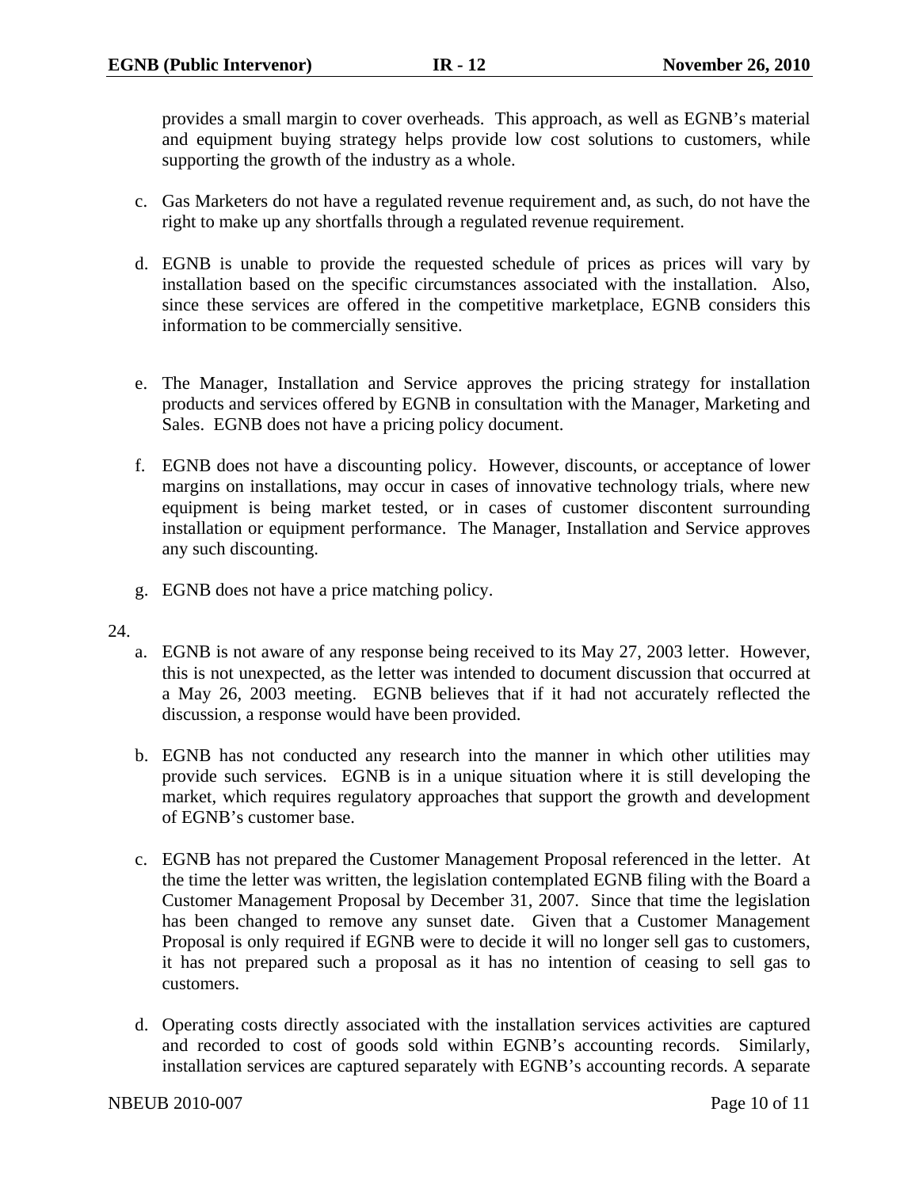provides a small margin to cover overheads. This approach, as well as EGNB's material and equipment buying strategy helps provide low cost solutions to customers, while supporting the growth of the industry as a whole.

c. Gas Marketers do not have a regulated revenue requirement and, as such, do not have the right to make up any shortfalls through a regulated revenue requirement.

d. EGNB is unable to provide the requested schedule of prices as prices will vary by installation based on the specific circumstances associated with the installation. Also, since these services are offered in the competitive marketplace, EGNB considers this information to be commercially sensitive.

e. The Manager, Installation and Service approves the pricing strategy for installation products and services offered by EGNB in consultation with the Manager, Marketing and Sales. EGNB does not have a pricing policy document.

f. EGNB does not have a discounting policy. However, discounts, or acceptance of lower margins on installations, may occur in cases of innovative technology trials, where new equipment is being market tested, or in cases of customer discontent surrounding installation or equipment performance. The Manager, Installation and Service approves any such discounting.

g. EGNB does not have a price matching policy.

24.

a. EGNB is not aware of any response being received to its May 27, 2003 letter. However, this is not unexpected, as the letter was intended to document discussion that occurred at a May 26, 2003 meeting. EGNB believes that if it had not accurately reflected the discussion, a response would have been provided.

b. EGNB has not conducted any research into the manner in which other utilities may provide such services. EGNB is in a unique situation where it is still developing the market, which requires regulatory approaches that support the growth and development of EGNB's customer base.

c. EGNB has not prepared the Customer Management Proposal referenced in the letter. At the time the letter was written, the legislation contemplated EGNB filing with the Board a Customer Management Proposal by December 31, 2007. Since that time the legislation has been changed to remove any sunset date. Given that a Customer Management Proposal is only required if EGNB were to decide it will no longer sell gas to customers, it has not prepared such a proposal as it has no intention of ceasing to sell gas to customers.

d. Operating costs directly associated with the installation services activities are captured and recorded to cost of goods sold within EGNB's accounting records. Similarly, installation services are captured separately with EGNB's accounting records. A separate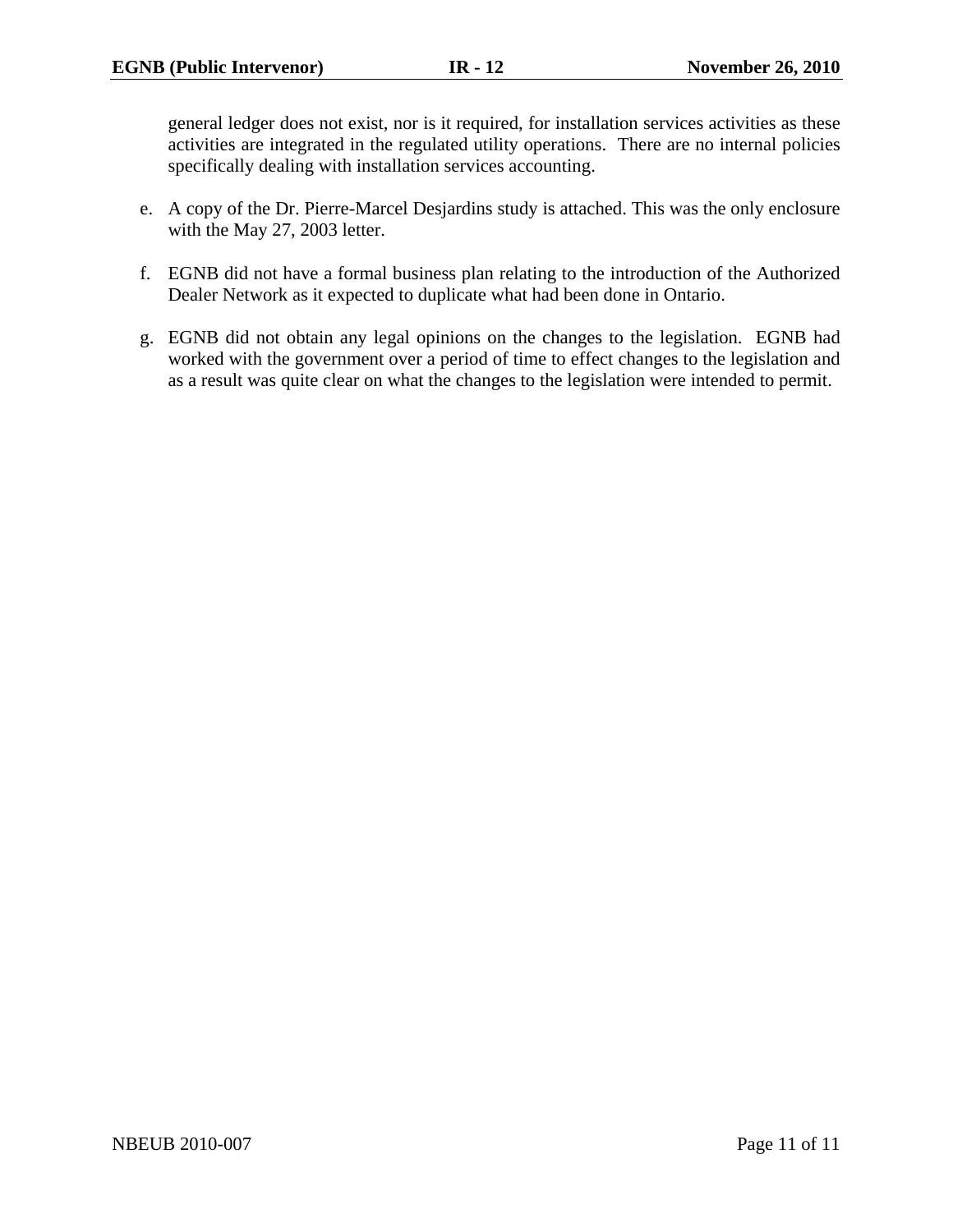general ledger does not exist, nor is it required, for installation services activities as these activities are integrated in the regulated utility operations. There are no internal policies specifically dealing with installation services accounting.

e. A copy of the Dr. Pierre-Marcel Desjardins study is attached. This was the only enclosure with the May 27, 2003 letter.

f. EGNB did not have a formal business plan relating to the introduction of the Authorized Dealer Network as it expected to duplicate what had been done in Ontario.

g. EGNB did not obtain any legal opinions on the changes to the legislation. EGNB had worked with the government over a period of time to effect changes to the legislation and as a result was quite clear on what the changes to the legislation were intended to permit.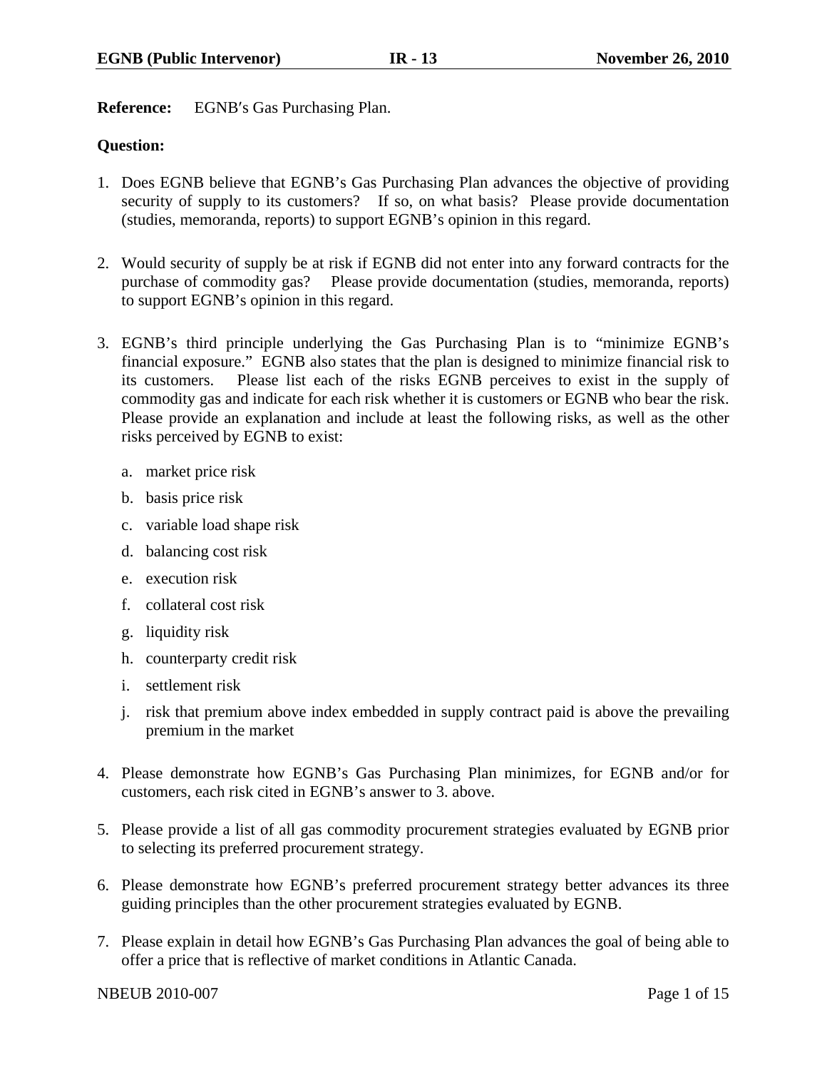**Reference:** EGNB′s Gas Purchasing Plan.

**Question:**

1. Does EGNB believe that EGNB's Gas Purchasing Plan advances the objective of providing security of supply to its customers? If so, on what basis? Please provide documentation (studies, memoranda, reports) to support EGNB's opinion in this regard.

2. Would security of supply be at risk if EGNB did not enter into any forward contracts for the purchase of commodity gas? Please provide documentation (studies, memoranda, reports) to support EGNB's opinion in this regard.

3. EGNB's third principle underlying the Gas Purchasing Plan is to "minimize EGNB's financial exposure." EGNB also states that the plan is designed to minimize financial risk to its customers. Please list each of the risks EGNB perceives to exist in the supply of commodity gas and indicate for each risk whether it is customers or EGNB who bear the risk. Please provide an explanation and include at least the following risks, as well as the other risks perceived by EGNB to exist:

   a. market price risk
   b. basis price risk
   c. variable load shape risk
   d. balancing cost risk
   e. execution risk
   f. collateral cost risk
   g. liquidity risk
   h. counterparty credit risk
   i. settlement risk
   j. risk that premium above index embedded in supply contract paid is above the prevailing premium in the market

4. Please demonstrate how EGNB's Gas Purchasing Plan minimizes, for EGNB and/or for customers, each risk cited in EGNB's answer to 3. above.

5. Please provide a list of all gas commodity procurement strategies evaluated by EGNB prior to selecting its preferred procurement strategy.

6. Please demonstrate how EGNB's preferred procurement strategy better advances its three guiding principles than the other procurement strategies evaluated by EGNB.

7. Please explain in detail how EGNB's Gas Purchasing Plan advances the goal of being able to offer a price that is reflective of market conditions in Atlantic Canada.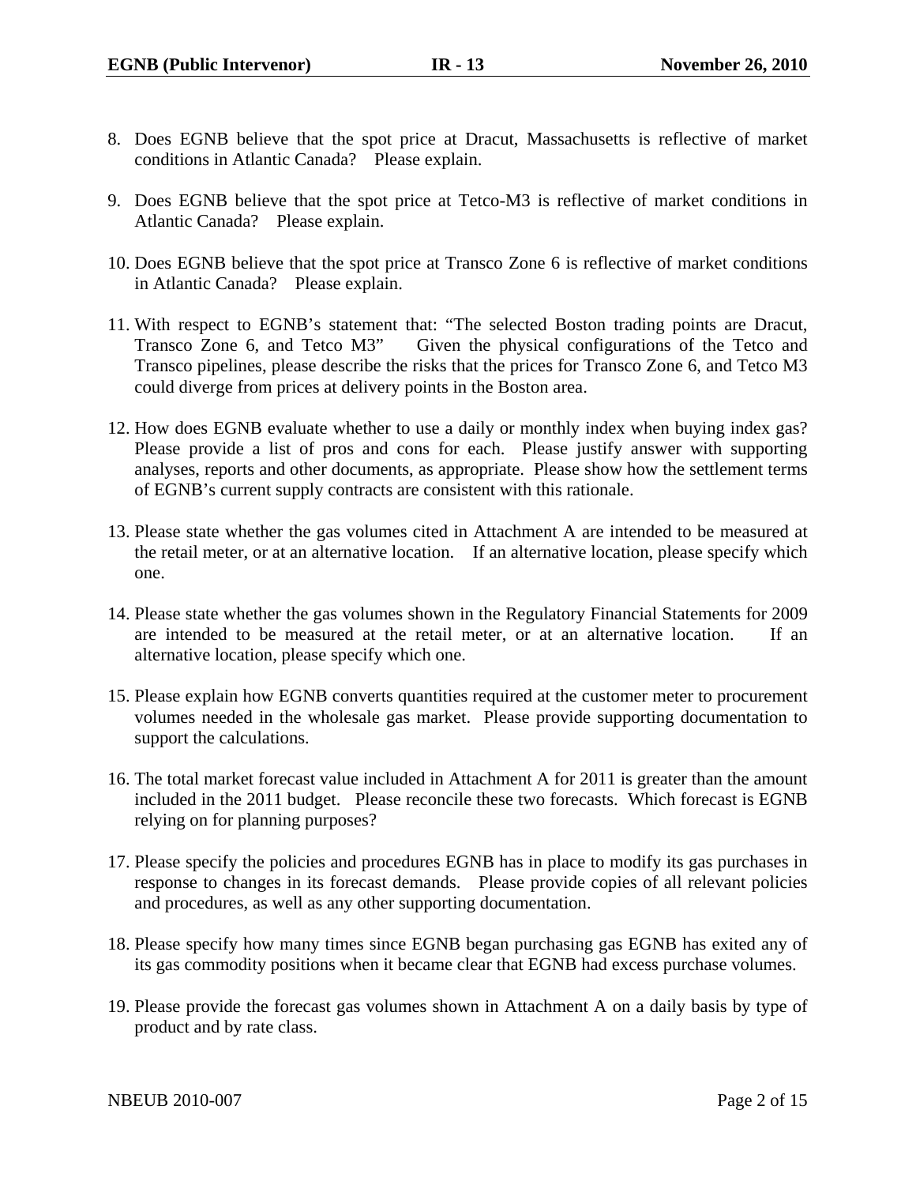8. Does EGNB believe that the spot price at Dracut, Massachusetts is reflective of market conditions in Atlantic Canada? Please explain.

9. Does EGNB believe that the spot price at Tetco-M3 is reflective of market conditions in Atlantic Canada? Please explain.

10. Does EGNB believe that the spot price at Transco Zone 6 is reflective of market conditions in Atlantic Canada? Please explain.

11. With respect to EGNB's statement that: "The selected Boston trading points are Dracut, Transco Zone 6, and Tetco M3" Given the physical configurations of the Tetco and Transco pipelines, please describe the risks that the prices for Transco Zone 6, and Tetco M3 could diverge from prices at delivery points in the Boston area.

12. How does EGNB evaluate whether to use a daily or monthly index when buying index gas? Please provide a list of pros and cons for each. Please justify answer with supporting analyses, reports and other documents, as appropriate. Please show how the settlement terms of EGNB's current supply contracts are consistent with this rationale.

13. Please state whether the gas volumes cited in Attachment A are intended to be measured at the retail meter, or at an alternative location. If an alternative location, please specify which one.

14. Please state whether the gas volumes shown in the Regulatory Financial Statements for 2009 are intended to be measured at the retail meter, or at an alternative location. If an alternative location, please specify which one.

15. Please explain how EGNB converts quantities required at the customer meter to procurement volumes needed in the wholesale gas market. Please provide supporting documentation to support the calculations.

16. The total market forecast value included in Attachment A for 2011 is greater than the amount included in the 2011 budget. Please reconcile these two forecasts. Which forecast is EGNB relying on for planning purposes?

17. Please specify the policies and procedures EGNB has in place to modify its gas purchases in response to changes in its forecast demands. Please provide copies of all relevant policies and procedures, as well as any other supporting documentation.

18. Please specify how many times since EGNB began purchasing gas EGNB has exited any of its gas commodity positions when it became clear that EGNB had excess purchase volumes.

19. Please provide the forecast gas volumes shown in Attachment A on a daily basis by type of product and by rate class.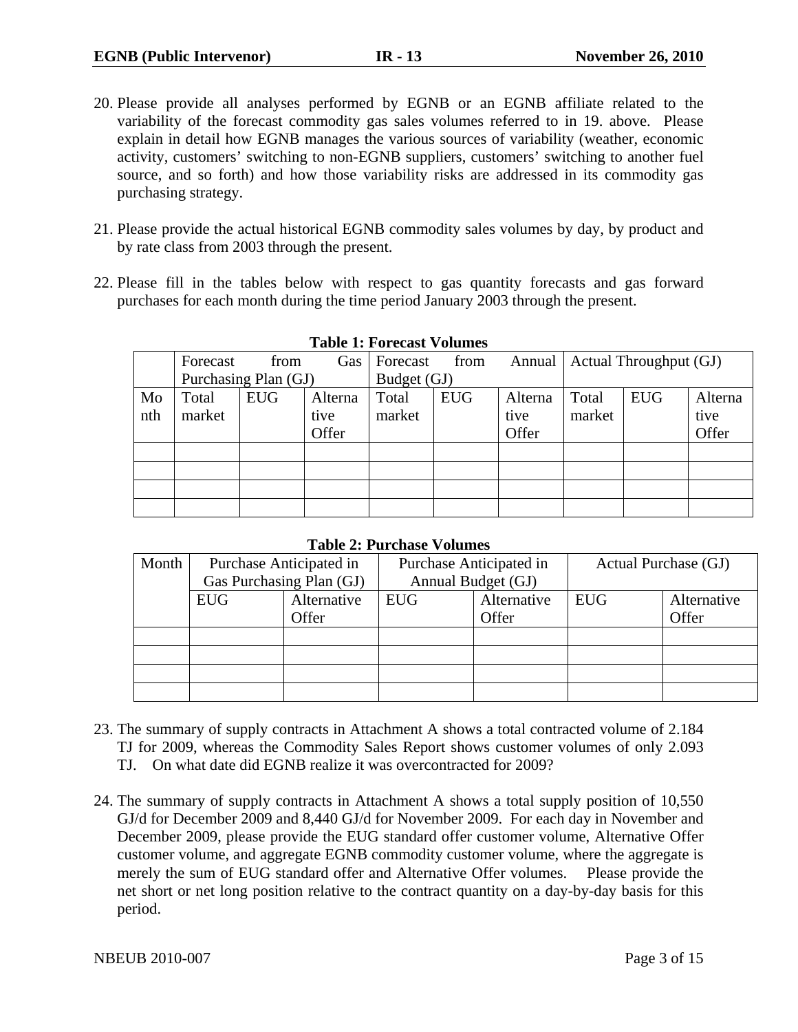20. Please provide all analyses performed by EGNB or an EGNB affiliate related to the variability of the forecast commodity gas sales volumes referred to in 19. above. Please explain in detail how EGNB manages the various sources of variability (weather, economic activity, customers' switching to non-EGNB suppliers, customers' switching to another fuel source, and so forth) and how those variability risks are addressed in its commodity gas purchasing strategy.

21. Please provide the actual historical EGNB commodity sales volumes by day, by product and by rate class from 2003 through the present.

22. Please fill in the tables below with respect to gas quantity forecasts and gas forward purchases for each month during the time period January 2003 through the present.

**Table 1: Forecast Volumes**

| | Forecast from Gas Purchasing Plan (GJ) | | | Forecast from Annual Budget (GJ) | | | Actual Throughput (GJ) | | |
|---|---|---|---|---|---|---|---|---|---|
| Month | Total market | EUG | Alternative Offer | Total market | EUG | Alternative Offer | Total market | EUG | Alternative Offer |
| | | | | | | | | | |
| | | | | | | | | | |
| | | | | | | | | | |
| | | | | | | | | | |

**Table 2: Purchase Volumes**

| Month | Purchase Anticipated in Gas Purchasing Plan (GJ) | | Purchase Anticipated in Annual Budget (GJ) | | Actual Purchase (GJ) | |
|---|---|---|---|---|---|---|
| | EUG | Alternative Offer | EUG | Alternative Offer | EUG | Alternative Offer |
| | | | | | | |
| | | | | | | |
| | | | | | | |
| | | | | | | |

23. The summary of supply contracts in Attachment A shows a total contracted volume of 2.184 TJ for 2009, whereas the Commodity Sales Report shows customer volumes of only 2.093 TJ. On what date did EGNB realize it was overcontracted for 2009?

24. The summary of supply contracts in Attachment A shows a total supply position of 10,550 GJ/d for December 2009 and 8,440 GJ/d for November 2009. For each day in November and December 2009, please provide the EUG standard offer customer volume, Alternative Offer customer volume, and aggregate EGNB commodity customer volume, where the aggregate is merely the sum of EUG standard offer and Alternative Offer volumes. Please provide the net short or net long position relative to the contract quantity on a day-by-day basis for this period.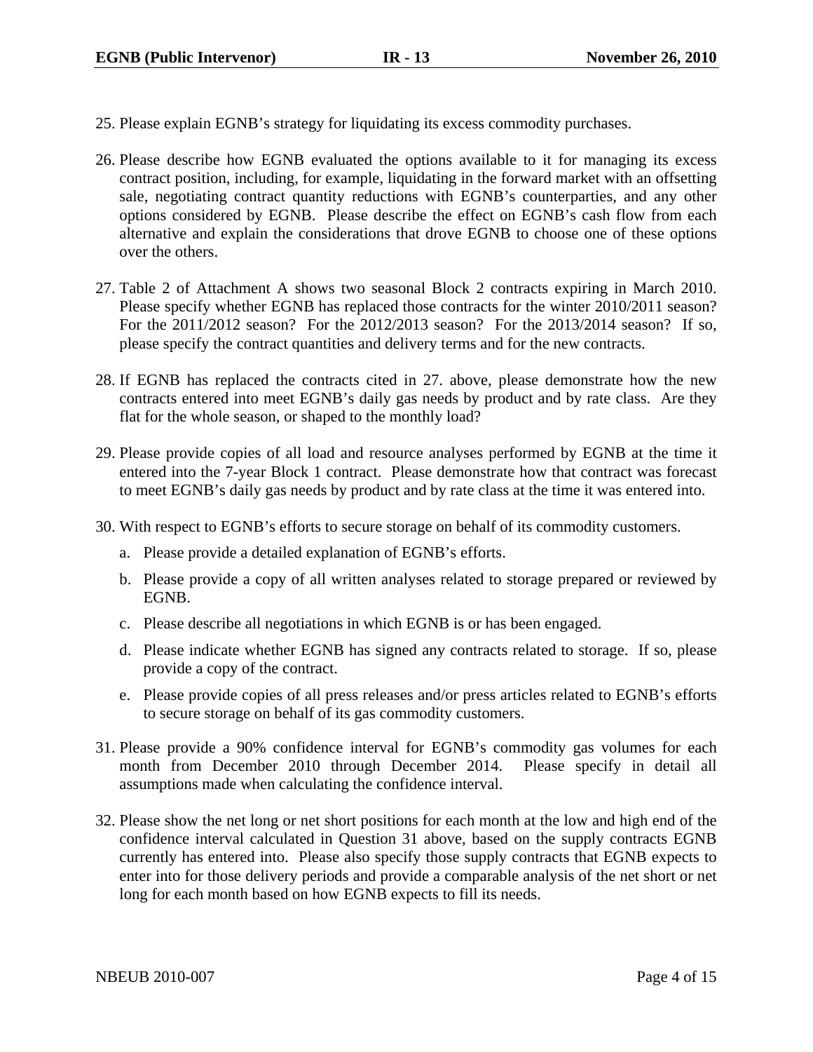25. Please explain EGNB's strategy for liquidating its excess commodity purchases.

26. Please describe how EGNB evaluated the options available to it for managing its excess contract position, including, for example, liquidating in the forward market with an offsetting sale, negotiating contract quantity reductions with EGNB's counterparties, and any other options considered by EGNB. Please describe the effect on EGNB's cash flow from each alternative and explain the considerations that drove EGNB to choose one of these options over the others.

27. Table 2 of Attachment A shows two seasonal Block 2 contracts expiring in March 2010. Please specify whether EGNB has replaced those contracts for the winter 2010/2011 season? For the 2011/2012 season? For the 2012/2013 season? For the 2013/2014 season? If so, please specify the contract quantities and delivery terms and for the new contracts.

28. If EGNB has replaced the contracts cited in 27. above, please demonstrate how the new contracts entered into meet EGNB's daily gas needs by product and by rate class. Are they flat for the whole season, or shaped to the monthly load?

29. Please provide copies of all load and resource analyses performed by EGNB at the time it entered into the 7-year Block 1 contract. Please demonstrate how that contract was forecast to meet EGNB's daily gas needs by product and by rate class at the time it was entered into.

30. With respect to EGNB's efforts to secure storage on behalf of its commodity customers.

    a. Please provide a detailed explanation of EGNB's efforts.

    b. Please provide a copy of all written analyses related to storage prepared or reviewed by EGNB.

    c. Please describe all negotiations in which EGNB is or has been engaged.

    d. Please indicate whether EGNB has signed any contracts related to storage. If so, please provide a copy of the contract.

    e. Please provide copies of all press releases and/or press articles related to EGNB's efforts to secure storage on behalf of its gas commodity customers.

31. Please provide a 90% confidence interval for EGNB's commodity gas volumes for each month from December 2010 through December 2014. Please specify in detail all assumptions made when calculating the confidence interval.

32. Please show the net long or net short positions for each month at the low and high end of the confidence interval calculated in Question 31 above, based on the supply contracts EGNB currently has entered into. Please also specify those supply contracts that EGNB expects to enter into for those delivery periods and provide a comparable analysis of the net short or net long for each month based on how EGNB expects to fill its needs.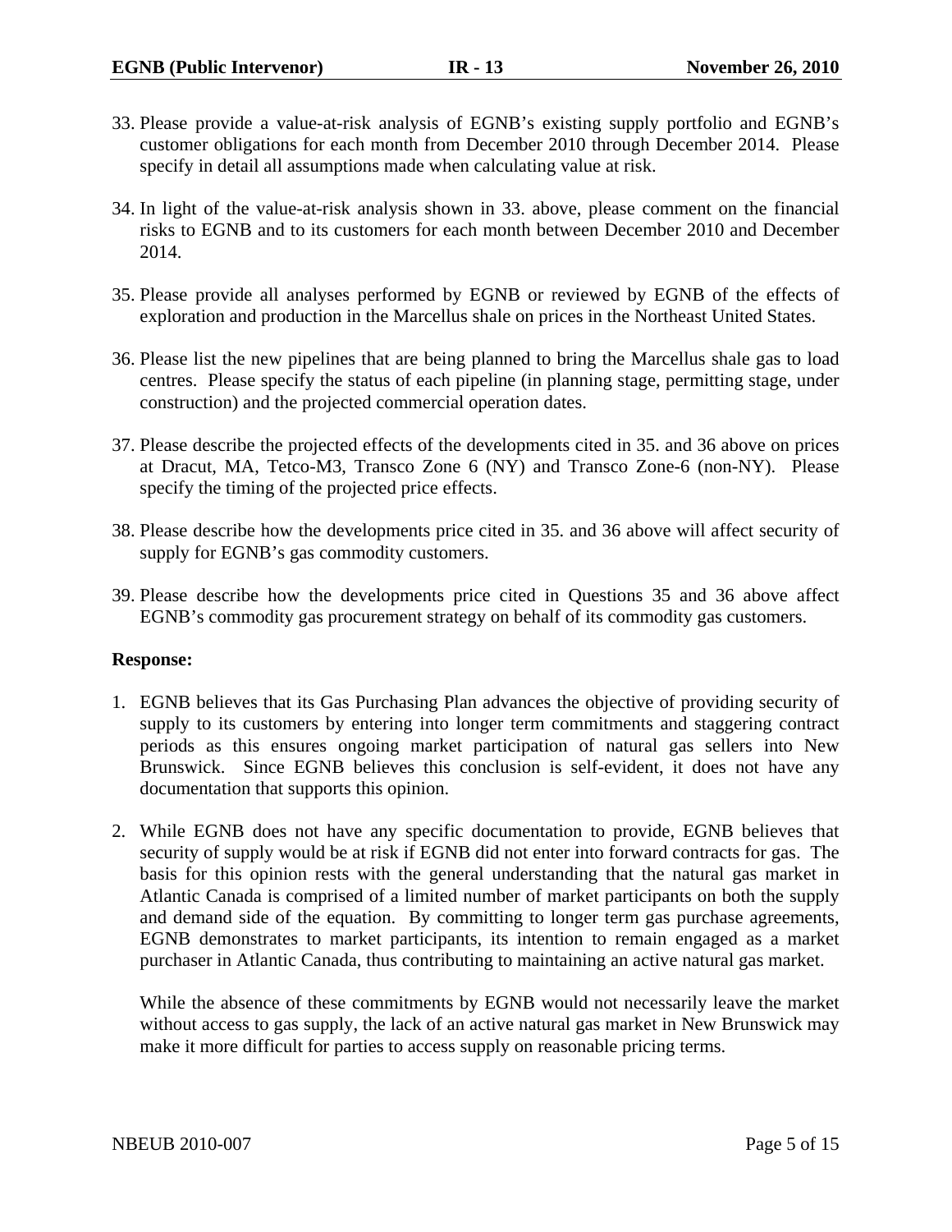33. Please provide a value-at-risk analysis of EGNB's existing supply portfolio and EGNB's customer obligations for each month from December 2010 through December 2014. Please specify in detail all assumptions made when calculating value at risk.

34. In light of the value-at-risk analysis shown in 33. above, please comment on the financial risks to EGNB and to its customers for each month between December 2010 and December 2014.

35. Please provide all analyses performed by EGNB or reviewed by EGNB of the effects of exploration and production in the Marcellus shale on prices in the Northeast United States.

36. Please list the new pipelines that are being planned to bring the Marcellus shale gas to load centres. Please specify the status of each pipeline (in planning stage, permitting stage, under construction) and the projected commercial operation dates.

37. Please describe the projected effects of the developments cited in 35. and 36 above on prices at Dracut, MA, Tetco-M3, Transco Zone 6 (NY) and Transco Zone-6 (non-NY). Please specify the timing of the projected price effects.

38. Please describe how the developments price cited in 35. and 36 above will affect security of supply for EGNB's gas commodity customers.

39. Please describe how the developments price cited in Questions 35 and 36 above affect EGNB's commodity gas procurement strategy on behalf of its commodity gas customers.

**Response:**

1. EGNB believes that its Gas Purchasing Plan advances the objective of providing security of supply to its customers by entering into longer term commitments and staggering contract periods as this ensures ongoing market participation of natural gas sellers into New Brunswick. Since EGNB believes this conclusion is self-evident, it does not have any documentation that supports this opinion.

2. While EGNB does not have any specific documentation to provide, EGNB believes that security of supply would be at risk if EGNB did not enter into forward contracts for gas. The basis for this opinion rests with the general understanding that the natural gas market in Atlantic Canada is comprised of a limited number of market participants on both the supply and demand side of the equation. By committing to longer term gas purchase agreements, EGNB demonstrates to market participants, its intention to remain engaged as a market purchaser in Atlantic Canada, thus contributing to maintaining an active natural gas market.

   While the absence of these commitments by EGNB would not necessarily leave the market without access to gas supply, the lack of an active natural gas market in New Brunswick may make it more difficult for parties to access supply on reasonable pricing terms.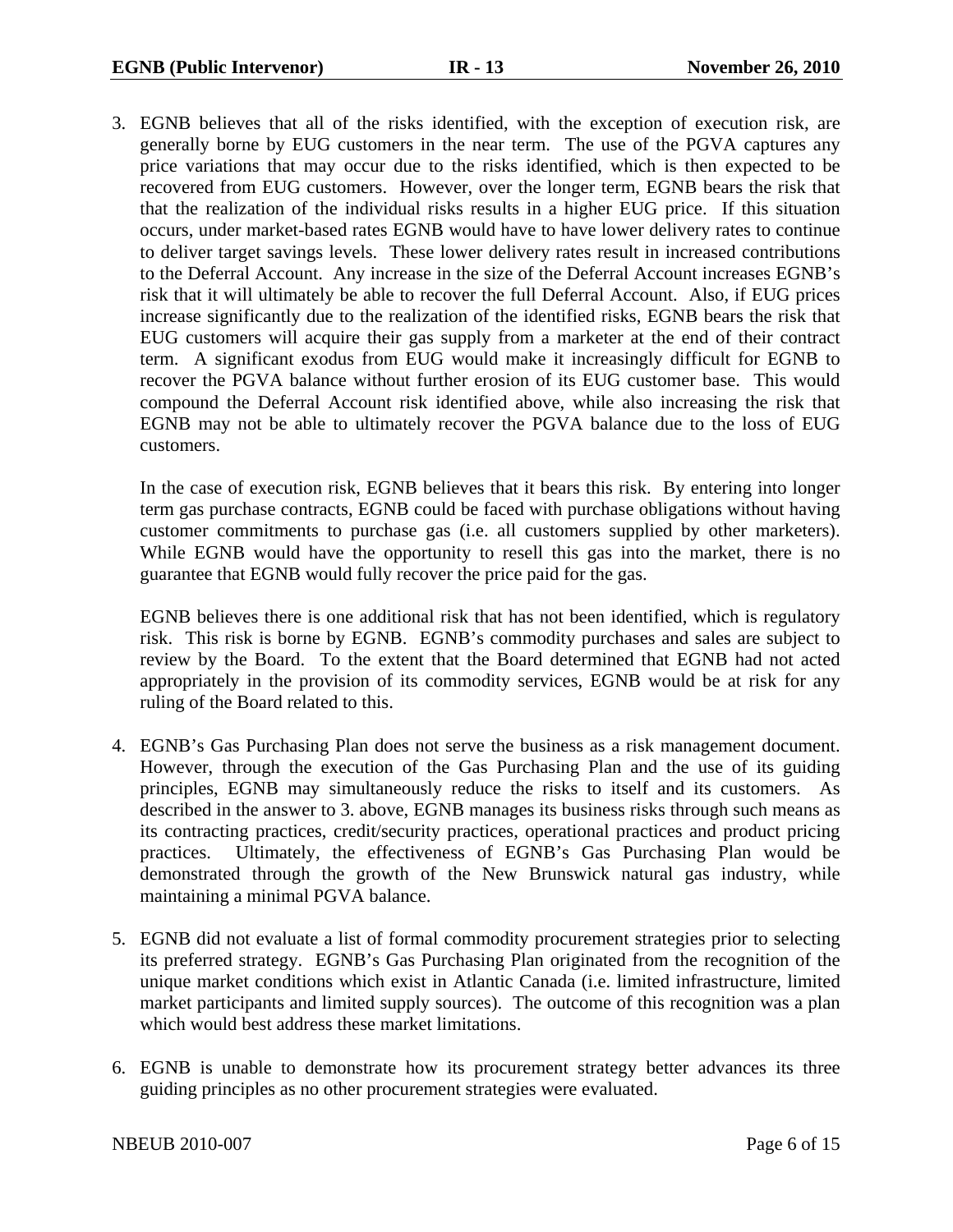3. EGNB believes that all of the risks identified, with the exception of execution risk, are generally borne by EUG customers in the near term. The use of the PGVA captures any price variations that may occur due to the risks identified, which is then expected to be recovered from EUG customers. However, over the longer term, EGNB bears the risk that that the realization of the individual risks results in a higher EUG price. If this situation occurs, under market-based rates EGNB would have to have lower delivery rates to continue to deliver target savings levels. These lower delivery rates result in increased contributions to the Deferral Account. Any increase in the size of the Deferral Account increases EGNB's risk that it will ultimately be able to recover the full Deferral Account. Also, if EUG prices increase significantly due to the realization of the identified risks, EGNB bears the risk that EUG customers will acquire their gas supply from a marketer at the end of their contract term. A significant exodus from EUG would make it increasingly difficult for EGNB to recover the PGVA balance without further erosion of its EUG customer base. This would compound the Deferral Account risk identified above, while also increasing the risk that EGNB may not be able to ultimately recover the PGVA balance due to the loss of EUG customers.

   In the case of execution risk, EGNB believes that it bears this risk. By entering into longer term gas purchase contracts, EGNB could be faced with purchase obligations without having customer commitments to purchase gas (i.e. all customers supplied by other marketers). While EGNB would have the opportunity to resell this gas into the market, there is no guarantee that EGNB would fully recover the price paid for the gas.

   EGNB believes there is one additional risk that has not been identified, which is regulatory risk. This risk is borne by EGNB. EGNB's commodity purchases and sales are subject to review by the Board. To the extent that the Board determined that EGNB had not acted appropriately in the provision of its commodity services, EGNB would be at risk for any ruling of the Board related to this.

4. EGNB's Gas Purchasing Plan does not serve the business as a risk management document. However, through the execution of the Gas Purchasing Plan and the use of its guiding principles, EGNB may simultaneously reduce the risks to itself and its customers. As described in the answer to 3. above, EGNB manages its business risks through such means as its contracting practices, credit/security practices, operational practices and product pricing practices. Ultimately, the effectiveness of EGNB's Gas Purchasing Plan would be demonstrated through the growth of the New Brunswick natural gas industry, while maintaining a minimal PGVA balance.

5. EGNB did not evaluate a list of formal commodity procurement strategies prior to selecting its preferred strategy. EGNB's Gas Purchasing Plan originated from the recognition of the unique market conditions which exist in Atlantic Canada (i.e. limited infrastructure, limited market participants and limited supply sources). The outcome of this recognition was a plan which would best address these market limitations.

6. EGNB is unable to demonstrate how its procurement strategy better advances its three guiding principles as no other procurement strategies were evaluated.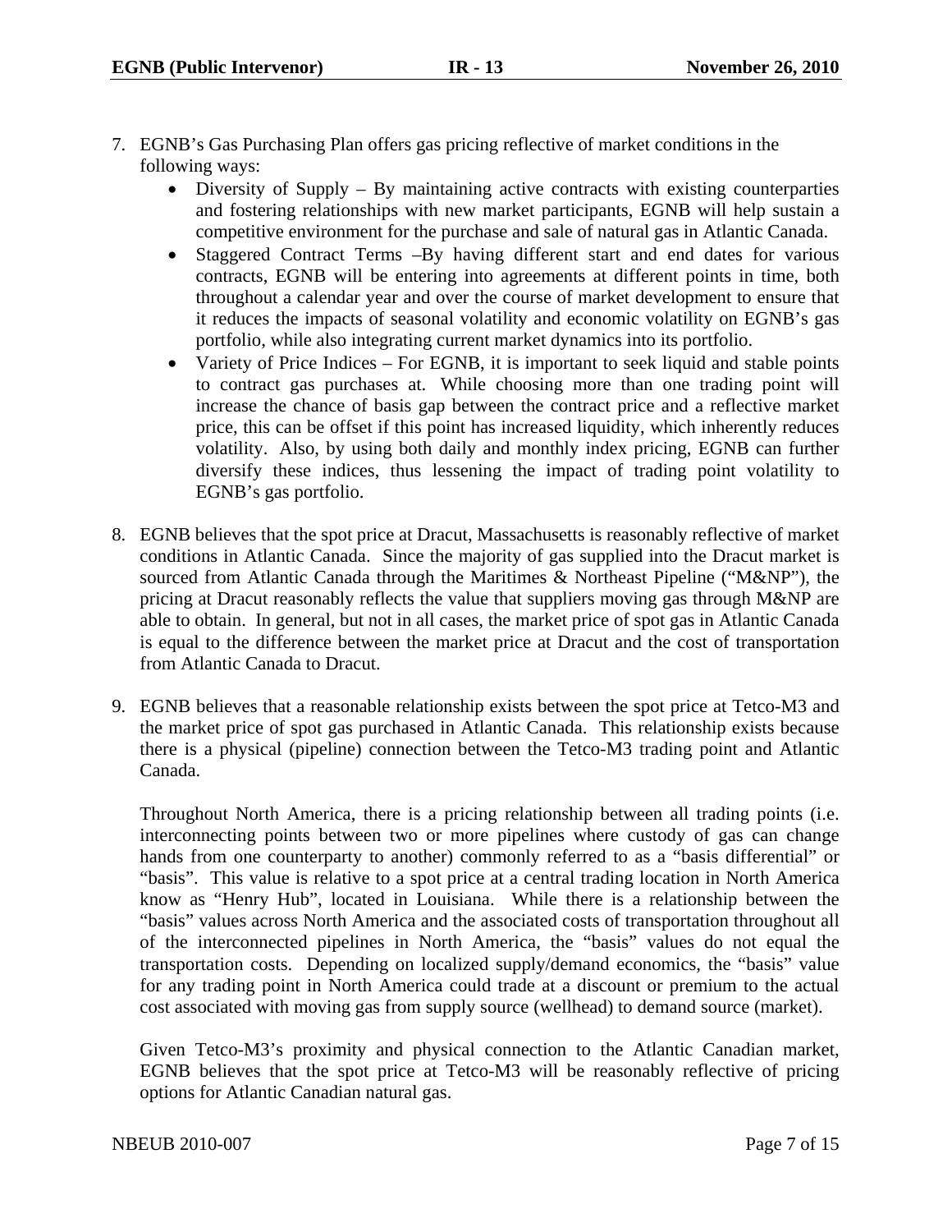7. EGNB's Gas Purchasing Plan offers gas pricing reflective of market conditions in the following ways:
    - Diversity of Supply – By maintaining active contracts with existing counterparties and fostering relationships with new market participants, EGNB will help sustain a competitive environment for the purchase and sale of natural gas in Atlantic Canada.
    - Staggered Contract Terms –By having different start and end dates for various contracts, EGNB will be entering into agreements at different points in time, both throughout a calendar year and over the course of market development to ensure that it reduces the impacts of seasonal volatility and economic volatility on EGNB's gas portfolio, while also integrating current market dynamics into its portfolio.
    - Variety of Price Indices – For EGNB, it is important to seek liquid and stable points to contract gas purchases at. While choosing more than one trading point will increase the chance of basis gap between the contract price and a reflective market price, this can be offset if this point has increased liquidity, which inherently reduces volatility. Also, by using both daily and monthly index pricing, EGNB can further diversify these indices, thus lessening the impact of trading point volatility to EGNB's gas portfolio.

8. EGNB believes that the spot price at Dracut, Massachusetts is reasonably reflective of market conditions in Atlantic Canada. Since the majority of gas supplied into the Dracut market is sourced from Atlantic Canada through the Maritimes & Northeast Pipeline ("M&NP"), the pricing at Dracut reasonably reflects the value that suppliers moving gas through M&NP are able to obtain. In general, but not in all cases, the market price of spot gas in Atlantic Canada is equal to the difference between the market price at Dracut and the cost of transportation from Atlantic Canada to Dracut.

9. EGNB believes that a reasonable relationship exists between the spot price at Tetco-M3 and the market price of spot gas purchased in Atlantic Canada. This relationship exists because there is a physical (pipeline) connection between the Tetco-M3 trading point and Atlantic Canada.

    Throughout North America, there is a pricing relationship between all trading points (i.e. interconnecting points between two or more pipelines where custody of gas can change hands from one counterparty to another) commonly referred to as a "basis differential" or "basis". This value is relative to a spot price at a central trading location in North America know as "Henry Hub", located in Louisiana. While there is a relationship between the "basis" values across North America and the associated costs of transportation throughout all of the interconnected pipelines in North America, the "basis" values do not equal the transportation costs. Depending on localized supply/demand economics, the "basis" value for any trading point in North America could trade at a discount or premium to the actual cost associated with moving gas from supply source (wellhead) to demand source (market).

    Given Tetco-M3's proximity and physical connection to the Atlantic Canadian market, EGNB believes that the spot price at Tetco-M3 will be reasonably reflective of pricing options for Atlantic Canadian natural gas.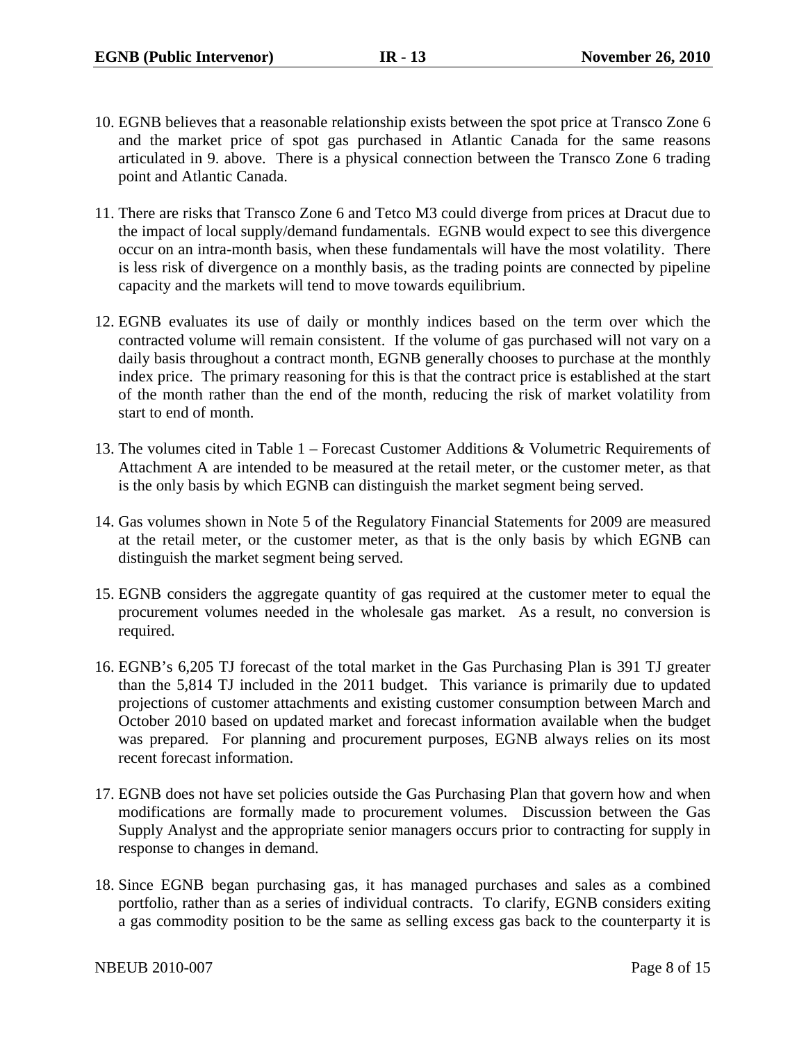10. EGNB believes that a reasonable relationship exists between the spot price at Transco Zone 6 and the market price of spot gas purchased in Atlantic Canada for the same reasons articulated in 9. above. There is a physical connection between the Transco Zone 6 trading point and Atlantic Canada.

11. There are risks that Transco Zone 6 and Tetco M3 could diverge from prices at Dracut due to the impact of local supply/demand fundamentals. EGNB would expect to see this divergence occur on an intra-month basis, when these fundamentals will have the most volatility. There is less risk of divergence on a monthly basis, as the trading points are connected by pipeline capacity and the markets will tend to move towards equilibrium.

12. EGNB evaluates its use of daily or monthly indices based on the term over which the contracted volume will remain consistent. If the volume of gas purchased will not vary on a daily basis throughout a contract month, EGNB generally chooses to purchase at the monthly index price. The primary reasoning for this is that the contract price is established at the start of the month rather than the end of the month, reducing the risk of market volatility from start to end of month.

13. The volumes cited in Table 1 – Forecast Customer Additions & Volumetric Requirements of Attachment A are intended to be measured at the retail meter, or the customer meter, as that is the only basis by which EGNB can distinguish the market segment being served.

14. Gas volumes shown in Note 5 of the Regulatory Financial Statements for 2009 are measured at the retail meter, or the customer meter, as that is the only basis by which EGNB can distinguish the market segment being served.

15. EGNB considers the aggregate quantity of gas required at the customer meter to equal the procurement volumes needed in the wholesale gas market. As a result, no conversion is required.

16. EGNB's 6,205 TJ forecast of the total market in the Gas Purchasing Plan is 391 TJ greater than the 5,814 TJ included in the 2011 budget. This variance is primarily due to updated projections of customer attachments and existing customer consumption between March and October 2010 based on updated market and forecast information available when the budget was prepared. For planning and procurement purposes, EGNB always relies on its most recent forecast information.

17. EGNB does not have set policies outside the Gas Purchasing Plan that govern how and when modifications are formally made to procurement volumes. Discussion between the Gas Supply Analyst and the appropriate senior managers occurs prior to contracting for supply in response to changes in demand.

18. Since EGNB began purchasing gas, it has managed purchases and sales as a combined portfolio, rather than as a series of individual contracts. To clarify, EGNB considers exiting a gas commodity position to be the same as selling excess gas back to the counterparty it is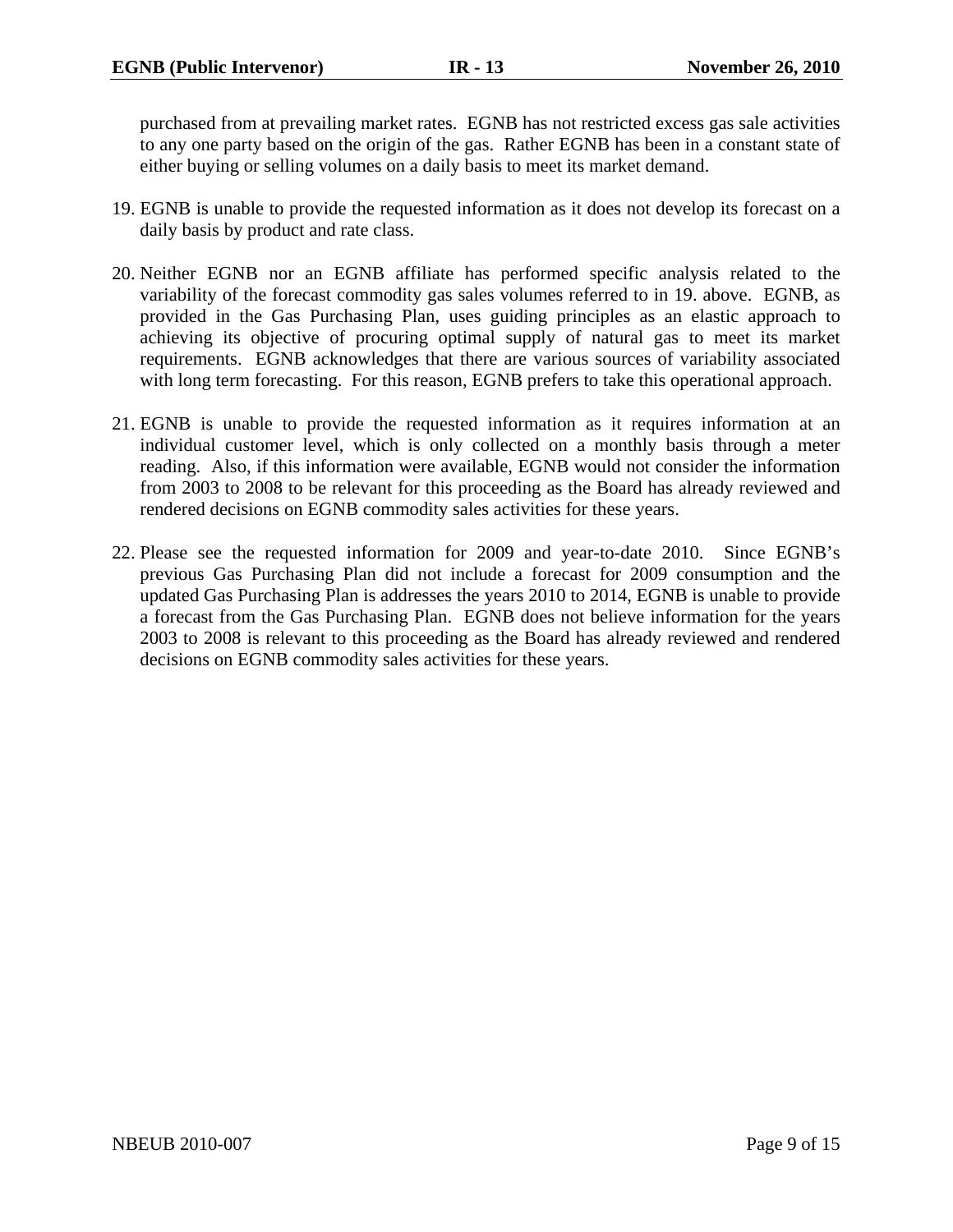purchased from at prevailing market rates. EGNB has not restricted excess gas sale activities to any one party based on the origin of the gas. Rather EGNB has been in a constant state of either buying or selling volumes on a daily basis to meet its market demand.

19. EGNB is unable to provide the requested information as it does not develop its forecast on a daily basis by product and rate class.

20. Neither EGNB nor an EGNB affiliate has performed specific analysis related to the variability of the forecast commodity gas sales volumes referred to in 19. above. EGNB, as provided in the Gas Purchasing Plan, uses guiding principles as an elastic approach to achieving its objective of procuring optimal supply of natural gas to meet its market requirements. EGNB acknowledges that there are various sources of variability associated with long term forecasting. For this reason, EGNB prefers to take this operational approach.

21. EGNB is unable to provide the requested information as it requires information at an individual customer level, which is only collected on a monthly basis through a meter reading. Also, if this information were available, EGNB would not consider the information from 2003 to 2008 to be relevant for this proceeding as the Board has already reviewed and rendered decisions on EGNB commodity sales activities for these years.

22. Please see the requested information for 2009 and year-to-date 2010. Since EGNB's previous Gas Purchasing Plan did not include a forecast for 2009 consumption and the updated Gas Purchasing Plan is addresses the years 2010 to 2014, EGNB is unable to provide a forecast from the Gas Purchasing Plan. EGNB does not believe information for the years 2003 to 2008 is relevant to this proceeding as the Board has already reviewed and rendered decisions on EGNB commodity sales activities for these years.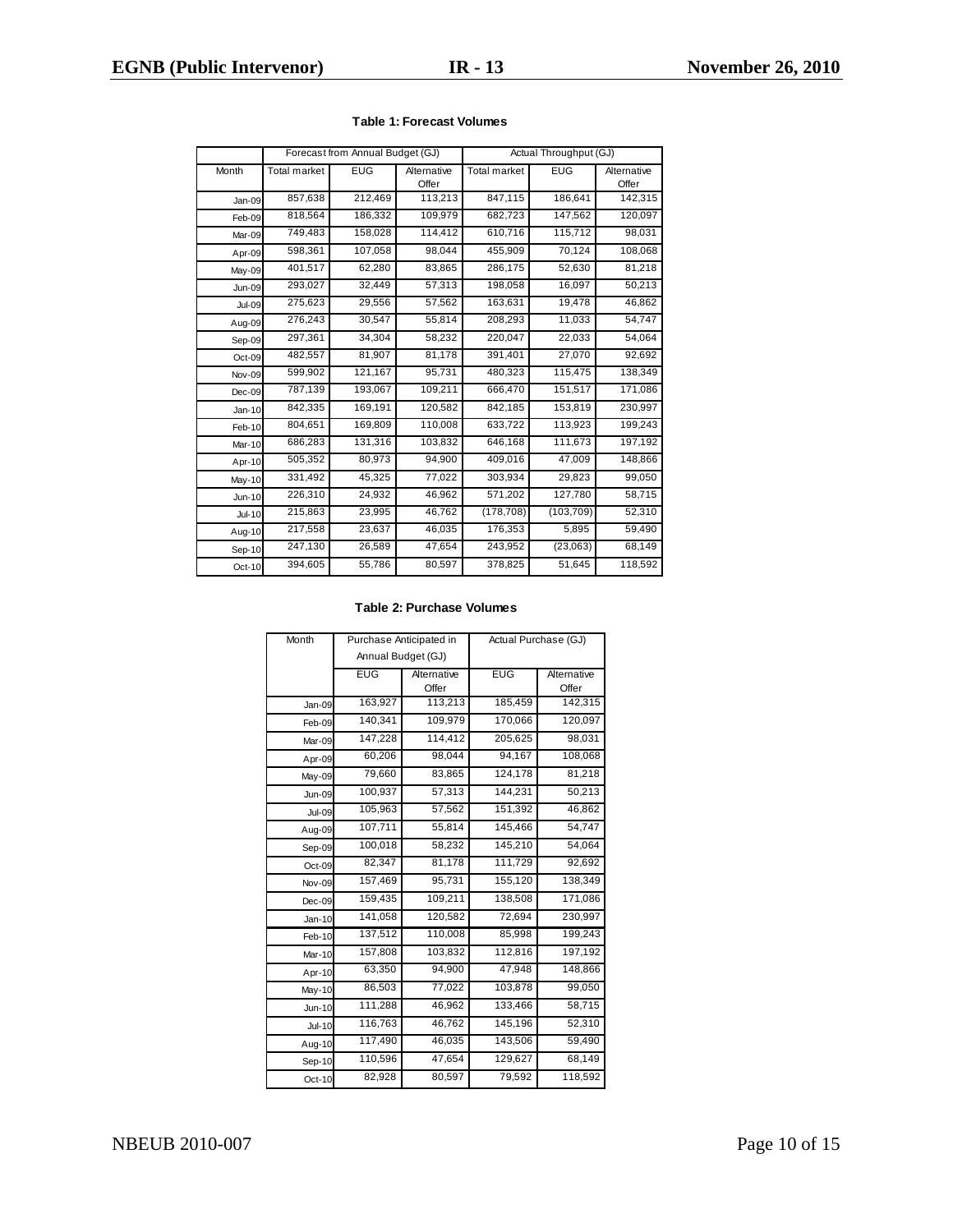**Table 1: Forecast Volumes**

| | Forecast from Annual Budget (GJ) | | | Actual Throughput (GJ) | | |
|---|---|---|---|---|---|---|
| Month | Total market | EUG | Alternative Offer | Total market | EUG | Alternative Offer |
| Jan-09 | 857,638 | 212,469 | 113,213 | 847,115 | 186,641 | 142,315 |
| Feb-09 | 818,564 | 186,332 | 109,979 | 682,723 | 147,562 | 120,097 |
| Mar-09 | 749,483 | 158,028 | 114,412 | 610,716 | 115,712 | 98,031 |
| Apr-09 | 598,361 | 107,058 | 98,044 | 455,909 | 70,124 | 108,068 |
| May-09 | 401,517 | 62,280 | 83,865 | 286,175 | 52,630 | 81,218 |
| Jun-09 | 293,027 | 32,449 | 57,313 | 198,058 | 16,097 | 50,213 |
| Jul-09 | 275,623 | 29,556 | 57,562 | 163,631 | 19,478 | 46,862 |
| Aug-09 | 276,243 | 30,547 | 55,814 | 208,293 | 11,033 | 54,747 |
| Sep-09 | 297,361 | 34,304 | 58,232 | 220,047 | 22,033 | 54,064 |
| Oct-09 | 482,557 | 81,907 | 81,178 | 391,401 | 27,070 | 92,692 |
| Nov-09 | 599,902 | 121,167 | 95,731 | 480,323 | 115,475 | 138,349 |
| Dec-09 | 787,139 | 193,067 | 109,211 | 666,470 | 151,517 | 171,086 |
| Jan-10 | 842,335 | 169,191 | 120,582 | 842,185 | 153,819 | 230,997 |
| Feb-10 | 804,651 | 169,809 | 110,008 | 633,722 | 113,923 | 199,243 |
| Mar-10 | 686,283 | 131,316 | 103,832 | 646,168 | 111,673 | 197,192 |
| Apr-10 | 505,352 | 80,973 | 94,900 | 409,016 | 47,009 | 148,866 |
| May-10 | 331,492 | 45,325 | 77,022 | 303,934 | 29,823 | 99,050 |
| Jun-10 | 226,310 | 24,932 | 46,962 | 571,202 | 127,780 | 58,715 |
| Jul-10 | 215,863 | 23,995 | 46,762 | (178,708) | (103,709) | 52,310 |
| Aug-10 | 217,558 | 23,637 | 46,035 | 176,353 | 5,895 | 59,490 |
| Sep-10 | 247,130 | 26,589 | 47,654 | 243,952 | (23,063) | 68,149 |
| Oct-10 | 394,605 | 55,786 | 80,597 | 378,825 | 51,645 | 118,592 |

**Table 2: Purchase Volumes**

| Month | Purchase Anticipated in Annual Budget (GJ) | | Actual Purchase (GJ) | |
|---|---|---|---|---|
| | EUG | Alternative Offer | EUG | Alternative Offer |
| Jan-09 | 163,927 | 113,213 | 185,459 | 142,315 |
| Feb-09 | 140,341 | 109,979 | 170,066 | 120,097 |
| Mar-09 | 147,228 | 114,412 | 205,625 | 98,031 |
| Apr-09 | 60,206 | 98,044 | 94,167 | 108,068 |
| May-09 | 79,660 | 83,865 | 124,178 | 81,218 |
| Jun-09 | 100,937 | 57,313 | 144,231 | 50,213 |
| Jul-09 | 105,963 | 57,562 | 151,392 | 46,862 |
| Aug-09 | 107,711 | 55,814 | 145,466 | 54,747 |
| Sep-09 | 100,018 | 58,232 | 145,210 | 54,064 |
| Oct-09 | 82,347 | 81,178 | 111,729 | 92,692 |
| Nov-09 | 157,469 | 95,731 | 155,120 | 138,349 |
| Dec-09 | 159,435 | 109,211 | 138,508 | 171,086 |
| Jan-10 | 141,058 | 120,582 | 72,694 | 230,997 |
| Feb-10 | 137,512 | 110,008 | 85,998 | 199,243 |
| Mar-10 | 157,808 | 103,832 | 112,816 | 197,192 |
| Apr-10 | 63,350 | 94,900 | 47,948 | 148,866 |
| May-10 | 86,503 | 77,022 | 103,878 | 99,050 |
| Jun-10 | 111,288 | 46,962 | 133,466 | 58,715 |
| Jul-10 | 116,763 | 46,762 | 145,196 | 52,310 |
| Aug-10 | 117,490 | 46,035 | 143,506 | 59,490 |
| Sep-10 | 110,596 | 47,654 | 129,627 | 68,149 |
| Oct-10 | 82,928 | 80,597 | 79,592 | 118,592 |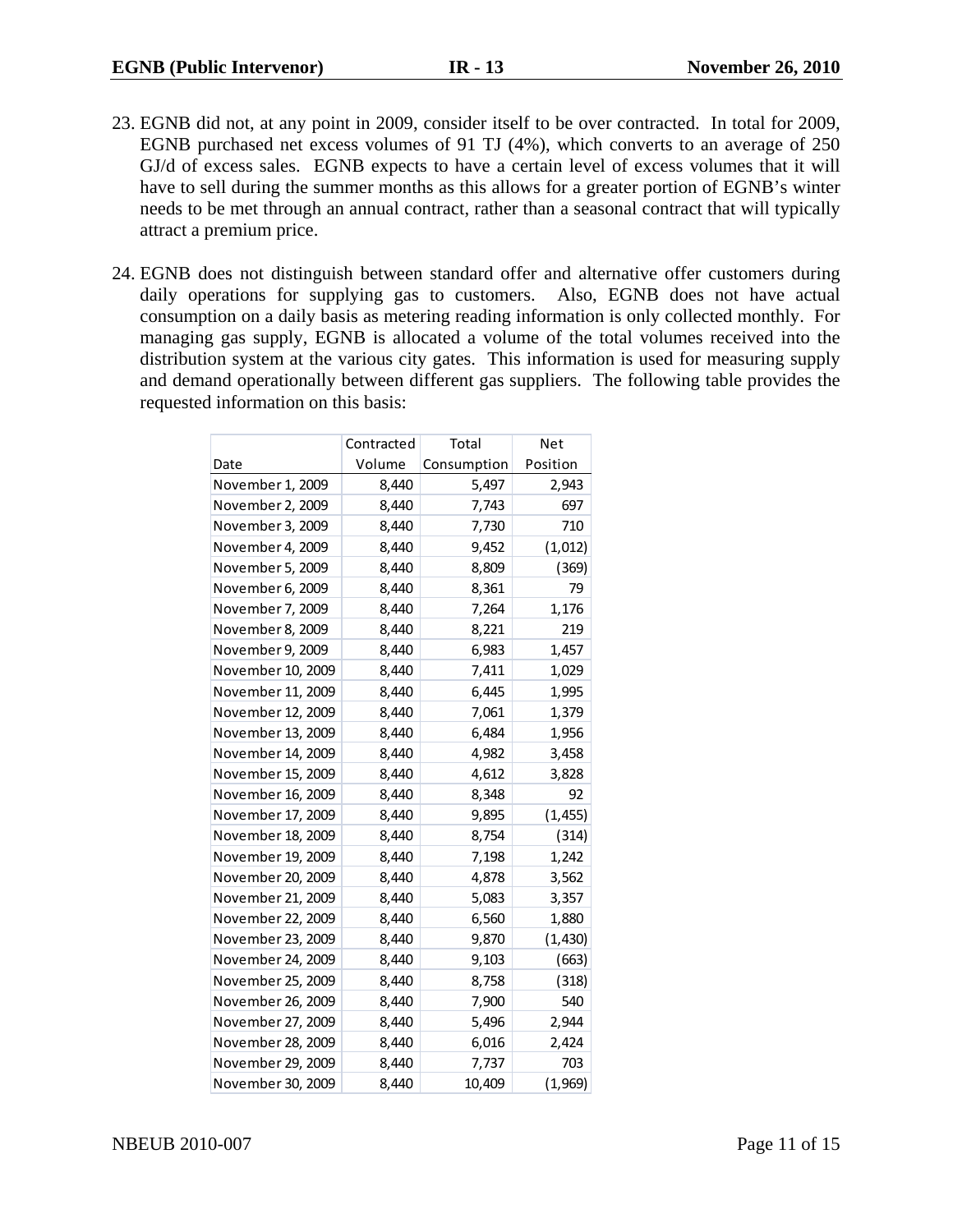23. EGNB did not, at any point in 2009, consider itself to be over contracted. In total for 2009, EGNB purchased net excess volumes of 91 TJ (4%), which converts to an average of 250 GJ/d of excess sales. EGNB expects to have a certain level of excess volumes that it will have to sell during the summer months as this allows for a greater portion of EGNB's winter needs to be met through an annual contract, rather than a seasonal contract that will typically attract a premium price.

24. EGNB does not distinguish between standard offer and alternative offer customers during daily operations for supplying gas to customers. Also, EGNB does not have actual consumption on a daily basis as metering reading information is only collected monthly. For managing gas supply, EGNB is allocated a volume of the total volumes received into the distribution system at the various city gates. This information is used for measuring supply and demand operationally between different gas suppliers. The following table provides the requested information on this basis:

| Date | Contracted Volume | Total Consumption | Net Position |
|---|---|---|---|
| November 1, 2009 | 8,440 | 5,497 | 2,943 |
| November 2, 2009 | 8,440 | 7,743 | 697 |
| November 3, 2009 | 8,440 | 7,730 | 710 |
| November 4, 2009 | 8,440 | 9,452 | (1,012) |
| November 5, 2009 | 8,440 | 8,809 | (369) |
| November 6, 2009 | 8,440 | 8,361 | 79 |
| November 7, 2009 | 8,440 | 7,264 | 1,176 |
| November 8, 2009 | 8,440 | 8,221 | 219 |
| November 9, 2009 | 8,440 | 6,983 | 1,457 |
| November 10, 2009 | 8,440 | 7,411 | 1,029 |
| November 11, 2009 | 8,440 | 6,445 | 1,995 |
| November 12, 2009 | 8,440 | 7,061 | 1,379 |
| November 13, 2009 | 8,440 | 6,484 | 1,956 |
| November 14, 2009 | 8,440 | 4,982 | 3,458 |
| November 15, 2009 | 8,440 | 4,612 | 3,828 |
| November 16, 2009 | 8,440 | 8,348 | 92 |
| November 17, 2009 | 8,440 | 9,895 | (1,455) |
| November 18, 2009 | 8,440 | 8,754 | (314) |
| November 19, 2009 | 8,440 | 7,198 | 1,242 |
| November 20, 2009 | 8,440 | 4,878 | 3,562 |
| November 21, 2009 | 8,440 | 5,083 | 3,357 |
| November 22, 2009 | 8,440 | 6,560 | 1,880 |
| November 23, 2009 | 8,440 | 9,870 | (1,430) |
| November 24, 2009 | 8,440 | 9,103 | (663) |
| November 25, 2009 | 8,440 | 8,758 | (318) |
| November 26, 2009 | 8,440 | 7,900 | 540 |
| November 27, 2009 | 8,440 | 5,496 | 2,944 |
| November 28, 2009 | 8,440 | 6,016 | 2,424 |
| November 29, 2009 | 8,440 | 7,737 | 703 |
| November 30, 2009 | 8,440 | 10,409 | (1,969) |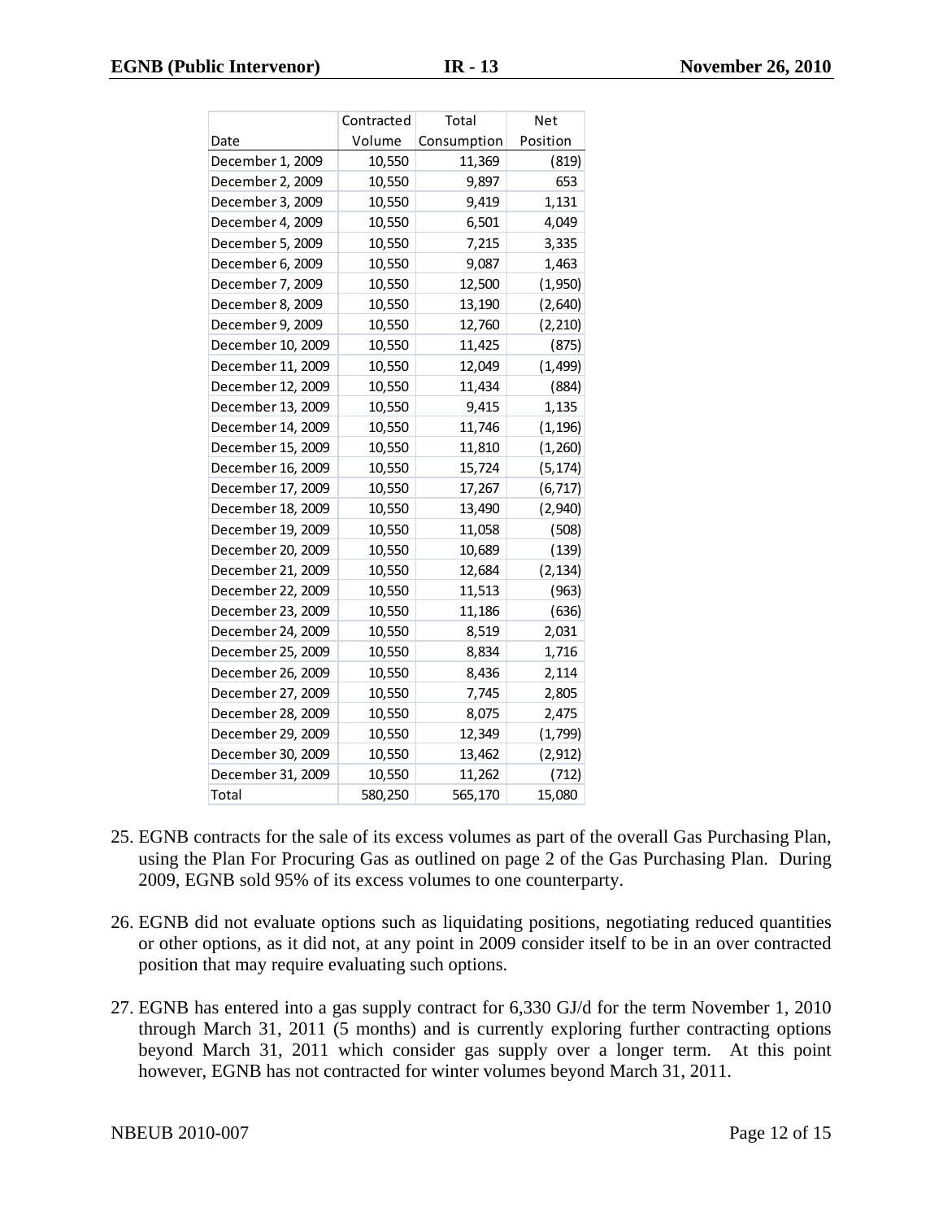| Date | Contracted Volume | Total Consumption | Net Position |
|---|---|---|---|
| December 1, 2009 | 10,550 | 11,369 | (819) |
| December 2, 2009 | 10,550 | 9,897 | 653 |
| December 3, 2009 | 10,550 | 9,419 | 1,131 |
| December 4, 2009 | 10,550 | 6,501 | 4,049 |
| December 5, 2009 | 10,550 | 7,215 | 3,335 |
| December 6, 2009 | 10,550 | 9,087 | 1,463 |
| December 7, 2009 | 10,550 | 12,500 | (1,950) |
| December 8, 2009 | 10,550 | 13,190 | (2,640) |
| December 9, 2009 | 10,550 | 12,760 | (2,210) |
| December 10, 2009 | 10,550 | 11,425 | (875) |
| December 11, 2009 | 10,550 | 12,049 | (1,499) |
| December 12, 2009 | 10,550 | 11,434 | (884) |
| December 13, 2009 | 10,550 | 9,415 | 1,135 |
| December 14, 2009 | 10,550 | 11,746 | (1,196) |
| December 15, 2009 | 10,550 | 11,810 | (1,260) |
| December 16, 2009 | 10,550 | 15,724 | (5,174) |
| December 17, 2009 | 10,550 | 17,267 | (6,717) |
| December 18, 2009 | 10,550 | 13,490 | (2,940) |
| December 19, 2009 | 10,550 | 11,058 | (508) |
| December 20, 2009 | 10,550 | 10,689 | (139) |
| December 21, 2009 | 10,550 | 12,684 | (2,134) |
| December 22, 2009 | 10,550 | 11,513 | (963) |
| December 23, 2009 | 10,550 | 11,186 | (636) |
| December 24, 2009 | 10,550 | 8,519 | 2,031 |
| December 25, 2009 | 10,550 | 8,834 | 1,716 |
| December 26, 2009 | 10,550 | 8,436 | 2,114 |
| December 27, 2009 | 10,550 | 7,745 | 2,805 |
| December 28, 2009 | 10,550 | 8,075 | 2,475 |
| December 29, 2009 | 10,550 | 12,349 | (1,799) |
| December 30, 2009 | 10,550 | 13,462 | (2,912) |
| December 31, 2009 | 10,550 | 11,262 | (712) |
| Total | 580,250 | 565,170 | 15,080 |

25. EGNB contracts for the sale of its excess volumes as part of the overall Gas Purchasing Plan, using the Plan For Procuring Gas as outlined on page 2 of the Gas Purchasing Plan. During 2009, EGNB sold 95% of its excess volumes to one counterparty.

26. EGNB did not evaluate options such as liquidating positions, negotiating reduced quantities or other options, as it did not, at any point in 2009 consider itself to be in an over contracted position that may require evaluating such options.

27. EGNB has entered into a gas supply contract for 6,330 GJ/d for the term November 1, 2010 through March 31, 2011 (5 months) and is currently exploring further contracting options beyond March 31, 2011 which consider gas supply over a longer term. At this point however, EGNB has not contracted for winter volumes beyond March 31, 2011.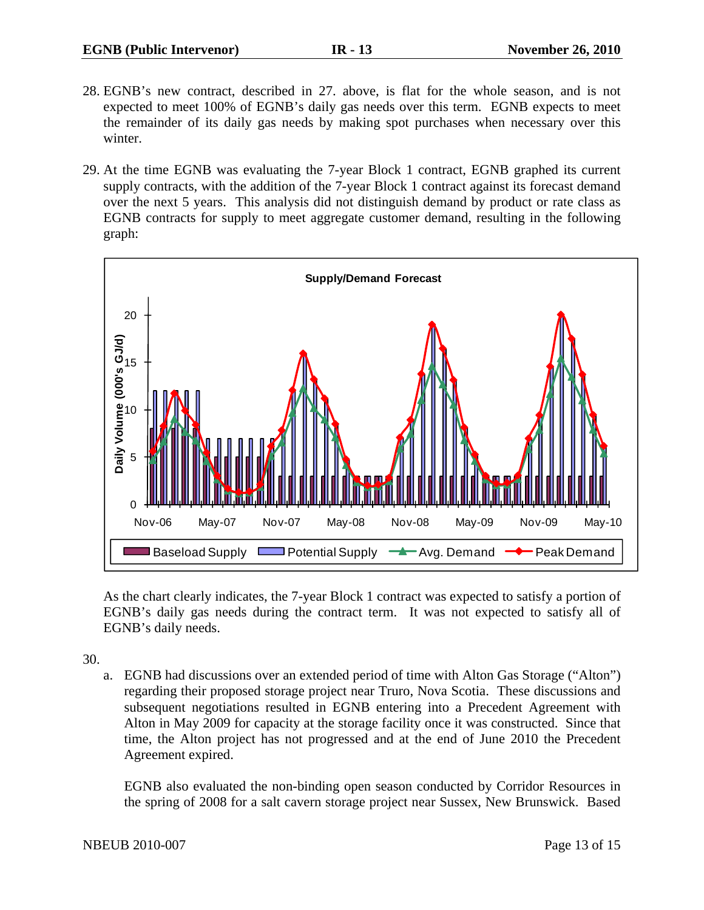28. EGNB's new contract, described in 27. above, is flat for the whole season, and is not expected to meet 100% of EGNB's daily gas needs over this term. EGNB expects to meet the remainder of its daily gas needs by making spot purchases when necessary over this winter.

29. At the time EGNB was evaluating the 7-year Block 1 contract, EGNB graphed its current supply contracts, with the addition of the 7-year Block 1 contract against its forecast demand over the next 5 years. This analysis did not distinguish demand by product or rate class as EGNB contracts for supply to meet aggregate customer demand, resulting in the following graph:

**Supply/Demand Forecast**

As the chart clearly indicates, the 7-year Block 1 contract was expected to satisfy a portion of EGNB's daily gas needs during the contract term. It was not expected to satisfy all of EGNB's daily needs.

30.

a. EGNB had discussions over an extended period of time with Alton Gas Storage ("Alton") regarding their proposed storage project near Truro, Nova Scotia. These discussions and subsequent negotiations resulted in EGNB entering into a Precedent Agreement with Alton in May 2009 for capacity at the storage facility once it was constructed. Since that time, the Alton project has not progressed and at the end of June 2010 the Precedent Agreement expired.

   EGNB also evaluated the non-binding open season conducted by Corridor Resources in the spring of 2008 for a salt cavern storage project near Sussex, New Brunswick. Based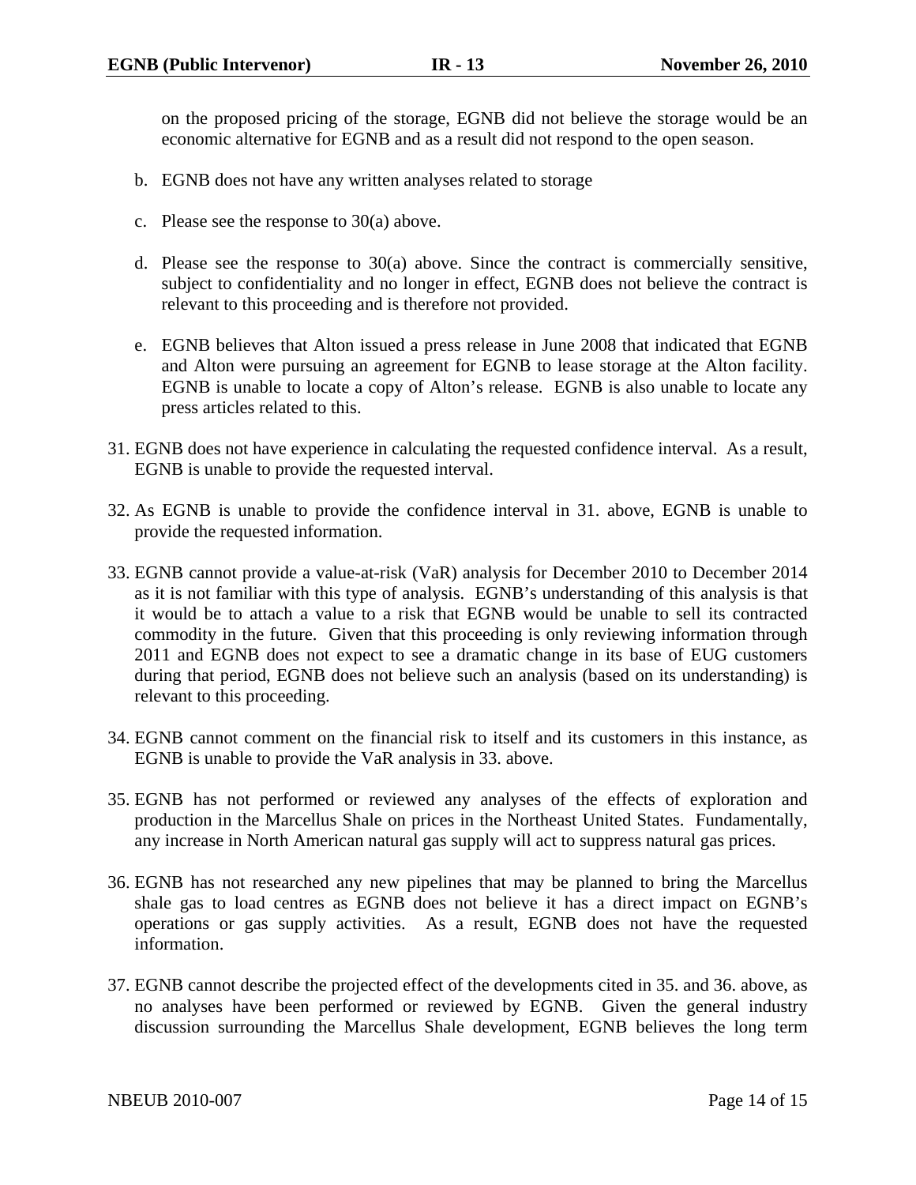on the proposed pricing of the storage, EGNB did not believe the storage would be an economic alternative for EGNB and as a result did not respond to the open season.

b. EGNB does not have any written analyses related to storage

c. Please see the response to 30(a) above.

d. Please see the response to 30(a) above. Since the contract is commercially sensitive, subject to confidentiality and no longer in effect, EGNB does not believe the contract is relevant to this proceeding and is therefore not provided.

e. EGNB believes that Alton issued a press release in June 2008 that indicated that EGNB and Alton were pursuing an agreement for EGNB to lease storage at the Alton facility. EGNB is unable to locate a copy of Alton's release. EGNB is also unable to locate any press articles related to this.

31. EGNB does not have experience in calculating the requested confidence interval. As a result, EGNB is unable to provide the requested interval.

32. As EGNB is unable to provide the confidence interval in 31. above, EGNB is unable to provide the requested information.

33. EGNB cannot provide a value-at-risk (VaR) analysis for December 2010 to December 2014 as it is not familiar with this type of analysis. EGNB's understanding of this analysis is that it would be to attach a value to a risk that EGNB would be unable to sell its contracted commodity in the future. Given that this proceeding is only reviewing information through 2011 and EGNB does not expect to see a dramatic change in its base of EUG customers during that period, EGNB does not believe such an analysis (based on its understanding) is relevant to this proceeding.

34. EGNB cannot comment on the financial risk to itself and its customers in this instance, as EGNB is unable to provide the VaR analysis in 33. above.

35. EGNB has not performed or reviewed any analyses of the effects of exploration and production in the Marcellus Shale on prices in the Northeast United States. Fundamentally, any increase in North American natural gas supply will act to suppress natural gas prices.

36. EGNB has not researched any new pipelines that may be planned to bring the Marcellus shale gas to load centres as EGNB does not believe it has a direct impact on EGNB's operations or gas supply activities. As a result, EGNB does not have the requested information.

37. EGNB cannot describe the projected effect of the developments cited in 35. and 36. above, as no analyses have been performed or reviewed by EGNB. Given the general industry discussion surrounding the Marcellus Shale development, EGNB believes the long term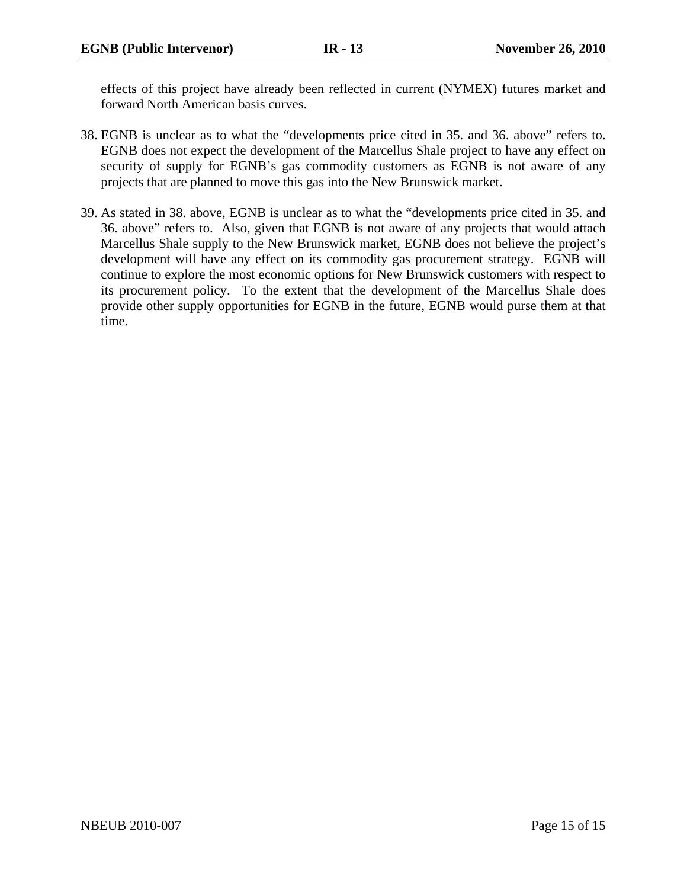effects of this project have already been reflected in current (NYMEX) futures market and forward North American basis curves.

38. EGNB is unclear as to what the "developments price cited in 35. and 36. above" refers to. EGNB does not expect the development of the Marcellus Shale project to have any effect on security of supply for EGNB's gas commodity customers as EGNB is not aware of any projects that are planned to move this gas into the New Brunswick market.

39. As stated in 38. above, EGNB is unclear as to what the "developments price cited in 35. and 36. above" refers to. Also, given that EGNB is not aware of any projects that would attach Marcellus Shale supply to the New Brunswick market, EGNB does not believe the project's development will have any effect on its commodity gas procurement strategy. EGNB will continue to explore the most economic options for New Brunswick customers with respect to its procurement policy. To the extent that the development of the Marcellus Shale does provide other supply opportunities for EGNB in the future, EGNB would purse them at that time.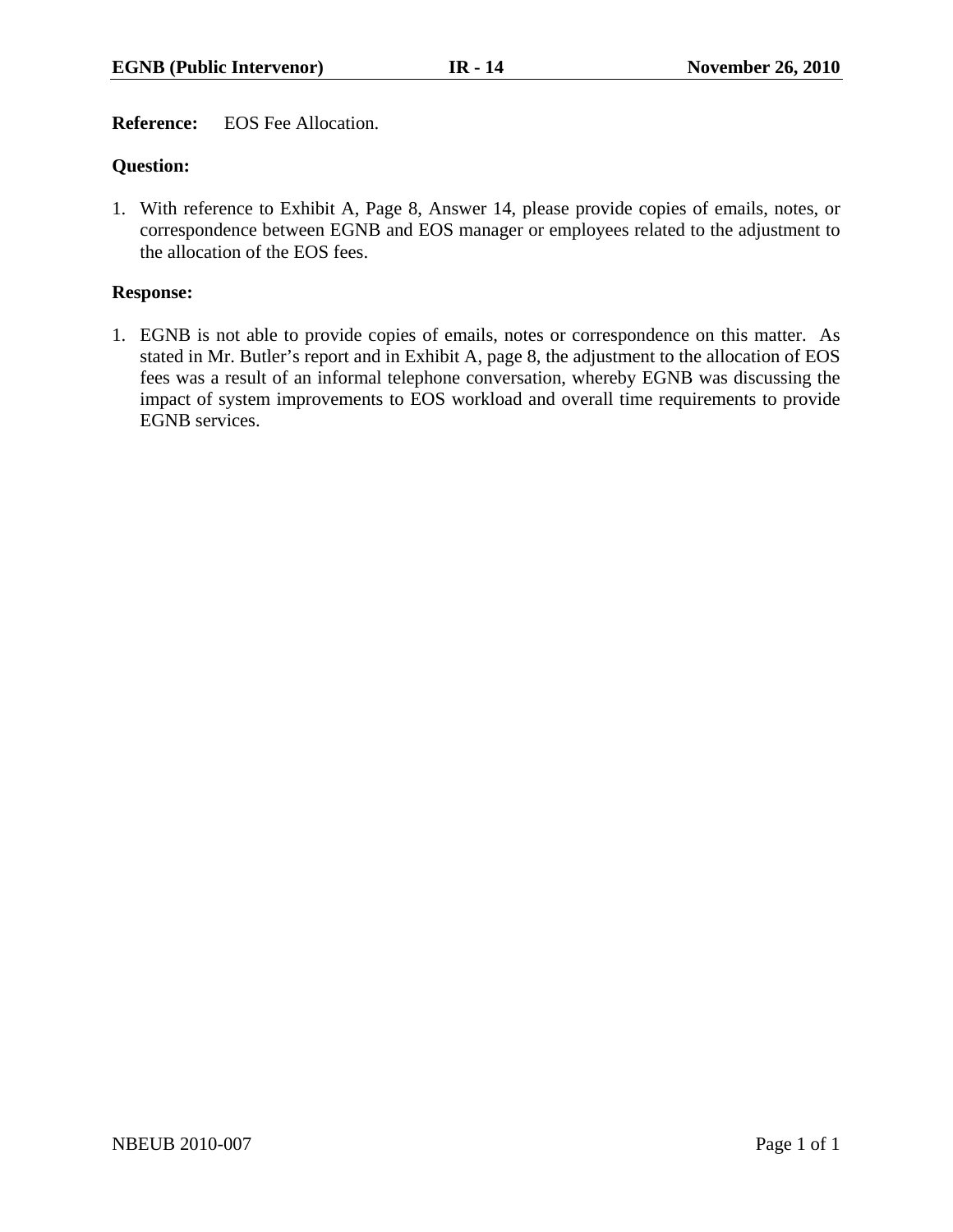**Reference:** EOS Fee Allocation.

**Question:**

1. With reference to Exhibit A, Page 8, Answer 14, please provide copies of emails, notes, or correspondence between EGNB and EOS manager or employees related to the adjustment to the allocation of the EOS fees.

**Response:**

1. EGNB is not able to provide copies of emails, notes or correspondence on this matter. As stated in Mr. Butler's report and in Exhibit A, page 8, the adjustment to the allocation of EOS fees was a result of an informal telephone conversation, whereby EGNB was discussing the impact of system improvements to EOS workload and overall time requirements to provide EGNB services.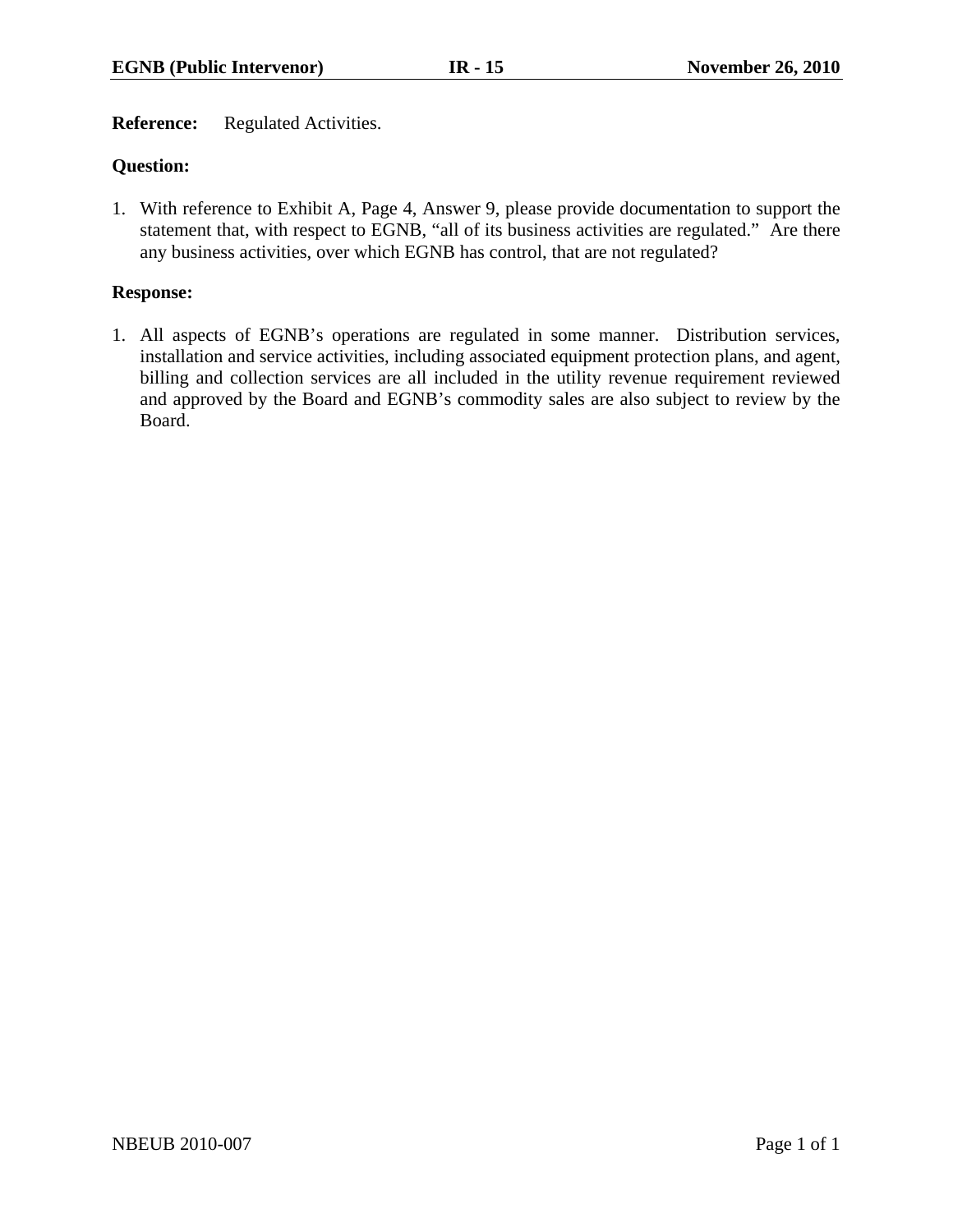**Reference:** Regulated Activities.

**Question:**

1. With reference to Exhibit A, Page 4, Answer 9, please provide documentation to support the statement that, with respect to EGNB, "all of its business activities are regulated." Are there any business activities, over which EGNB has control, that are not regulated?

**Response:**

1. All aspects of EGNB's operations are regulated in some manner. Distribution services, installation and service activities, including associated equipment protection plans, and agent, billing and collection services are all included in the utility revenue requirement reviewed and approved by the Board and EGNB's commodity sales are also subject to review by the Board.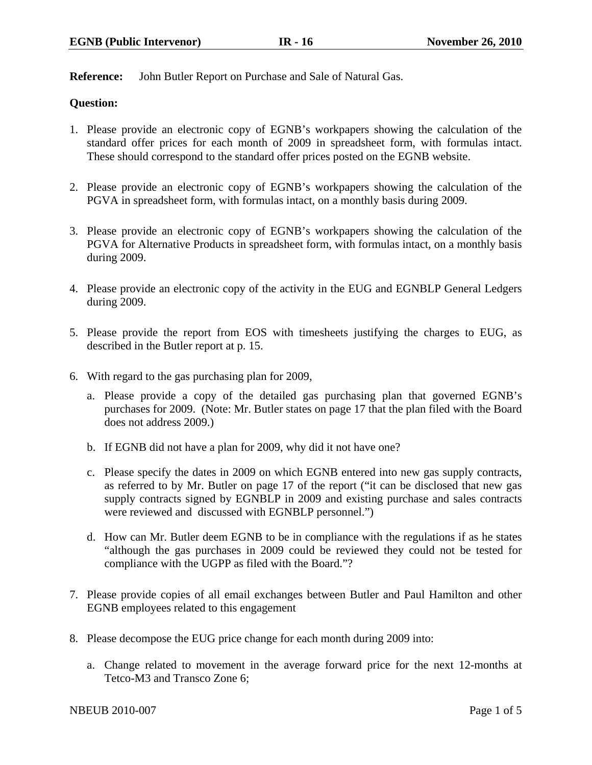**Reference:** John Butler Report on Purchase and Sale of Natural Gas.

**Question:**

1. Please provide an electronic copy of EGNB's workpapers showing the calculation of the standard offer prices for each month of 2009 in spreadsheet form, with formulas intact. These should correspond to the standard offer prices posted on the EGNB website.

2. Please provide an electronic copy of EGNB's workpapers showing the calculation of the PGVA in spreadsheet form, with formulas intact, on a monthly basis during 2009.

3. Please provide an electronic copy of EGNB's workpapers showing the calculation of the PGVA for Alternative Products in spreadsheet form, with formulas intact, on a monthly basis during 2009.

4. Please provide an electronic copy of the activity in the EUG and EGNBLP General Ledgers during 2009.

5. Please provide the report from EOS with timesheets justifying the charges to EUG, as described in the Butler report at p. 15.

6. With regard to the gas purchasing plan for 2009,

   a. Please provide a copy of the detailed gas purchasing plan that governed EGNB's purchases for 2009. (Note: Mr. Butler states on page 17 that the plan filed with the Board does not address 2009.)

   b. If EGNB did not have a plan for 2009, why did it not have one?

   c. Please specify the dates in 2009 on which EGNB entered into new gas supply contracts, as referred to by Mr. Butler on page 17 of the report ("it can be disclosed that new gas supply contracts signed by EGNBLP in 2009 and existing purchase and sales contracts were reviewed and discussed with EGNBLP personnel.")

   d. How can Mr. Butler deem EGNB to be in compliance with the regulations if as he states "although the gas purchases in 2009 could be reviewed they could not be tested for compliance with the UGPP as filed with the Board."?

7. Please provide copies of all email exchanges between Butler and Paul Hamilton and other EGNB employees related to this engagement

8. Please decompose the EUG price change for each month during 2009 into:

   a. Change related to movement in the average forward price for the next 12-months at Tetco-M3 and Transco Zone 6;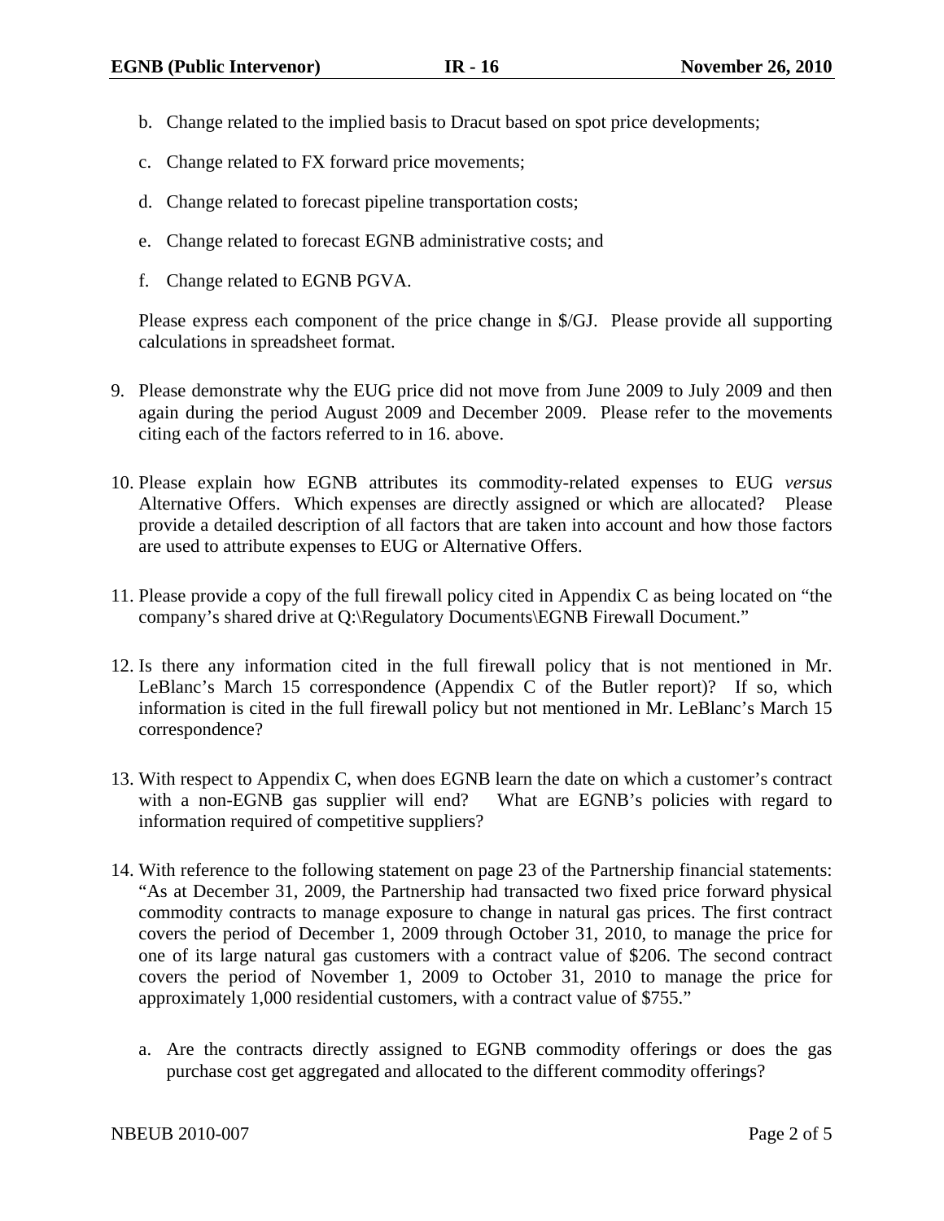b. Change related to the implied basis to Dracut based on spot price developments;

c. Change related to FX forward price movements;

d. Change related to forecast pipeline transportation costs;

e. Change related to forecast EGNB administrative costs; and

f. Change related to EGNB PGVA.

Please express each component of the price change in $/GJ. Please provide all supporting calculations in spreadsheet format.

9. Please demonstrate why the EUG price did not move from June 2009 to July 2009 and then again during the period August 2009 and December 2009. Please refer to the movements citing each of the factors referred to in 16. above.

10. Please explain how EGNB attributes its commodity-related expenses to EUG *versus* Alternative Offers. Which expenses are directly assigned or which are allocated? Please provide a detailed description of all factors that are taken into account and how those factors are used to attribute expenses to EUG or Alternative Offers.

11. Please provide a copy of the full firewall policy cited in Appendix C as being located on "the company's shared drive at Q:\Regulatory Documents\EGNB Firewall Document."

12. Is there any information cited in the full firewall policy that is not mentioned in Mr. LeBlanc's March 15 correspondence (Appendix C of the Butler report)? If so, which information is cited in the full firewall policy but not mentioned in Mr. LeBlanc's March 15 correspondence?

13. With respect to Appendix C, when does EGNB learn the date on which a customer's contract with a non-EGNB gas supplier will end? What are EGNB's policies with regard to information required of competitive suppliers?

14. With reference to the following statement on page 23 of the Partnership financial statements: "As at December 31, 2009, the Partnership had transacted two fixed price forward physical commodity contracts to manage exposure to change in natural gas prices. The first contract covers the period of December 1, 2009 through October 31, 2010, to manage the price for one of its large natural gas customers with a contract value of $206. The second contract covers the period of November 1, 2009 to October 31, 2010 to manage the price for approximately 1,000 residential customers, with a contract value of $755."

    a. Are the contracts directly assigned to EGNB commodity offerings or does the gas purchase cost get aggregated and allocated to the different commodity offerings?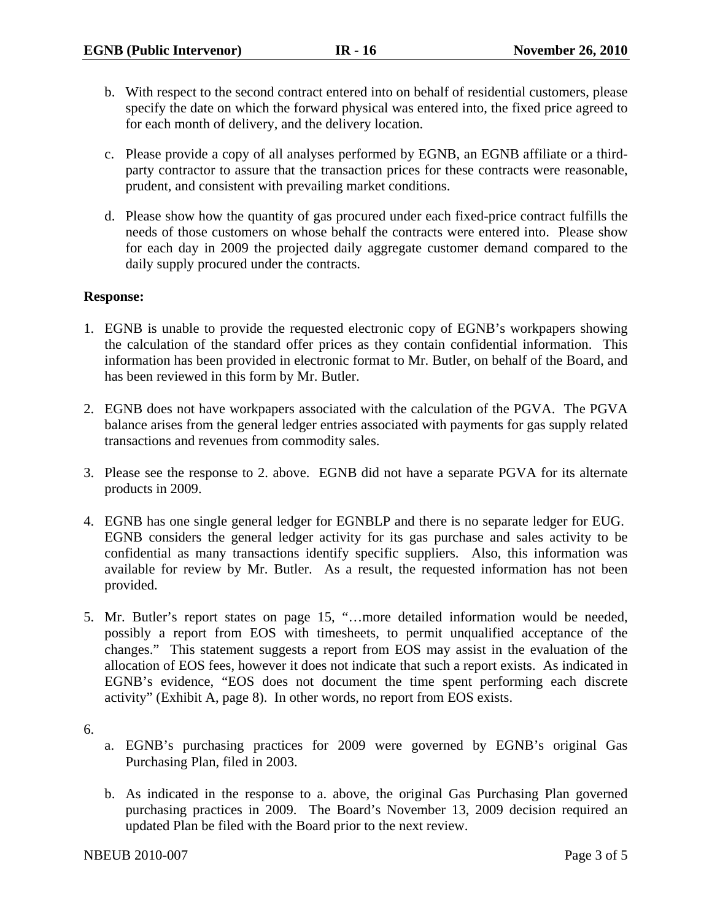b. With respect to the second contract entered into on behalf of residential customers, please specify the date on which the forward physical was entered into, the fixed price agreed to for each month of delivery, and the delivery location.

c. Please provide a copy of all analyses performed by EGNB, an EGNB affiliate or a third-party contractor to assure that the transaction prices for these contracts were reasonable, prudent, and consistent with prevailing market conditions.

d. Please show how the quantity of gas procured under each fixed-price contract fulfills the needs of those customers on whose behalf the contracts were entered into. Please show for each day in 2009 the projected daily aggregate customer demand compared to the daily supply procured under the contracts.

**Response:**

1. EGNB is unable to provide the requested electronic copy of EGNB's workpapers showing the calculation of the standard offer prices as they contain confidential information. This information has been provided in electronic format to Mr. Butler, on behalf of the Board, and has been reviewed in this form by Mr. Butler.

2. EGNB does not have workpapers associated with the calculation of the PGVA. The PGVA balance arises from the general ledger entries associated with payments for gas supply related transactions and revenues from commodity sales.

3. Please see the response to 2. above. EGNB did not have a separate PGVA for its alternate products in 2009.

4. EGNB has one single general ledger for EGNBLP and there is no separate ledger for EUG. EGNB considers the general ledger activity for its gas purchase and sales activity to be confidential as many transactions identify specific suppliers. Also, this information was available for review by Mr. Butler. As a result, the requested information has not been provided.

5. Mr. Butler's report states on page 15, "…more detailed information would be needed, possibly a report from EOS with timesheets, to permit unqualified acceptance of the changes." This statement suggests a report from EOS may assist in the evaluation of the allocation of EOS fees, however it does not indicate that such a report exists. As indicated in EGNB's evidence, "EOS does not document the time spent performing each discrete activity" (Exhibit A, page 8). In other words, no report from EOS exists.

6. 
   a. EGNB's purchasing practices for 2009 were governed by EGNB's original Gas Purchasing Plan, filed in 2003.

   b. As indicated in the response to a. above, the original Gas Purchasing Plan governed purchasing practices in 2009. The Board's November 13, 2009 decision required an updated Plan be filed with the Board prior to the next review.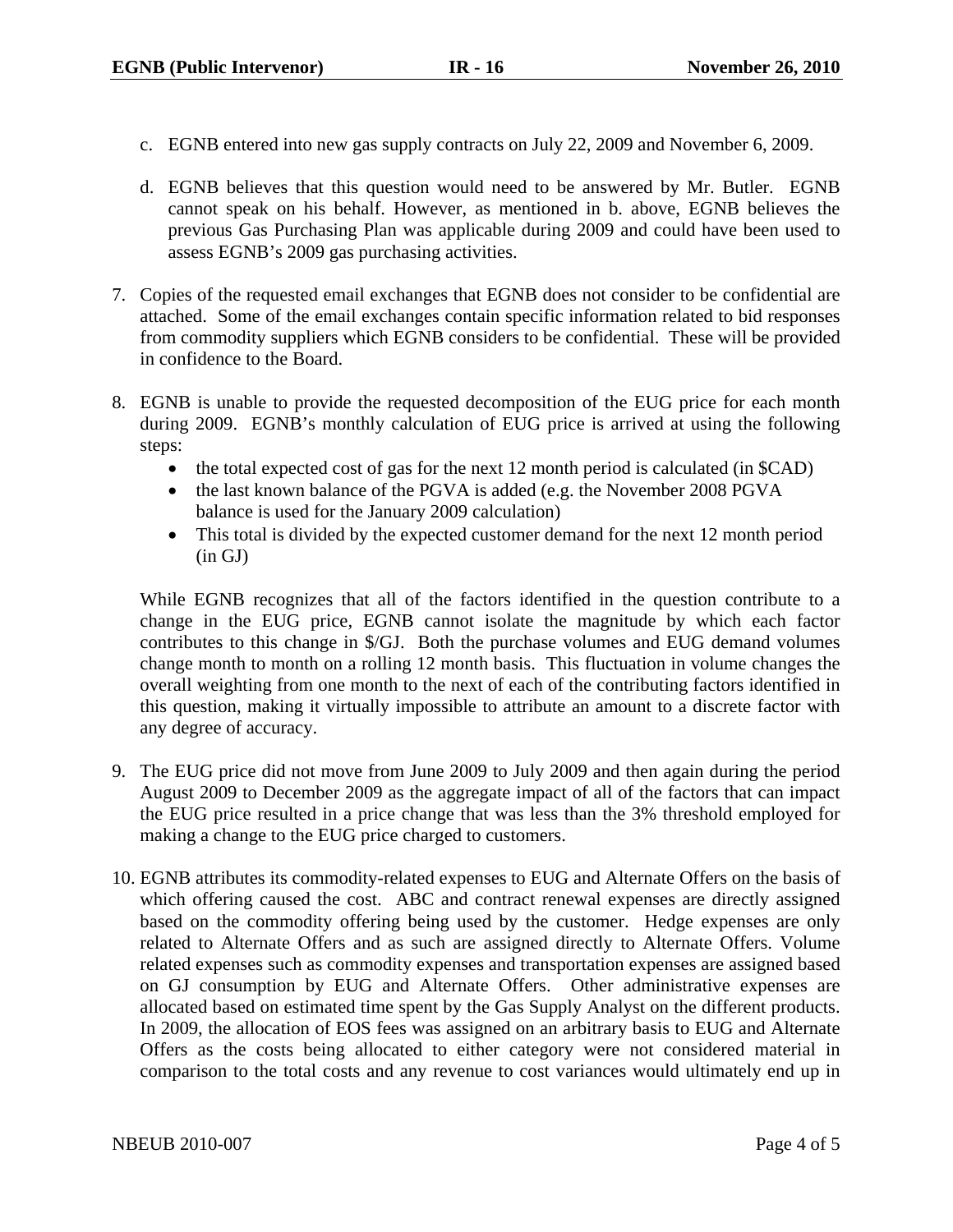c. EGNB entered into new gas supply contracts on July 22, 2009 and November 6, 2009.

d. EGNB believes that this question would need to be answered by Mr. Butler. EGNB cannot speak on his behalf. However, as mentioned in b. above, EGNB believes the previous Gas Purchasing Plan was applicable during 2009 and could have been used to assess EGNB's 2009 gas purchasing activities.

7. Copies of the requested email exchanges that EGNB does not consider to be confidential are attached. Some of the email exchanges contain specific information related to bid responses from commodity suppliers which EGNB considers to be confidential. These will be provided in confidence to the Board.

8. EGNB is unable to provide the requested decomposition of the EUG price for each month during 2009. EGNB's monthly calculation of EUG price is arrived at using the following steps:
   - the total expected cost of gas for the next 12 month period is calculated (in $CAD)
   - the last known balance of the PGVA is added (e.g. the November 2008 PGVA balance is used for the January 2009 calculation)
   - This total is divided by the expected customer demand for the next 12 month period (in GJ)

   While EGNB recognizes that all of the factors identified in the question contribute to a change in the EUG price, EGNB cannot isolate the magnitude by which each factor contributes to this change in $/GJ. Both the purchase volumes and EUG demand volumes change month to month on a rolling 12 month basis. This fluctuation in volume changes the overall weighting from one month to the next of each of the contributing factors identified in this question, making it virtually impossible to attribute an amount to a discrete factor with any degree of accuracy.

9. The EUG price did not move from June 2009 to July 2009 and then again during the period August 2009 to December 2009 as the aggregate impact of all of the factors that can impact the EUG price resulted in a price change that was less than the 3% threshold employed for making a change to the EUG price charged to customers.

10. EGNB attributes its commodity-related expenses to EUG and Alternate Offers on the basis of which offering caused the cost. ABC and contract renewal expenses are directly assigned based on the commodity offering being used by the customer. Hedge expenses are only related to Alternate Offers and as such are assigned directly to Alternate Offers. Volume related expenses such as commodity expenses and transportation expenses are assigned based on GJ consumption by EUG and Alternate Offers. Other administrative expenses are allocated based on estimated time spent by the Gas Supply Analyst on the different products. In 2009, the allocation of EOS fees was assigned on an arbitrary basis to EUG and Alternate Offers as the costs being allocated to either category were not considered material in comparison to the total costs and any revenue to cost variances would ultimately end up in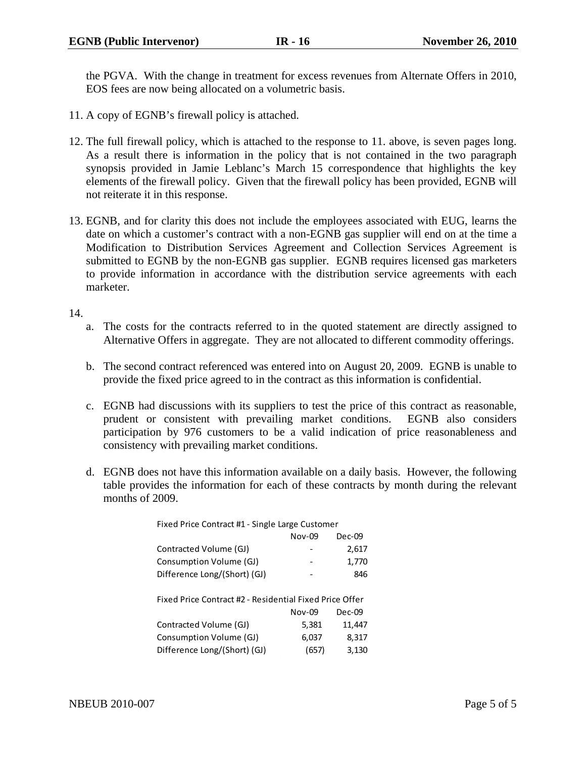the PGVA. With the change in treatment for excess revenues from Alternate Offers in 2010, EOS fees are now being allocated on a volumetric basis.

11. A copy of EGNB's firewall policy is attached.

12. The full firewall policy, which is attached to the response to 11. above, is seven pages long. As a result there is information in the policy that is not contained in the two paragraph synopsis provided in Jamie Leblanc's March 15 correspondence that highlights the key elements of the firewall policy. Given that the firewall policy has been provided, EGNB will not reiterate it in this response.

13. EGNB, and for clarity this does not include the employees associated with EUG, learns the date on which a customer's contract with a non-EGNB gas supplier will end on at the time a Modification to Distribution Services Agreement and Collection Services Agreement is submitted to EGNB by the non-EGNB gas supplier. EGNB requires licensed gas marketers to provide information in accordance with the distribution service agreements with each marketer.

14.

   a. The costs for the contracts referred to in the quoted statement are directly assigned to Alternative Offers in aggregate. They are not allocated to different commodity offerings.

   b. The second contract referenced was entered into on August 20, 2009. EGNB is unable to provide the fixed price agreed to in the contract as this information is confidential.

   c. EGNB had discussions with its suppliers to test the price of this contract as reasonable, prudent or consistent with prevailing market conditions. EGNB also considers participation by 976 customers to be a valid indication of price reasonableness and consistency with prevailing market conditions.

   d. EGNB does not have this information available on a daily basis. However, the following table provides the information for each of these contracts by month during the relevant months of 2009.

Fixed Price Contract #1 - Single Large Customer

| | Nov-09 | Dec-09 |
|---|---|---|
| Contracted Volume (GJ) | - | 2,617 |
| Consumption Volume (GJ) | - | 1,770 |
| Difference Long/(Short) (GJ) | - | 846 |

Fixed Price Contract #2 - Residential Fixed Price Offer

| | Nov-09 | Dec-09 |
|---|---|---|
| Contracted Volume (GJ) | 5,381 | 11,447 |
| Consumption Volume (GJ) | 6,037 | 8,317 |
| Difference Long/(Short) (GJ) | (657) | 3,130 |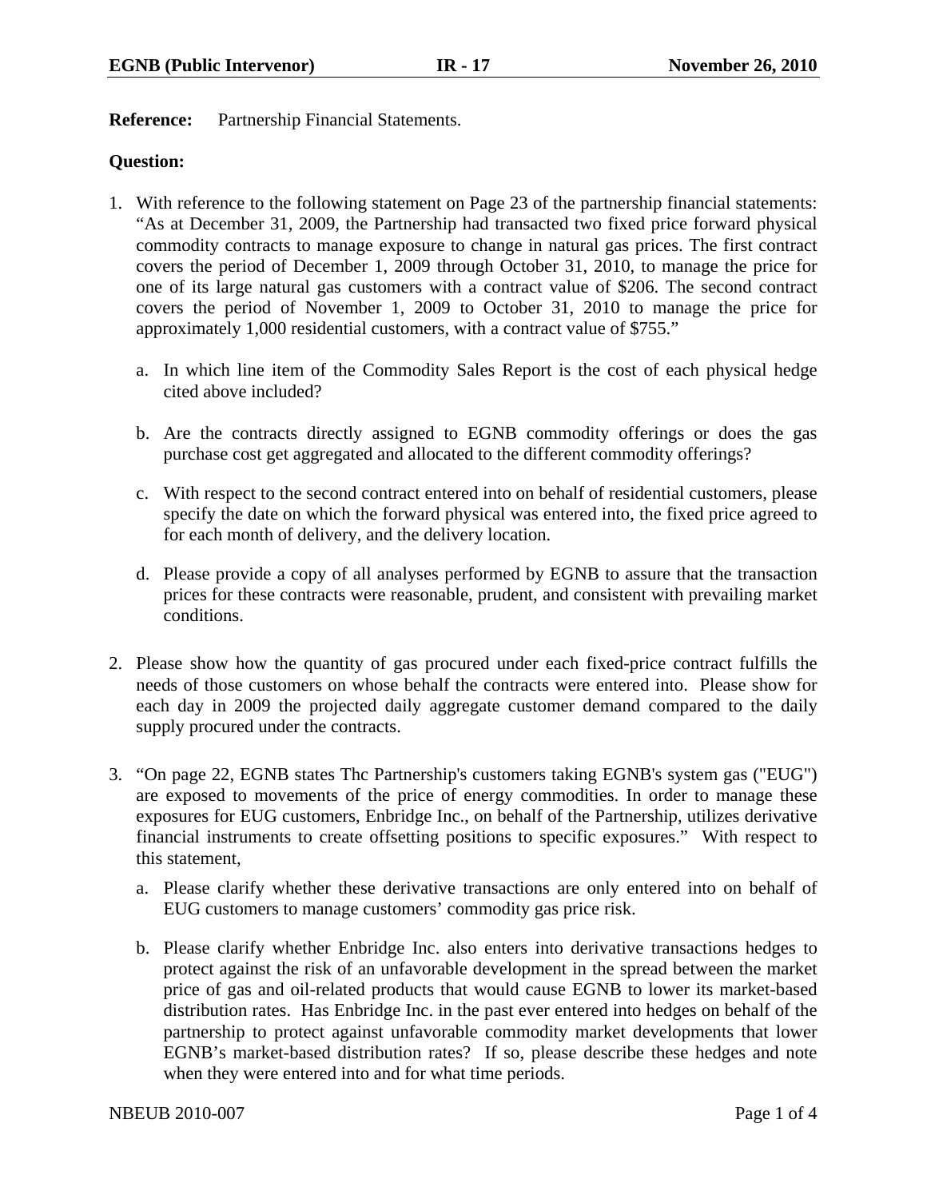**Reference:** Partnership Financial Statements.

**Question:**

1. With reference to the following statement on Page 23 of the partnership financial statements: "As at December 31, 2009, the Partnership had transacted two fixed price forward physical commodity contracts to manage exposure to change in natural gas prices. The first contract covers the period of December 1, 2009 through October 31, 2010, to manage the price for one of its large natural gas customers with a contract value of $206. The second contract covers the period of November 1, 2009 to October 31, 2010 to manage the price for approximately 1,000 residential customers, with a contract value of $755."

   a. In which line item of the Commodity Sales Report is the cost of each physical hedge cited above included?

   b. Are the contracts directly assigned to EGNB commodity offerings or does the gas purchase cost get aggregated and allocated to the different commodity offerings?

   c. With respect to the second contract entered into on behalf of residential customers, please specify the date on which the forward physical was entered into, the fixed price agreed to for each month of delivery, and the delivery location.

   d. Please provide a copy of all analyses performed by EGNB to assure that the transaction prices for these contracts were reasonable, prudent, and consistent with prevailing market conditions.

2. Please show how the quantity of gas procured under each fixed-price contract fulfills the needs of those customers on whose behalf the contracts were entered into. Please show for each day in 2009 the projected daily aggregate customer demand compared to the daily supply procured under the contracts.

3. "On page 22, EGNB states Thc Partnership's customers taking EGNB's system gas ("EUG") are exposed to movements of the price of energy commodities. In order to manage these exposures for EUG customers, Enbridge Inc., on behalf of the Partnership, utilizes derivative financial instruments to create offsetting positions to specific exposures." With respect to this statement,

   a. Please clarify whether these derivative transactions are only entered into on behalf of EUG customers to manage customers' commodity gas price risk.

   b. Please clarify whether Enbridge Inc. also enters into derivative transactions hedges to protect against the risk of an unfavorable development in the spread between the market price of gas and oil-related products that would cause EGNB to lower its market-based distribution rates. Has Enbridge Inc. in the past ever entered into hedges on behalf of the partnership to protect against unfavorable commodity market developments that lower EGNB's market-based distribution rates? If so, please describe these hedges and note when they were entered into and for what time periods.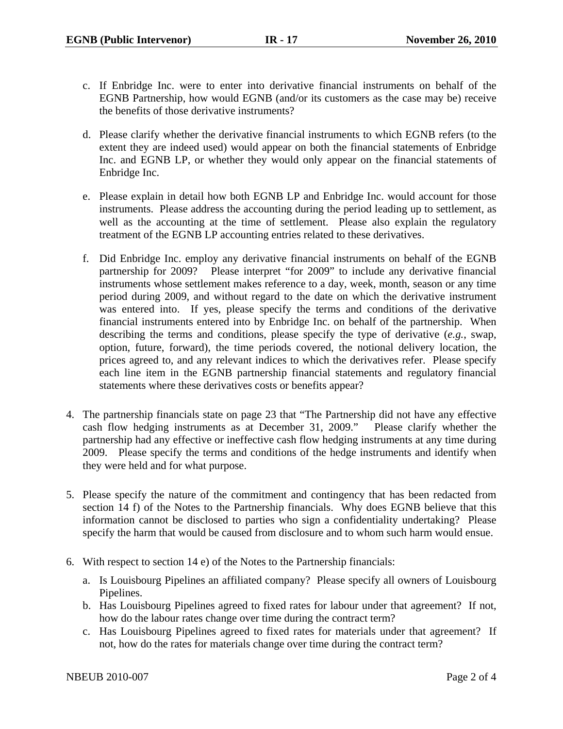c. If Enbridge Inc. were to enter into derivative financial instruments on behalf of the EGNB Partnership, how would EGNB (and/or its customers as the case may be) receive the benefits of those derivative instruments?

d. Please clarify whether the derivative financial instruments to which EGNB refers (to the extent they are indeed used) would appear on both the financial statements of Enbridge Inc. and EGNB LP, or whether they would only appear on the financial statements of Enbridge Inc.

e. Please explain in detail how both EGNB LP and Enbridge Inc. would account for those instruments. Please address the accounting during the period leading up to settlement, as well as the accounting at the time of settlement. Please also explain the regulatory treatment of the EGNB LP accounting entries related to these derivatives.

f. Did Enbridge Inc. employ any derivative financial instruments on behalf of the EGNB partnership for 2009? Please interpret "for 2009" to include any derivative financial instruments whose settlement makes reference to a day, week, month, season or any time period during 2009, and without regard to the date on which the derivative instrument was entered into. If yes, please specify the terms and conditions of the derivative financial instruments entered into by Enbridge Inc. on behalf of the partnership. When describing the terms and conditions, please specify the type of derivative (*e.g.*, swap, option, future, forward), the time periods covered, the notional delivery location, the prices agreed to, and any relevant indices to which the derivatives refer. Please specify each line item in the EGNB partnership financial statements and regulatory financial statements where these derivatives costs or benefits appear?

4. The partnership financials state on page 23 that "The Partnership did not have any effective cash flow hedging instruments as at December 31, 2009." Please clarify whether the partnership had any effective or ineffective cash flow hedging instruments at any time during 2009. Please specify the terms and conditions of the hedge instruments and identify when they were held and for what purpose.

5. Please specify the nature of the commitment and contingency that has been redacted from section 14 f) of the Notes to the Partnership financials. Why does EGNB believe that this information cannot be disclosed to parties who sign a confidentiality undertaking? Please specify the harm that would be caused from disclosure and to whom such harm would ensue.

6. With respect to section 14 e) of the Notes to the Partnership financials:

   a. Is Louisbourg Pipelines an affiliated company? Please specify all owners of Louisbourg Pipelines.
   b. Has Louisbourg Pipelines agreed to fixed rates for labour under that agreement? If not, how do the labour rates change over time during the contract term?
   c. Has Louisbourg Pipelines agreed to fixed rates for materials under that agreement? If not, how do the rates for materials change over time during the contract term?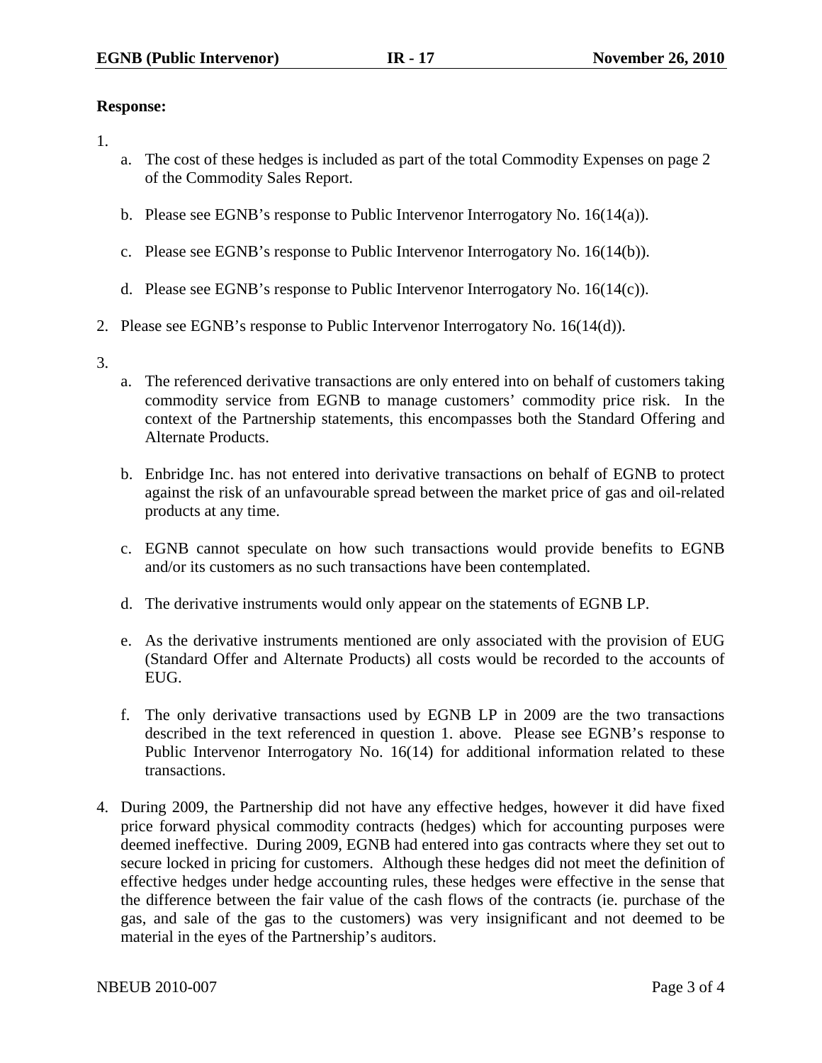**Response:**

1.
   a. The cost of these hedges is included as part of the total Commodity Expenses on page 2 of the Commodity Sales Report.

   b. Please see EGNB's response to Public Intervenor Interrogatory No. 16(14(a)).

   c. Please see EGNB's response to Public Intervenor Interrogatory No. 16(14(b)).

   d. Please see EGNB's response to Public Intervenor Interrogatory No. 16(14(c)).

2. Please see EGNB's response to Public Intervenor Interrogatory No. 16(14(d)).

3.
   a. The referenced derivative transactions are only entered into on behalf of customers taking commodity service from EGNB to manage customers' commodity price risk. In the context of the Partnership statements, this encompasses both the Standard Offering and Alternate Products.

   b. Enbridge Inc. has not entered into derivative transactions on behalf of EGNB to protect against the risk of an unfavourable spread between the market price of gas and oil-related products at any time.

   c. EGNB cannot speculate on how such transactions would provide benefits to EGNB and/or its customers as no such transactions have been contemplated.

   d. The derivative instruments would only appear on the statements of EGNB LP.

   e. As the derivative instruments mentioned are only associated with the provision of EUG (Standard Offer and Alternate Products) all costs would be recorded to the accounts of EUG.

   f. The only derivative transactions used by EGNB LP in 2009 are the two transactions described in the text referenced in question 1. above. Please see EGNB's response to Public Intervenor Interrogatory No. 16(14) for additional information related to these transactions.

4. During 2009, the Partnership did not have any effective hedges, however it did have fixed price forward physical commodity contracts (hedges) which for accounting purposes were deemed ineffective. During 2009, EGNB had entered into gas contracts where they set out to secure locked in pricing for customers. Although these hedges did not meet the definition of effective hedges under hedge accounting rules, these hedges were effective in the sense that the difference between the fair value of the cash flows of the contracts (ie. purchase of the gas, and sale of the gas to the customers) was very insignificant and not deemed to be material in the eyes of the Partnership's auditors.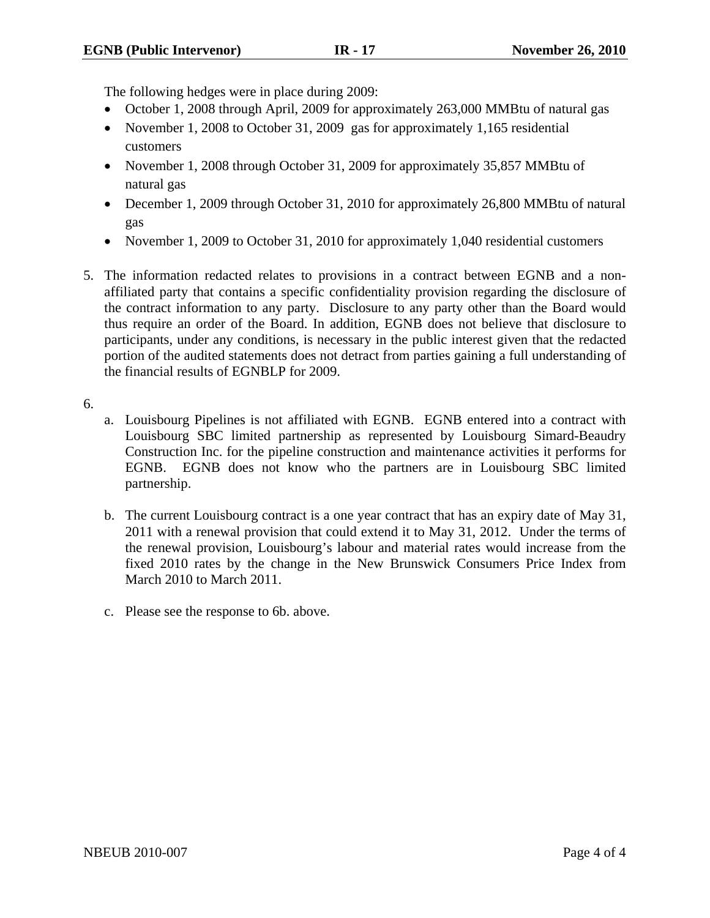The following hedges were in place during 2009:

- October 1, 2008 through April, 2009 for approximately 263,000 MMBtu of natural gas
- November 1, 2008 to October 31, 2009 gas for approximately 1,165 residential customers
- November 1, 2008 through October 31, 2009 for approximately 35,857 MMBtu of natural gas
- December 1, 2009 through October 31, 2010 for approximately 26,800 MMBtu of natural gas
- November 1, 2009 to October 31, 2010 for approximately 1,040 residential customers

5. The information redacted relates to provisions in a contract between EGNB and a non-affiliated party that contains a specific confidentiality provision regarding the disclosure of the contract information to any party. Disclosure to any party other than the Board would thus require an order of the Board. In addition, EGNB does not believe that disclosure to participants, under any conditions, is necessary in the public interest given that the redacted portion of the audited statements does not detract from parties gaining a full understanding of the financial results of EGNBLP for 2009.

6.
   a. Louisbourg Pipelines is not affiliated with EGNB. EGNB entered into a contract with Louisbourg SBC limited partnership as represented by Louisbourg Simard-Beaudry Construction Inc. for the pipeline construction and maintenance activities it performs for EGNB. EGNB does not know who the partners are in Louisbourg SBC limited partnership.

   b. The current Louisbourg contract is a one year contract that has an expiry date of May 31, 2011 with a renewal provision that could extend it to May 31, 2012. Under the terms of the renewal provision, Louisbourg's labour and material rates would increase from the fixed 2010 rates by the change in the New Brunswick Consumers Price Index from March 2010 to March 2011.

   c. Please see the response to 6b. above.